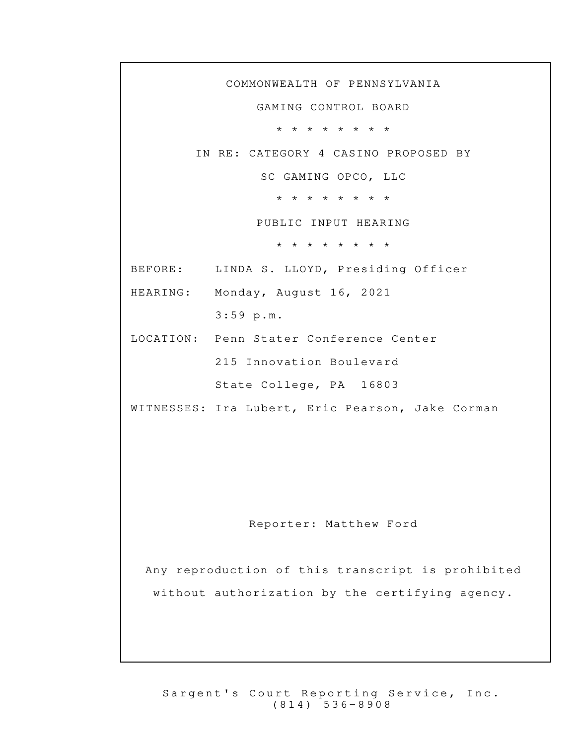COMMONWEALTH OF PENNSYLVANIA

GAMING CONTROL BOARD

\* \* \* \* \* \* \* \* \*

IN RE: CATEGORY 4 CASINO PROPOSED BY

SC GAMING OPCO, LLC

\* \* \* \* \* \* \* \* \*

PUBLIC INPUT HEARING

\* \* \* \* \* \* \* \* \*

BEFORE: LINDA S. LLOYD, Presiding Officer

HEARING: Monday, August 16, 2021
3:59 p.m.

LOCATION: Penn Stater Conference Center
215 Innovation Boulevard
State College, PA 16803

WITNESSES: Ira Lubert, Eric Pearson, Jake Corman

Reporter: Matthew Ford

Any reproduction of this transcript is prohibited without authorization by the certifying agency.

Sargent's Court Reporting Service, Inc.
(814) 536-8908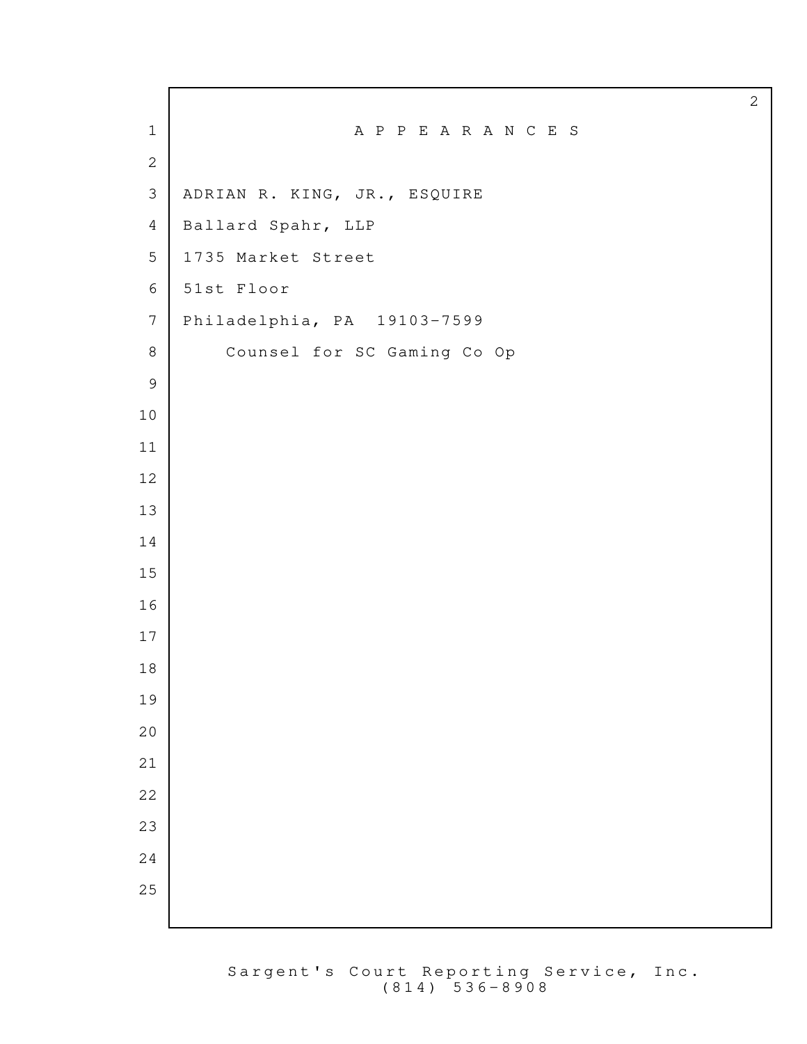# A P P E A R A N C E S

ADRIAN R. KING, JR., ESQUIRE
Ballard Spahr, LLP
1735 Market Street
51st Floor
Philadelphia, PA 19103-7599

Counsel for SC Gaming Co Op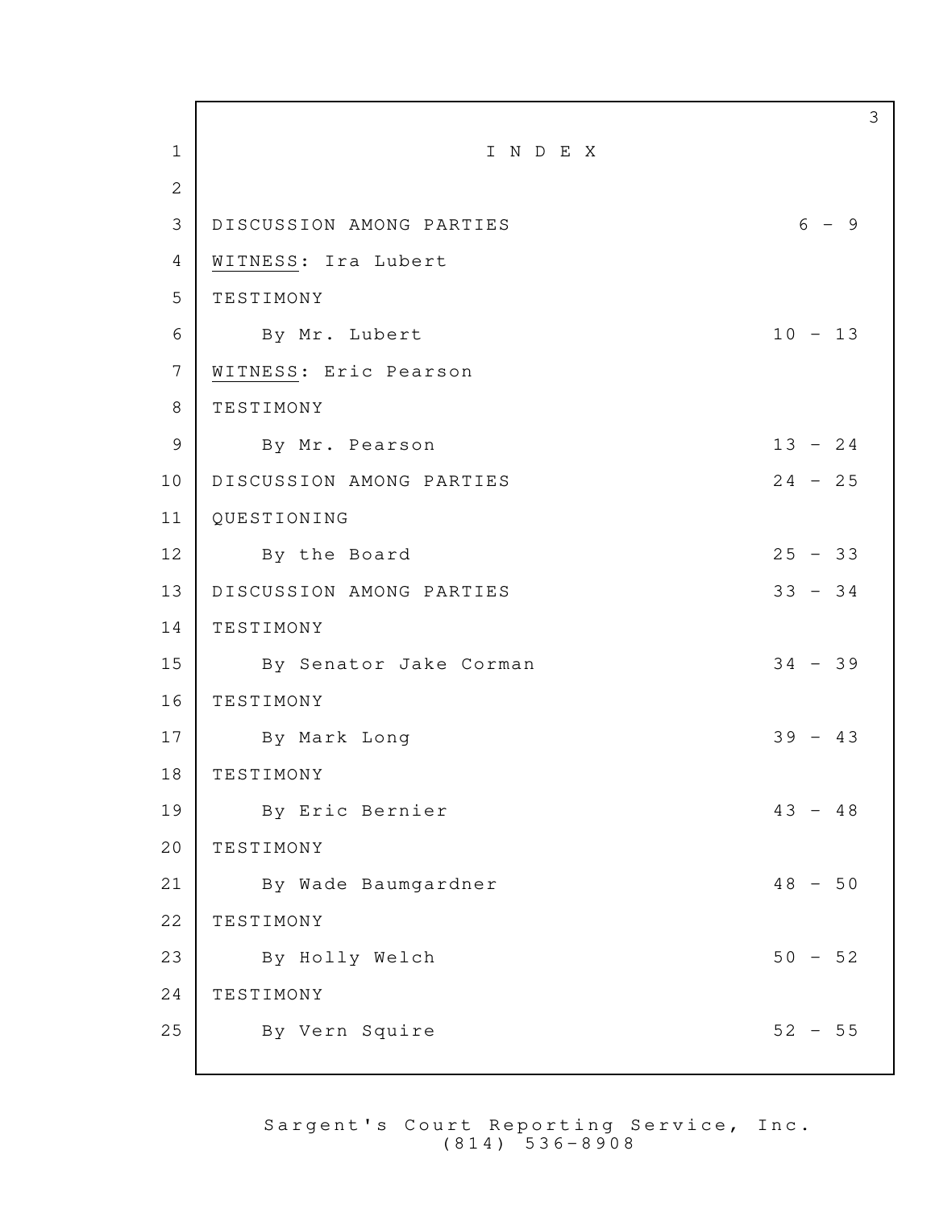# INDEX

| | |
|---|---|
| DISCUSSION AMONG PARTIES | 6 - 9 |
| WITNESS: Ira Lubert | |
| TESTIMONY | |
| By Mr. Lubert | 10 - 13 |
| WITNESS: Eric Pearson | |
| TESTIMONY | |
| By Mr. Pearson | 13 - 24 |
| DISCUSSION AMONG PARTIES | 24 - 25 |
| QUESTIONING | |
| By the Board | 25 - 33 |
| DISCUSSION AMONG PARTIES | 33 - 34 |
| TESTIMONY | |
| By Senator Jake Corman | 34 - 39 |
| TESTIMONY | |
| By Mark Long | 39 - 43 |
| TESTIMONY | |
| By Eric Bernier | 43 - 48 |
| TESTIMONY | |
| By Wade Baumgardner | 48 - 50 |
| TESTIMONY | |
| By Holly Welch | 50 - 52 |
| TESTIMONY | |
| By Vern Squire | 52 - 55 |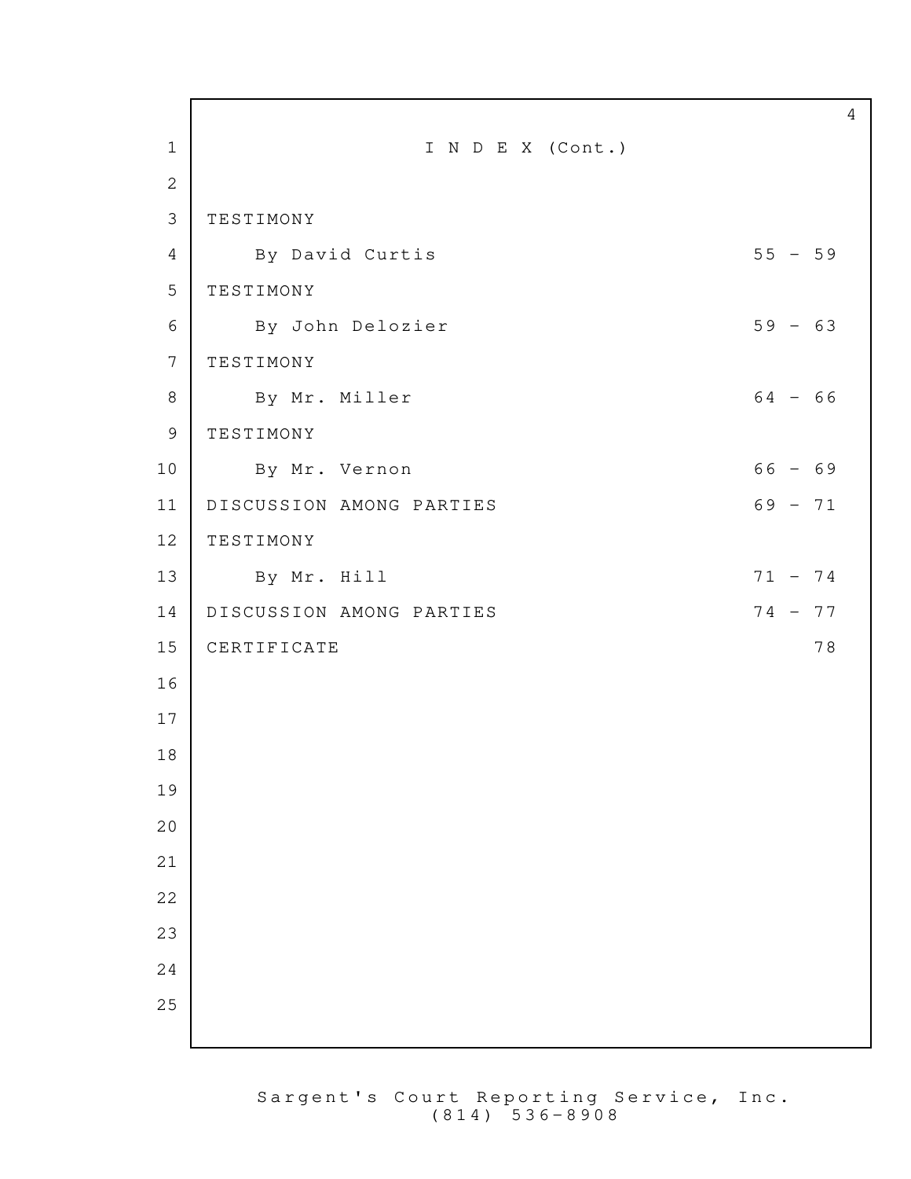# I N D E X (Cont.)

| | |
|---|---|
| TESTIMONY | |
| By David Curtis | 55 - 59 |
| TESTIMONY | |
| By John Delozier | 59 - 63 |
| TESTIMONY | |
| By Mr. Miller | 64 - 66 |
| TESTIMONY | |
| By Mr. Vernon | 66 - 69 |
| DISCUSSION AMONG PARTIES | 69 - 71 |
| TESTIMONY | |
| By Mr. Hill | 71 - 74 |
| DISCUSSION AMONG PARTIES | 74 - 77 |
| CERTIFICATE | 78 |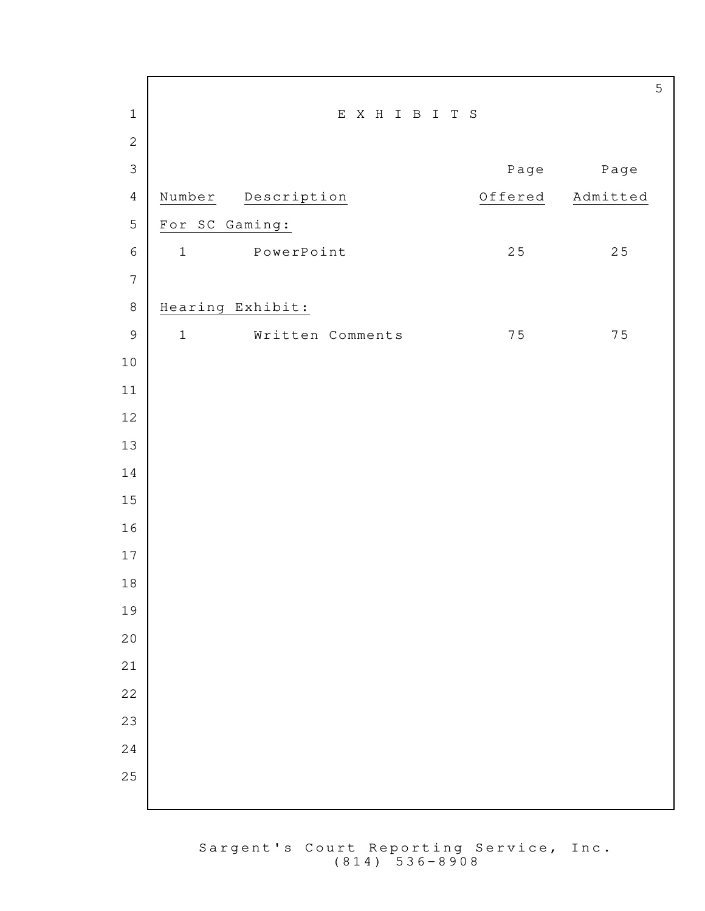# E X H I B I T S

| Number | Description | Page Offered | Page Admitted |
|---|---|---|---|
| For SC Gaming: | | | |
| 1 | PowerPoint | 25 | 25 |
| | | | |
| Hearing Exhibit: | | | |
| 1 | Written Comments | 75 | 75 |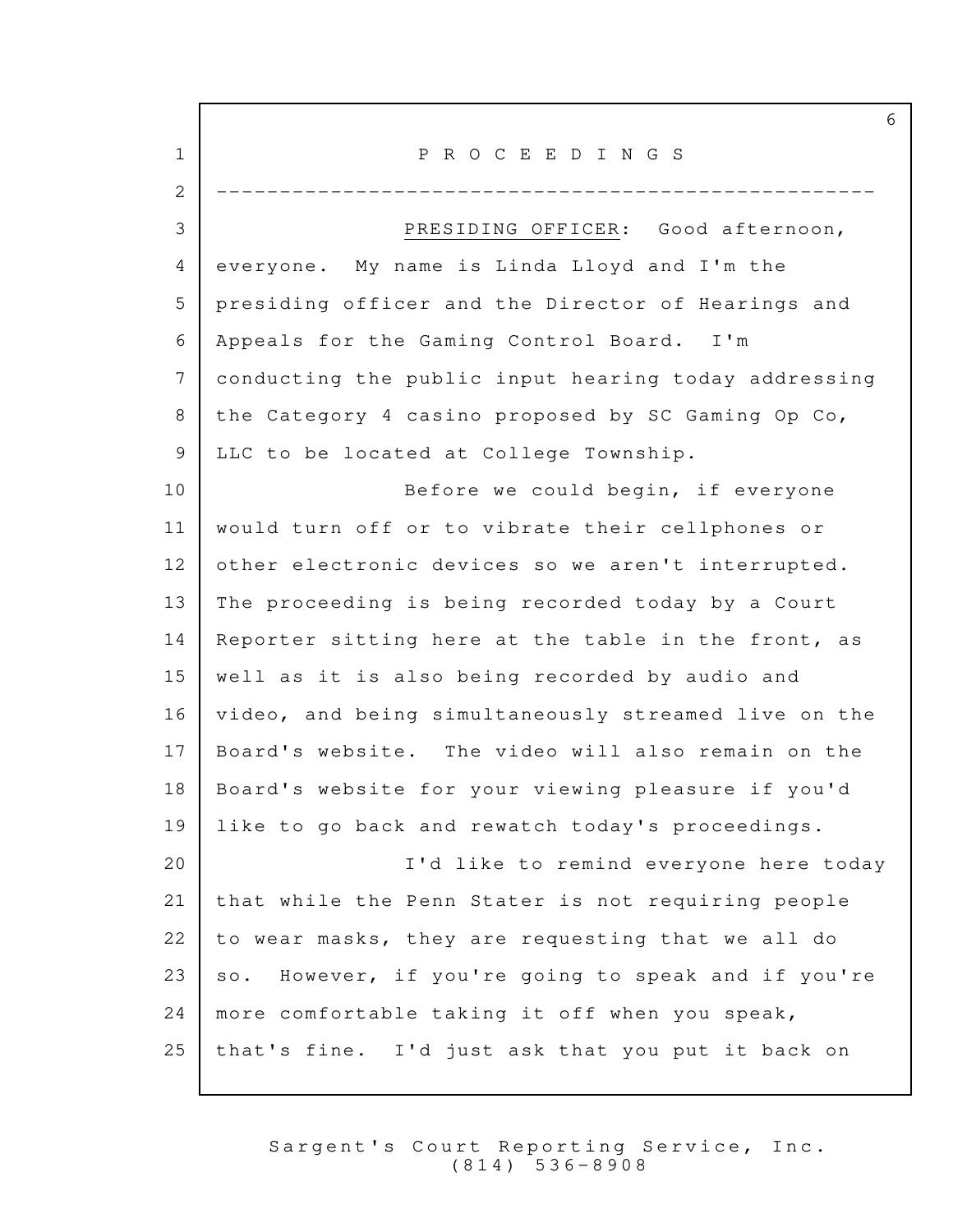P R O C E E D I N G S

---

PRESIDING OFFICER: Good afternoon, everyone. My name is Linda Lloyd and I'm the presiding officer and the Director of Hearings and Appeals for the Gaming Control Board. I'm conducting the public input hearing today addressing the Category 4 casino proposed by SC Gaming Op Co, LLC to be located at College Township.

Before we could begin, if everyone would turn off or to vibrate their cellphones or other electronic devices so we aren't interrupted. The proceeding is being recorded today by a Court Reporter sitting here at the table in the front, as well as it is also being recorded by audio and video, and being simultaneously streamed live on the Board's website. The video will also remain on the Board's website for your viewing pleasure if you'd like to go back and rewatch today's proceedings.

I'd like to remind everyone here today that while the Penn Stater is not requiring people to wear masks, they are requesting that we all do so. However, if you're going to speak and if you're more comfortable taking it off when you speak, that's fine. I'd just ask that you put it back on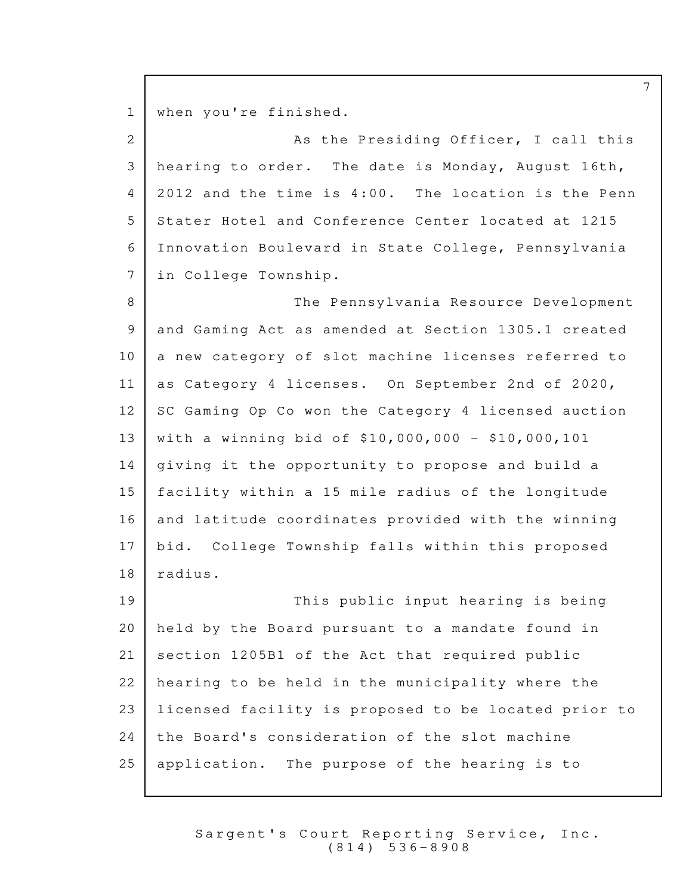when you're finished.

As the Presiding Officer, I call this hearing to order. The date is Monday, August 16th, 2012 and the time is 4:00. The location is the Penn Stater Hotel and Conference Center located at 1215 Innovation Boulevard in State College, Pennsylvania in College Township.

The Pennsylvania Resource Development and Gaming Act as amended at Section 1305.1 created a new category of slot machine licenses referred to as Category 4 licenses. On September 2nd of 2020, SC Gaming Op Co won the Category 4 licensed auction with a winning bid of $10,000,000 - $10,000,101 giving it the opportunity to propose and build a facility within a 15 mile radius of the longitude and latitude coordinates provided with the winning bid. College Township falls within this proposed radius.

This public input hearing is being held by the Board pursuant to a mandate found in section 1205B1 of the Act that required public hearing to be held in the municipality where the licensed facility is proposed to be located prior to the Board's consideration of the slot machine application. The purpose of the hearing is to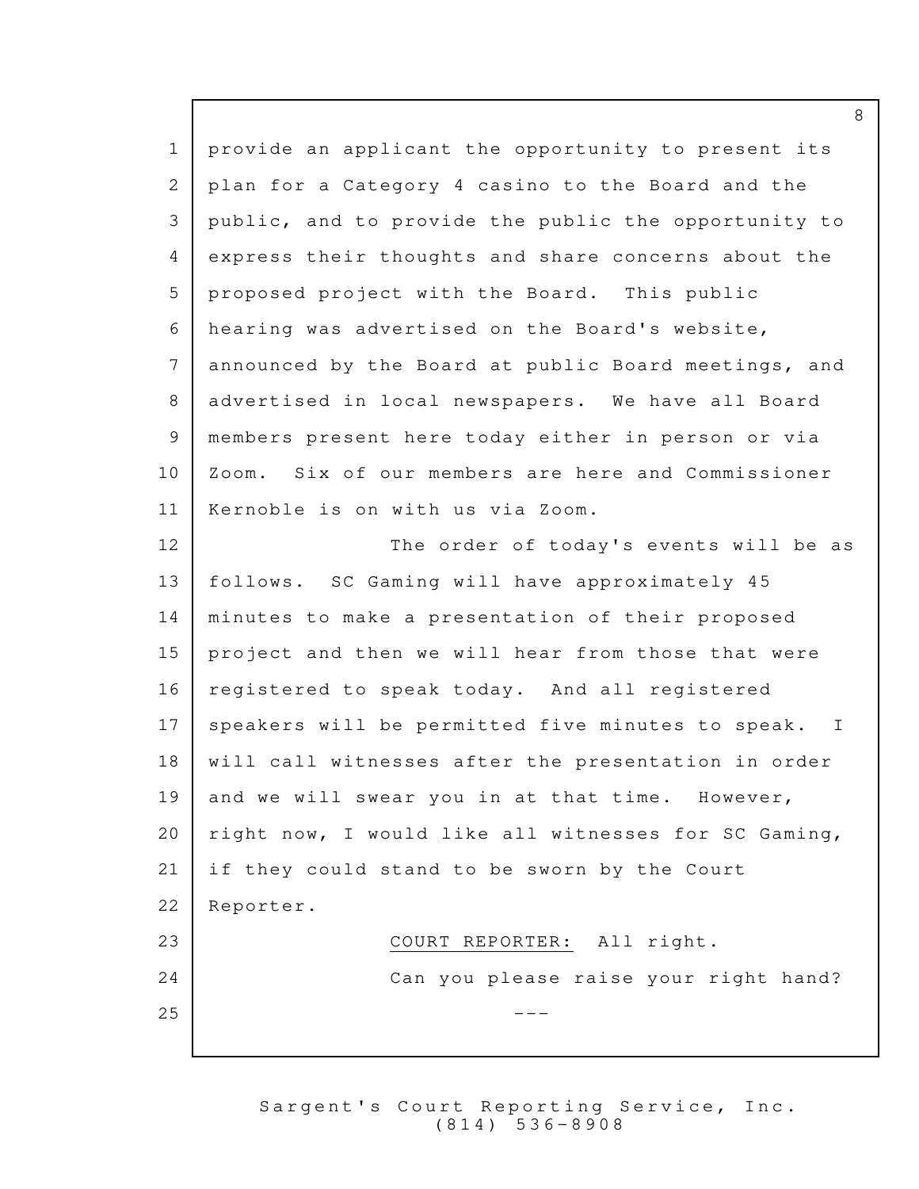provide an applicant the opportunity to present its plan for a Category 4 casino to the Board and the public, and to provide the public the opportunity to express their thoughts and share concerns about the proposed project with the Board. This public hearing was advertised on the Board's website, announced by the Board at public Board meetings, and advertised in local newspapers. We have all Board members present here today either in person or via Zoom. Six of our members are here and Commissioner Kernoble is on with us via Zoom.

The order of today's events will be as follows. SC Gaming will have approximately 45 minutes to make a presentation of their proposed project and then we will hear from those that were registered to speak today. And all registered speakers will be permitted five minutes to speak. I will call witnesses after the presentation in order and we will swear you in at that time. However, right now, I would like all witnesses for SC Gaming, if they could stand to be sworn by the Court Reporter.

COURT REPORTER: All right.

Can you please raise your right hand?

---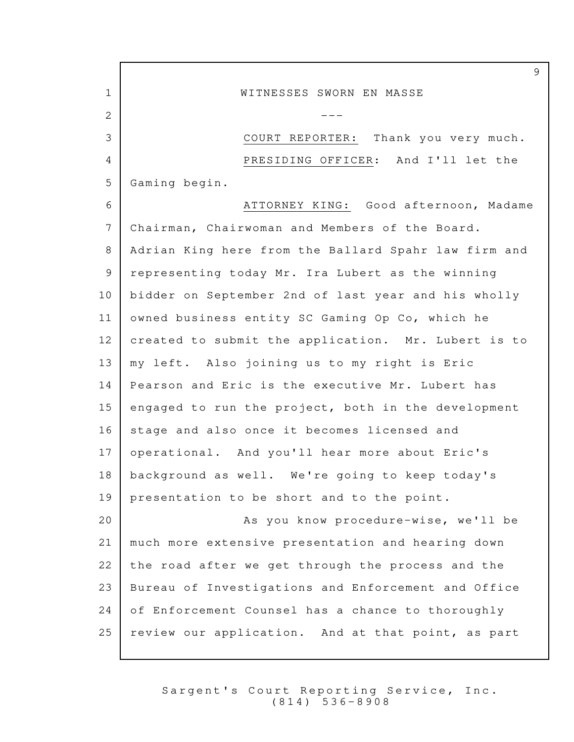WITNESSES SWORN EN MASSE

---

COURT REPORTER: Thank you very much.

PRESIDING OFFICER: And I'll let the Gaming begin.

ATTORNEY KING: Good afternoon, Madame Chairman, Chairwoman and Members of the Board. Adrian King here from the Ballard Spahr law firm and representing today Mr. Ira Lubert as the winning bidder on September 2nd of last year and his wholly owned business entity SC Gaming Op Co, which he created to submit the application. Mr. Lubert is to my left. Also joining us to my right is Eric Pearson and Eric is the executive Mr. Lubert has engaged to run the project, both in the development stage and also once it becomes licensed and operational. And you'll hear more about Eric's background as well. We're going to keep today's presentation to be short and to the point.

As you know procedure-wise, we'll be much more extensive presentation and hearing down the road after we get through the process and the Bureau of Investigations and Enforcement and Office of Enforcement Counsel has a chance to thoroughly review our application. And at that point, as part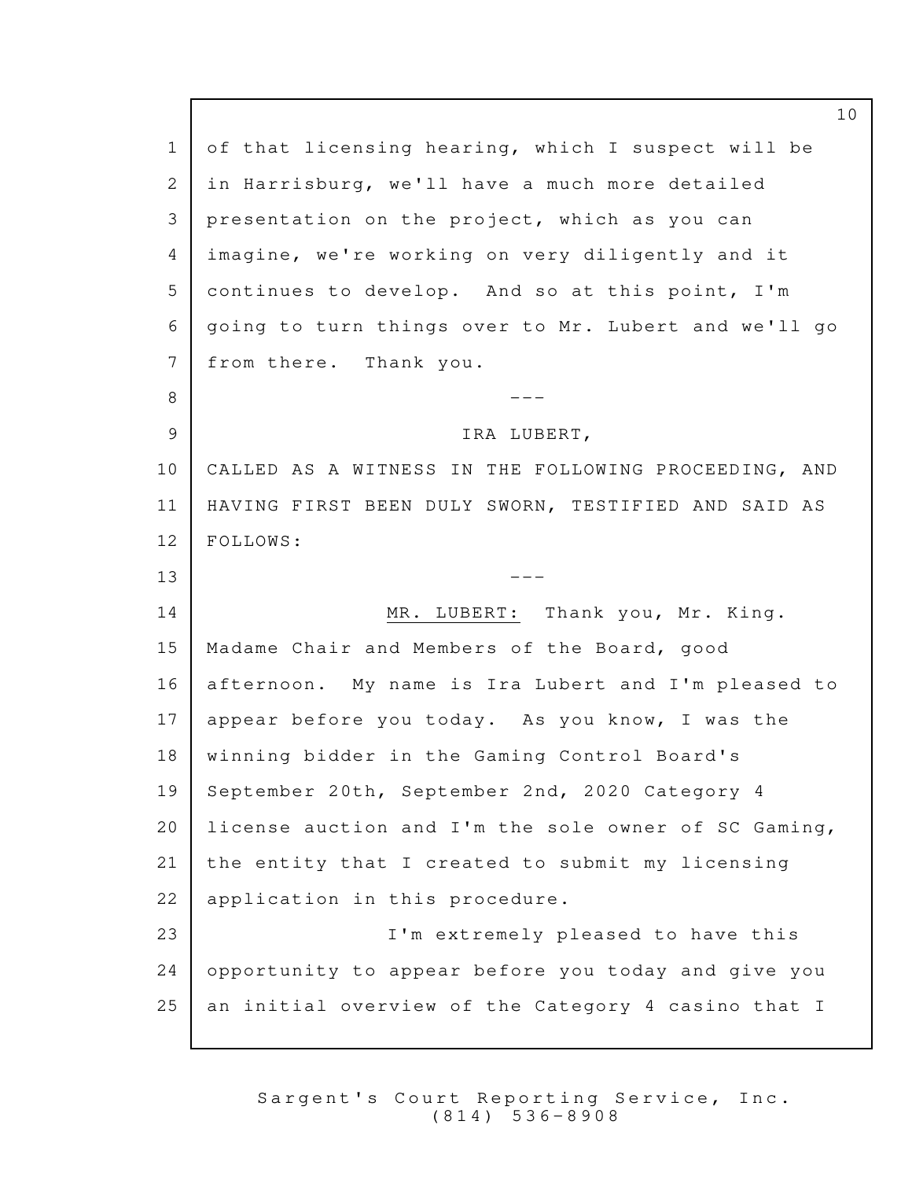of that licensing hearing, which I suspect will be in Harrisburg, we'll have a much more detailed presentation on the project, which as you can imagine, we're working on very diligently and it continues to develop. And so at this point, I'm going to turn things over to Mr. Lubert and we'll go from there. Thank you.

---

IRA LUBERT,

CALLED AS A WITNESS IN THE FOLLOWING PROCEEDING, AND HAVING FIRST BEEN DULY SWORN, TESTIFIED AND SAID AS FOLLOWS:

---

MR. LUBERT: Thank you, Mr. King. Madame Chair and Members of the Board, good afternoon. My name is Ira Lubert and I'm pleased to appear before you today. As you know, I was the winning bidder in the Gaming Control Board's September 20th, September 2nd, 2020 Category 4 license auction and I'm the sole owner of SC Gaming, the entity that I created to submit my licensing application in this procedure.

I'm extremely pleased to have this opportunity to appear before you today and give you an initial overview of the Category 4 casino that I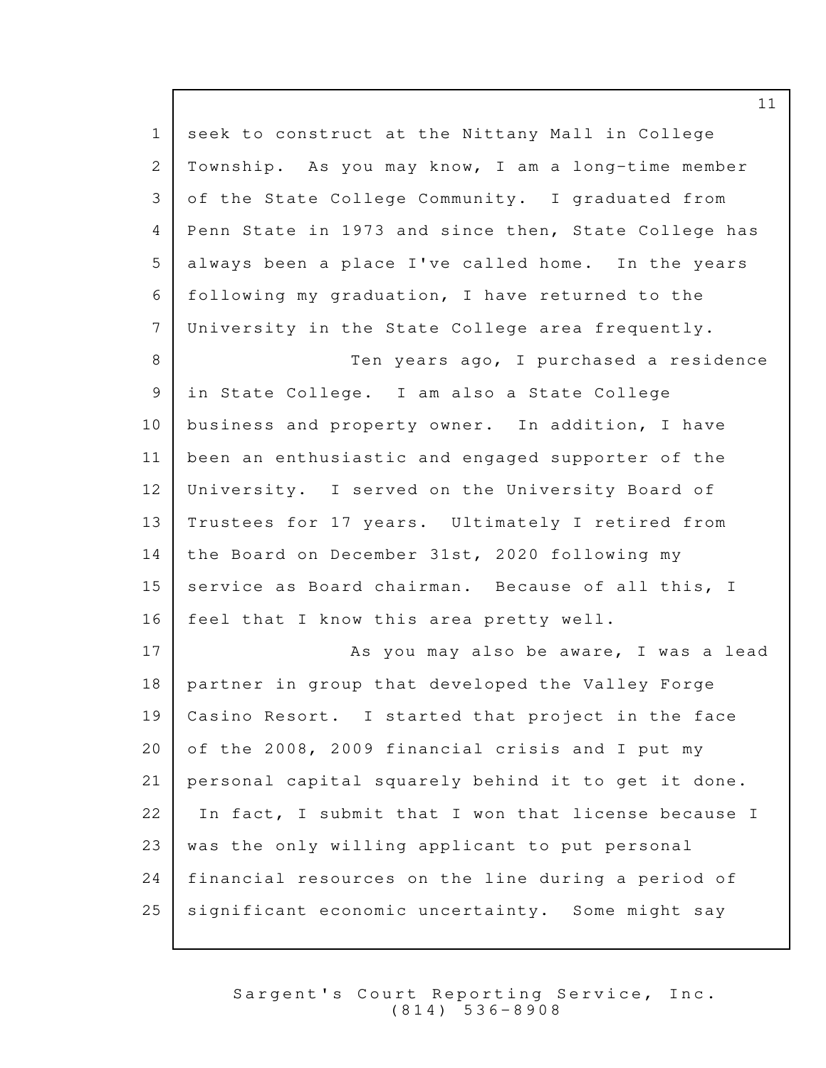seek to construct at the Nittany Mall in College Township. As you may know, I am a long-time member of the State College Community. I graduated from Penn State in 1973 and since then, State College has always been a place I've called home. In the years following my graduation, I have returned to the University in the State College area frequently.

Ten years ago, I purchased a residence in State College. I am also a State College business and property owner. In addition, I have been an enthusiastic and engaged supporter of the University. I served on the University Board of Trustees for 17 years. Ultimately I retired from the Board on December 31st, 2020 following my service as Board chairman. Because of all this, I feel that I know this area pretty well.

As you may also be aware, I was a lead partner in group that developed the Valley Forge Casino Resort. I started that project in the face of the 2008, 2009 financial crisis and I put my personal capital squarely behind it to get it done. In fact, I submit that I won that license because I was the only willing applicant to put personal financial resources on the line during a period of significant economic uncertainty. Some might say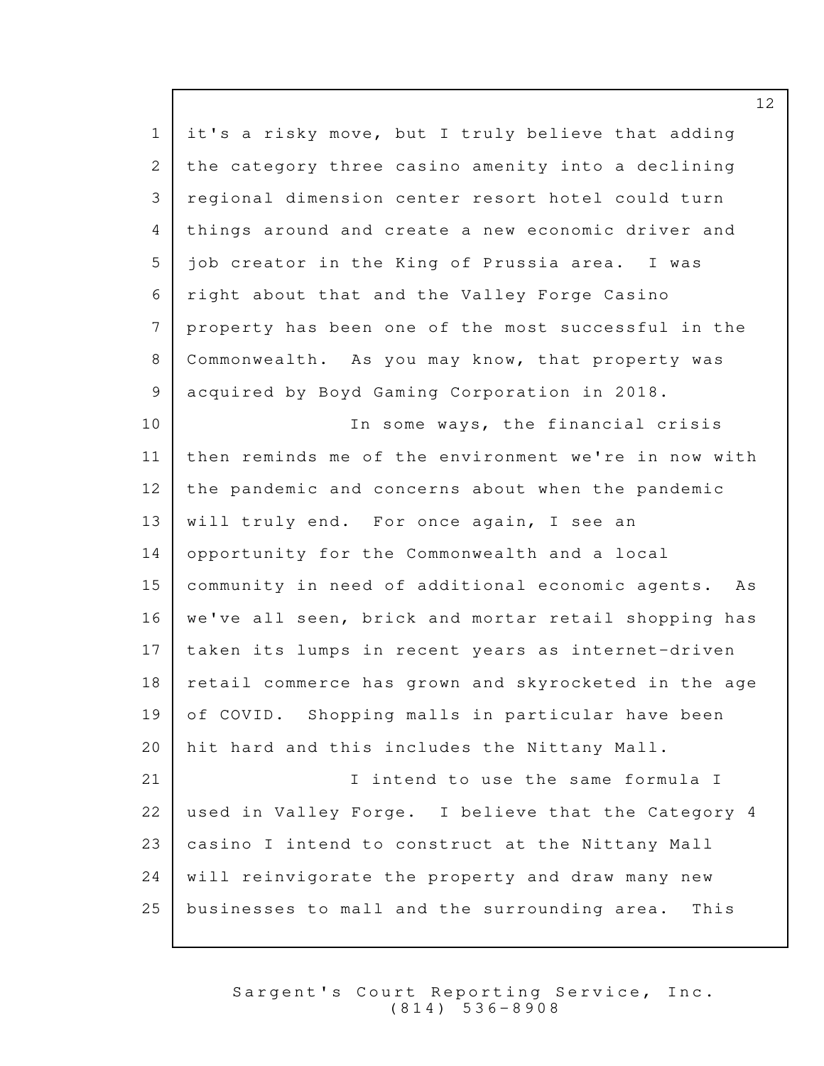it's a risky move, but I truly believe that adding the category three casino amenity into a declining regional dimension center resort hotel could turn things around and create a new economic driver and job creator in the King of Prussia area. I was right about that and the Valley Forge Casino property has been one of the most successful in the Commonwealth. As you may know, that property was acquired by Boyd Gaming Corporation in 2018.

In some ways, the financial crisis then reminds me of the environment we're in now with the pandemic and concerns about when the pandemic will truly end. For once again, I see an opportunity for the Commonwealth and a local community in need of additional economic agents. As we've all seen, brick and mortar retail shopping has taken its lumps in recent years as internet-driven retail commerce has grown and skyrocketed in the age of COVID. Shopping malls in particular have been hit hard and this includes the Nittany Mall.

I intend to use the same formula I used in Valley Forge. I believe that the Category 4 casino I intend to construct at the Nittany Mall will reinvigorate the property and draw many new businesses to mall and the surrounding area. This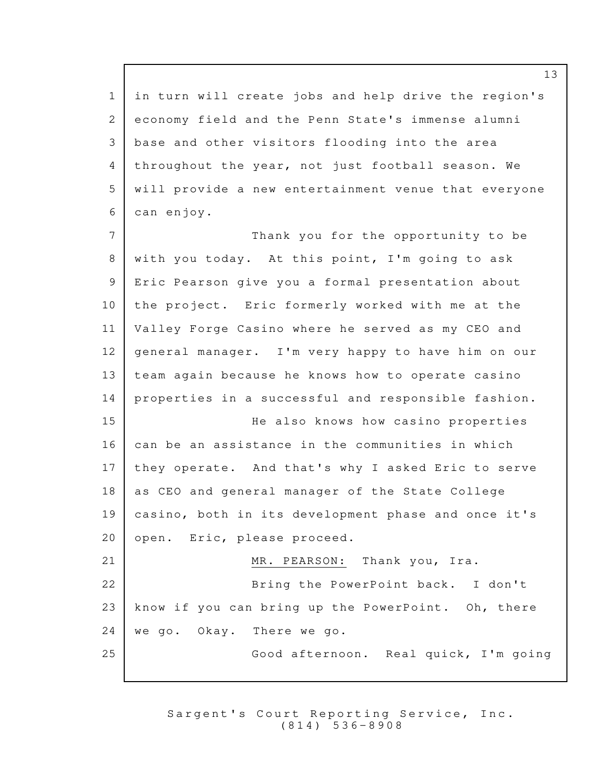in turn will create jobs and help drive the region's economy field and the Penn State's immense alumni base and other visitors flooding into the area throughout the year, not just football season. We will provide a new entertainment venue that everyone can enjoy.

Thank you for the opportunity to be with you today. At this point, I'm going to ask Eric Pearson give you a formal presentation about the project. Eric formerly worked with me at the Valley Forge Casino where he served as my CEO and general manager. I'm very happy to have him on our team again because he knows how to operate casino properties in a successful and responsible fashion.

He also knows how casino properties can be an assistance in the communities in which they operate. And that's why I asked Eric to serve as CEO and general manager of the State College casino, both in its development phase and once it's open. Eric, please proceed.

MR. PEARSON: Thank you, Ira.

Bring the PowerPoint back. I don't know if you can bring up the PowerPoint. Oh, there we go. Okay. There we go.

Good afternoon. Real quick, I'm going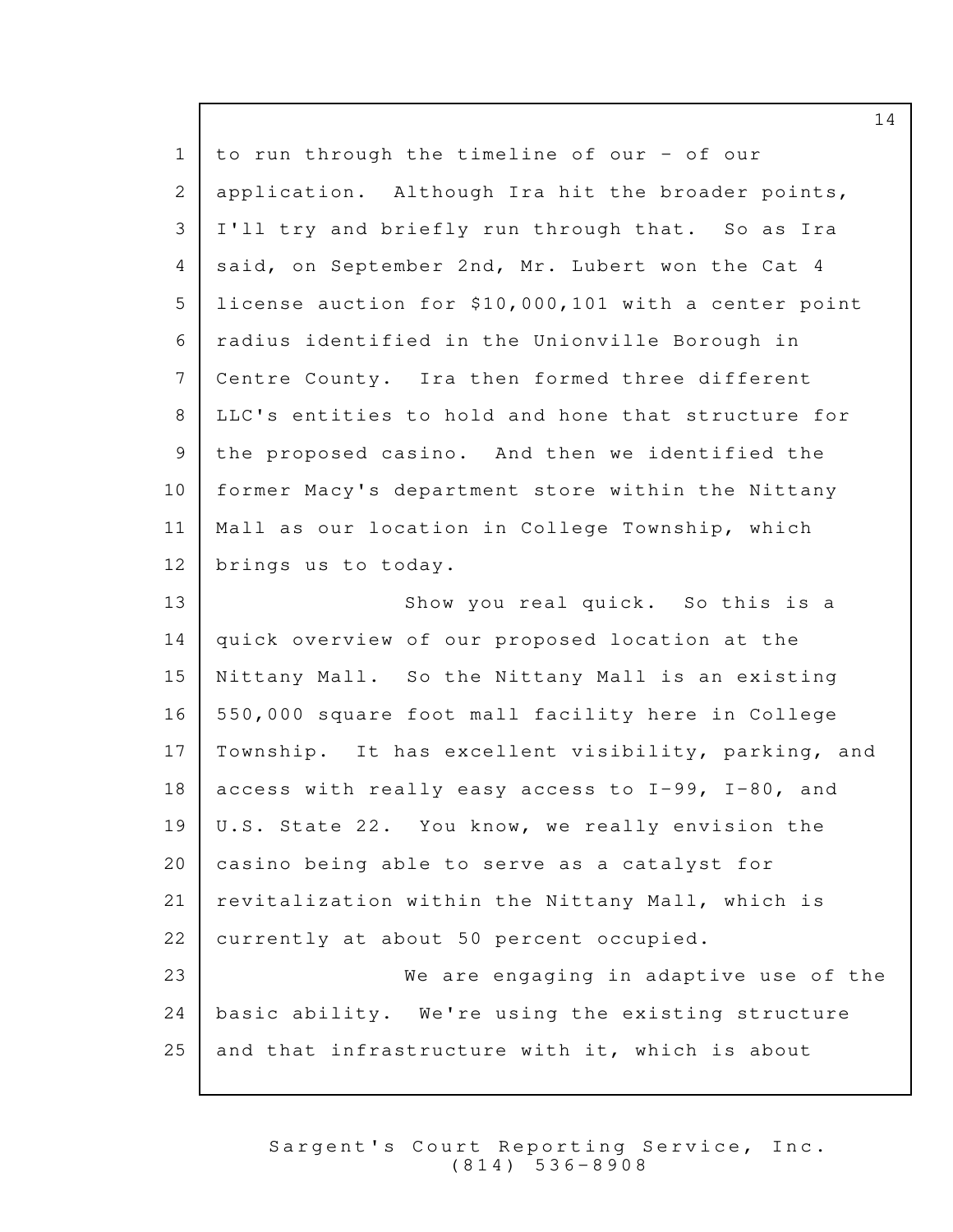to run through the timeline of our - of our application. Although Ira hit the broader points, I'll try and briefly run through that. So as Ira said, on September 2nd, Mr. Lubert won the Cat 4 license auction for $10,000,101 with a center point radius identified in the Unionville Borough in Centre County. Ira then formed three different LLC's entities to hold and hone that structure for the proposed casino. And then we identified the former Macy's department store within the Nittany Mall as our location in College Township, which brings us to today.

Show you real quick. So this is a quick overview of our proposed location at the Nittany Mall. So the Nittany Mall is an existing 550,000 square foot mall facility here in College Township. It has excellent visibility, parking, and access with really easy access to I-99, I-80, and U.S. State 22. You know, we really envision the casino being able to serve as a catalyst for revitalization within the Nittany Mall, which is currently at about 50 percent occupied.

We are engaging in adaptive use of the basic ability. We're using the existing structure and that infrastructure with it, which is about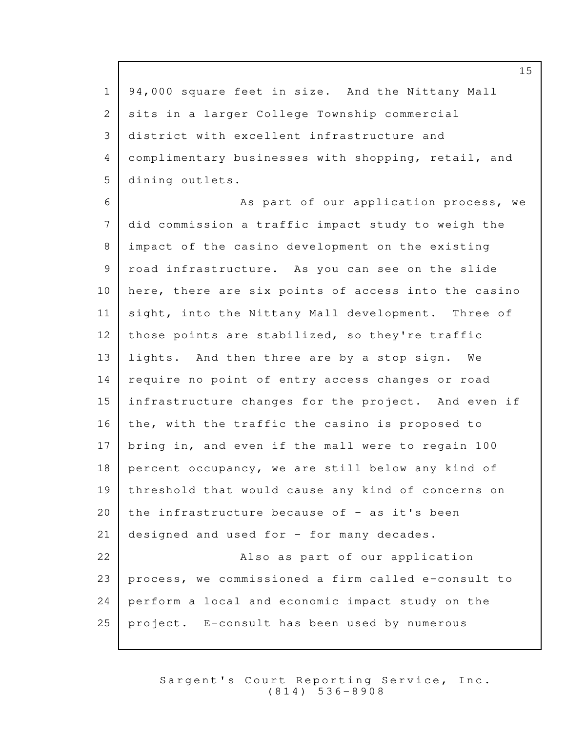94,000 square feet in size. And the Nittany Mall sits in a larger College Township commercial district with excellent infrastructure and complimentary businesses with shopping, retail, and dining outlets.

As part of our application process, we did commission a traffic impact study to weigh the impact of the casino development on the existing road infrastructure. As you can see on the slide here, there are six points of access into the casino sight, into the Nittany Mall development. Three of those points are stabilized, so they're traffic lights. And then three are by a stop sign. We require no point of entry access changes or road infrastructure changes for the project. And even if the, with the traffic the casino is proposed to bring in, and even if the mall were to regain 100 percent occupancy, we are still below any kind of threshold that would cause any kind of concerns on the infrastructure because of - as it's been designed and used for - for many decades.

Also as part of our application process, we commissioned a firm called e-consult to perform a local and economic impact study on the project. E-consult has been used by numerous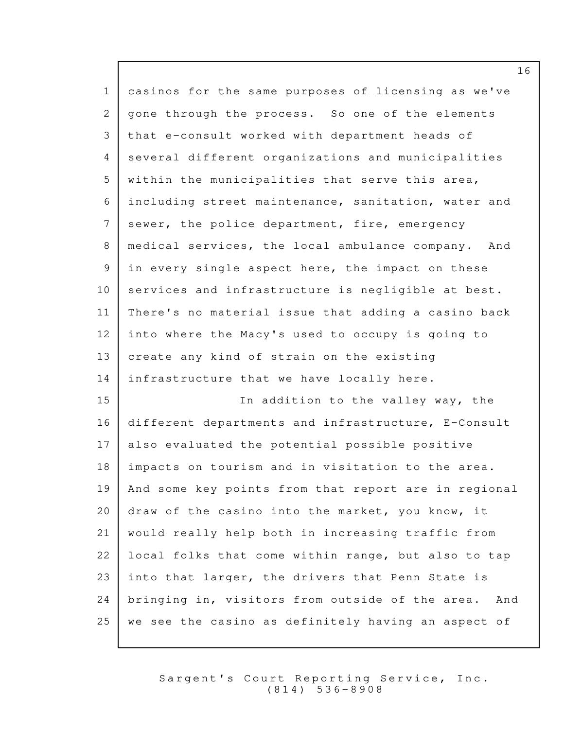casinos for the same purposes of licensing as we've gone through the process. So one of the elements that e-consult worked with department heads of several different organizations and municipalities within the municipalities that serve this area, including street maintenance, sanitation, water and sewer, the police department, fire, emergency medical services, the local ambulance company. And in every single aspect here, the impact on these services and infrastructure is negligible at best. There's no material issue that adding a casino back into where the Macy's used to occupy is going to create any kind of strain on the existing infrastructure that we have locally here.

In addition to the valley way, the different departments and infrastructure, E-Consult also evaluated the potential possible positive impacts on tourism and in visitation to the area. And some key points from that report are in regional draw of the casino into the market, you know, it would really help both in increasing traffic from local folks that come within range, but also to tap into that larger, the drivers that Penn State is bringing in, visitors from outside of the area. And we see the casino as definitely having an aspect of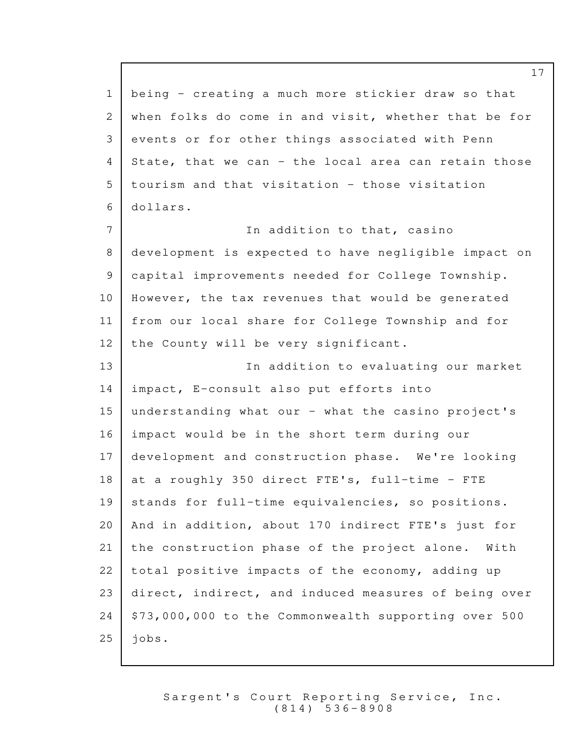being - creating a much more stickier draw so that when folks do come in and visit, whether that be for events or for other things associated with Penn State, that we can - the local area can retain those tourism and that visitation - those visitation dollars.

In addition to that, casino development is expected to have negligible impact on capital improvements needed for College Township. However, the tax revenues that would be generated from our local share for College Township and for the County will be very significant.

In addition to evaluating our market impact, E-consult also put efforts into understanding what our - what the casino project's impact would be in the short term during our development and construction phase. We're looking at a roughly 350 direct FTE's, full-time - FTE stands for full-time equivalencies, so positions. And in addition, about 170 indirect FTE's just for the construction phase of the project alone. With total positive impacts of the economy, adding up direct, indirect, and induced measures of being over $73,000,000 to the Commonwealth supporting over 500 jobs.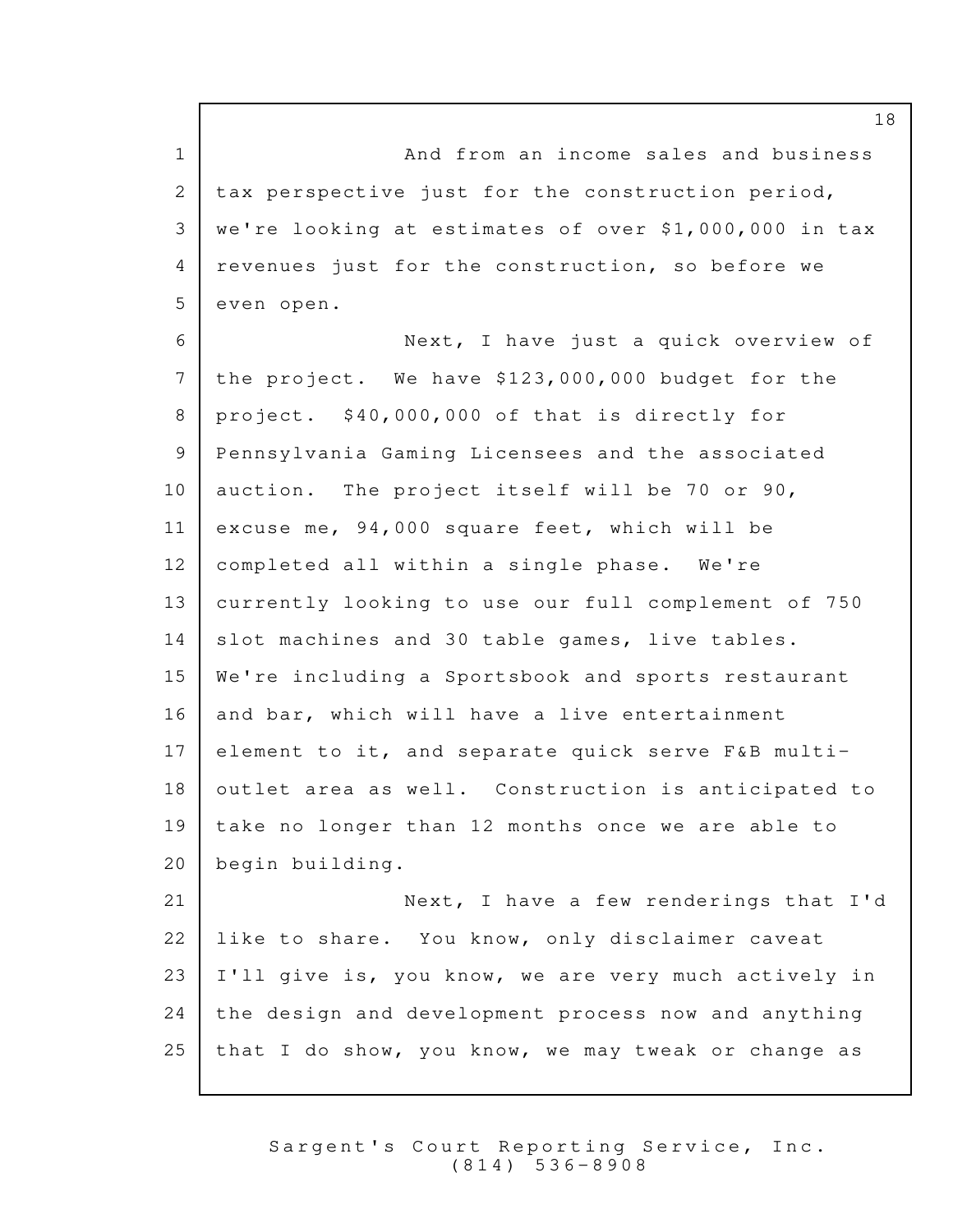And from an income sales and business tax perspective just for the construction period, we're looking at estimates of over $1,000,000 in tax revenues just for the construction, so before we even open.

Next, I have just a quick overview of the project. We have $123,000,000 budget for the project. $40,000,000 of that is directly for Pennsylvania Gaming Licensees and the associated auction. The project itself will be 70 or 90, excuse me, 94,000 square feet, which will be completed all within a single phase. We're currently looking to use our full complement of 750 slot machines and 30 table games, live tables. We're including a Sportsbook and sports restaurant and bar, which will have a live entertainment element to it, and separate quick serve F&B multi-outlet area as well. Construction is anticipated to take no longer than 12 months once we are able to begin building.

Next, I have a few renderings that I'd like to share. You know, only disclaimer caveat I'll give is, you know, we are very much actively in the design and development process now and anything that I do show, you know, we may tweak or change as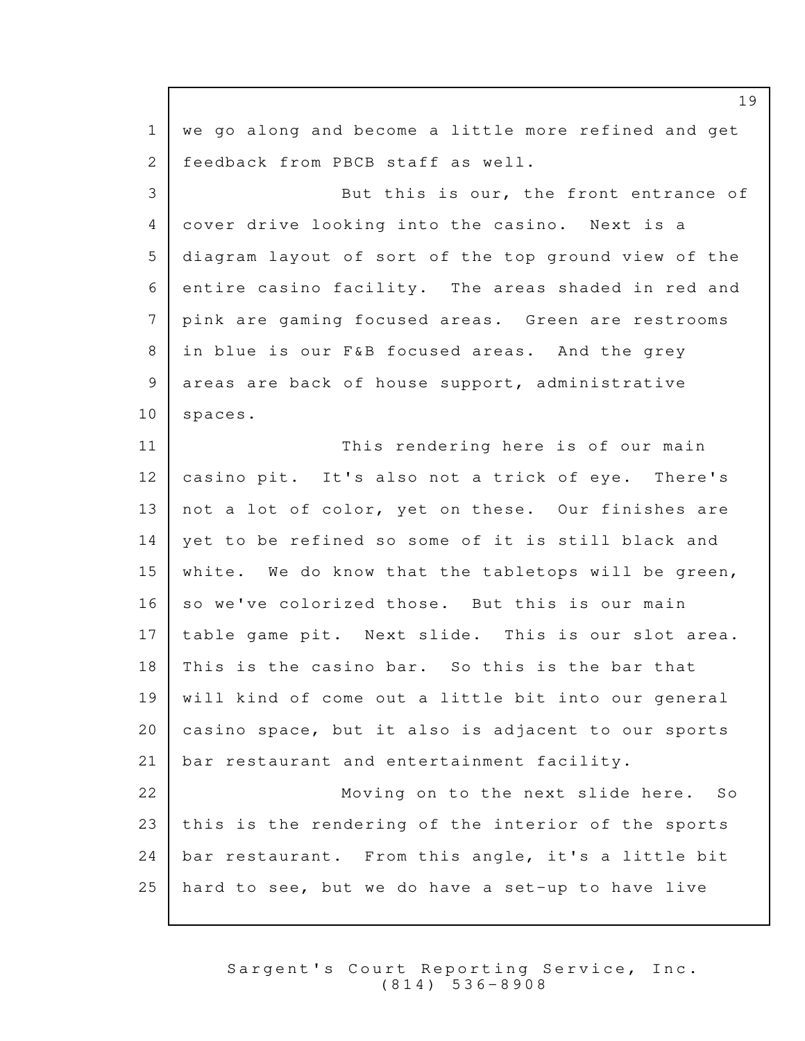we go along and become a little more refined and get feedback from PBCB staff as well.

But this is our, the front entrance of cover drive looking into the casino. Next is a diagram layout of sort of the top ground view of the entire casino facility. The areas shaded in red and pink are gaming focused areas. Green are restrooms in blue is our F&B focused areas. And the grey areas are back of house support, administrative spaces.

This rendering here is of our main casino pit. It's also not a trick of eye. There's not a lot of color, yet on these. Our finishes are yet to be refined so some of it is still black and white. We do know that the tabletops will be green, so we've colorized those. But this is our main table game pit. Next slide. This is our slot area. This is the casino bar. So this is the bar that will kind of come out a little bit into our general casino space, but it also is adjacent to our sports bar restaurant and entertainment facility.

Moving on to the next slide here. So this is the rendering of the interior of the sports bar restaurant. From this angle, it's a little bit hard to see, but we do have a set-up to have live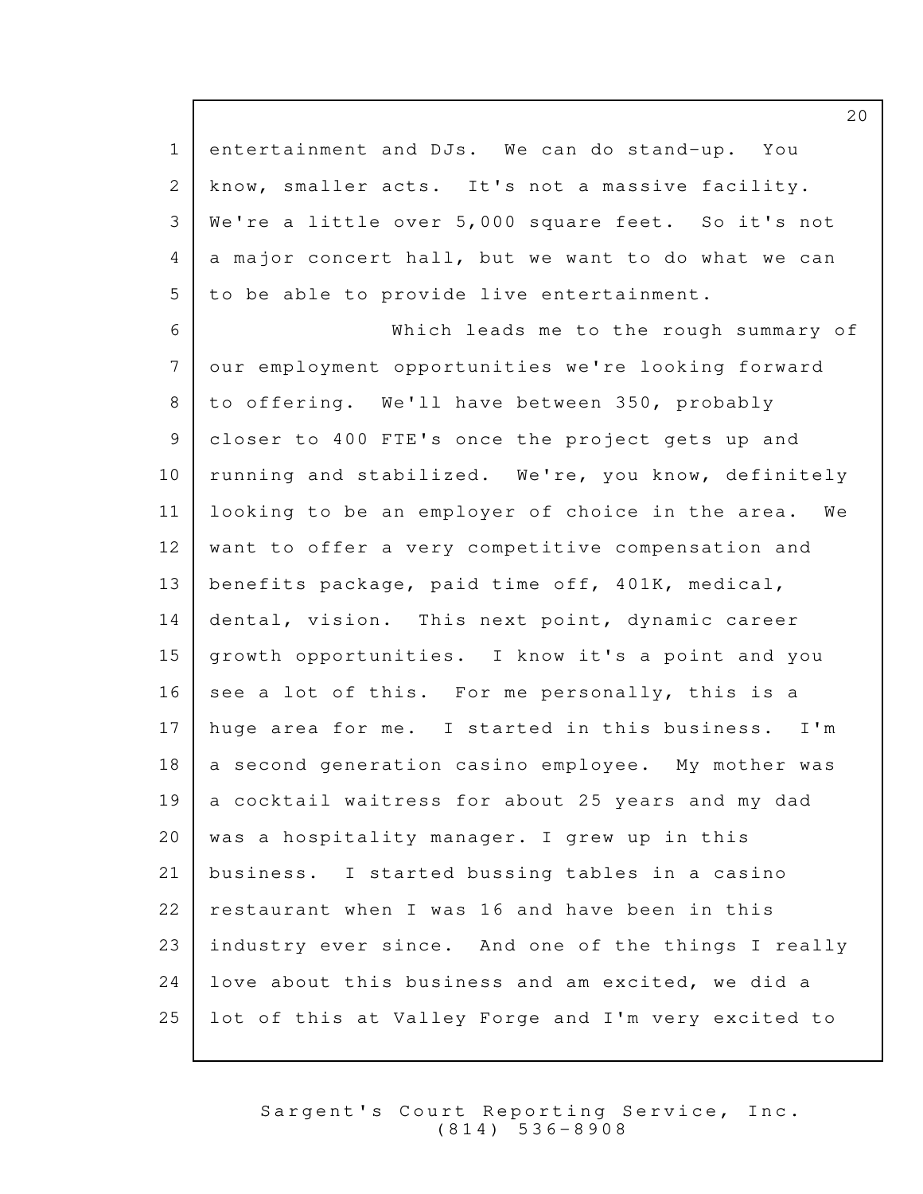entertainment and DJs. We can do stand-up. You know, smaller acts. It's not a massive facility. We're a little over 5,000 square feet. So it's not a major concert hall, but we want to do what we can to be able to provide live entertainment.

Which leads me to the rough summary of our employment opportunities we're looking forward to offering. We'll have between 350, probably closer to 400 FTE's once the project gets up and running and stabilized. We're, you know, definitely looking to be an employer of choice in the area. We want to offer a very competitive compensation and benefits package, paid time off, 401K, medical, dental, vision. This next point, dynamic career growth opportunities. I know it's a point and you see a lot of this. For me personally, this is a huge area for me. I started in this business. I'm a second generation casino employee. My mother was a cocktail waitress for about 25 years and my dad was a hospitality manager. I grew up in this business. I started bussing tables in a casino restaurant when I was 16 and have been in this industry ever since. And one of the things I really love about this business and am excited, we did a lot of this at Valley Forge and I'm very excited to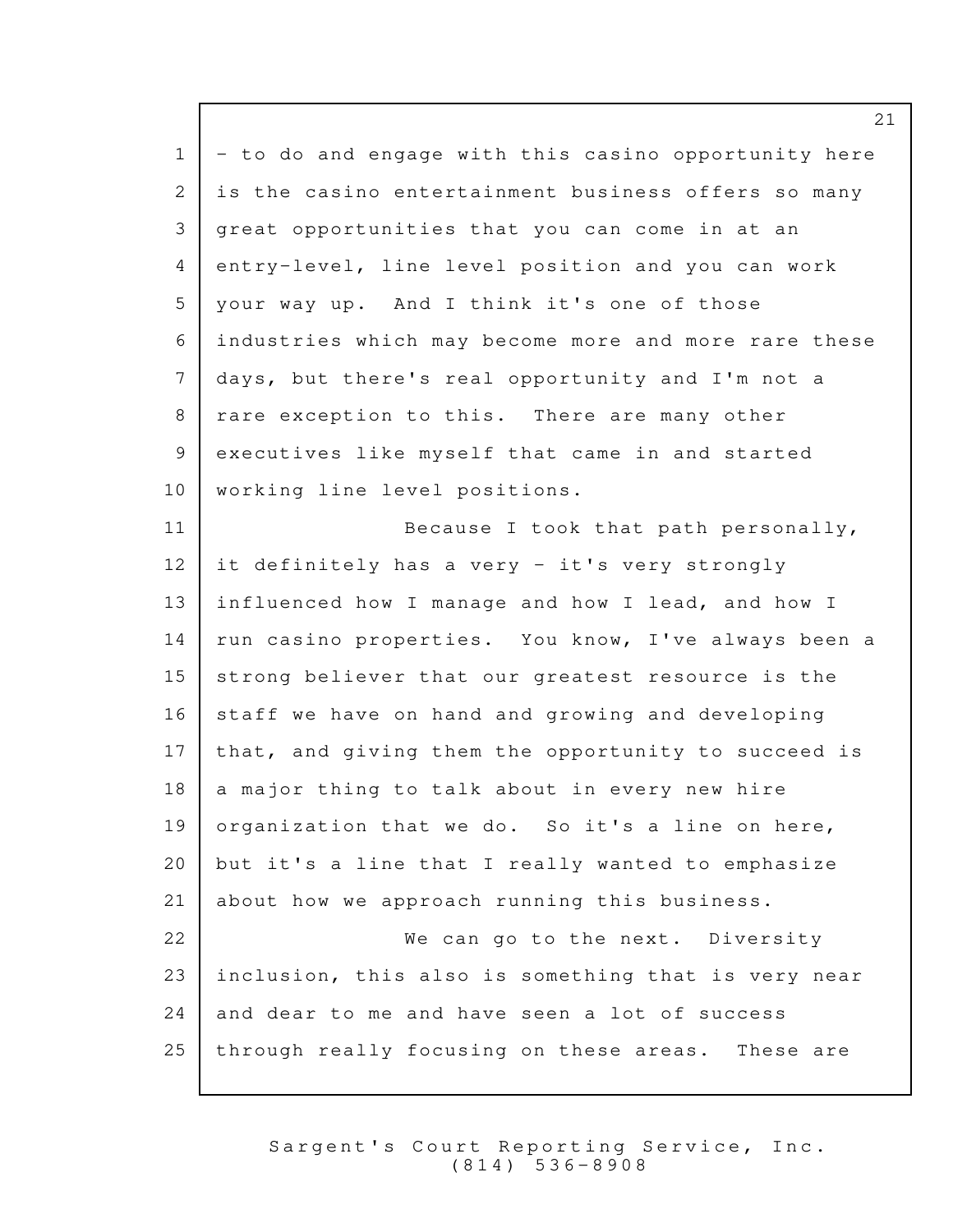- to do and engage with this casino opportunity here is the casino entertainment business offers so many great opportunities that you can come in at an entry-level, line level position and you can work your way up. And I think it's one of those industries which may become more and more rare these days, but there's real opportunity and I'm not a rare exception to this. There are many other executives like myself that came in and started working line level positions.

Because I took that path personally, it definitely has a very - it's very strongly influenced how I manage and how I lead, and how I run casino properties. You know, I've always been a strong believer that our greatest resource is the staff we have on hand and growing and developing that, and giving them the opportunity to succeed is a major thing to talk about in every new hire organization that we do. So it's a line on here, but it's a line that I really wanted to emphasize about how we approach running this business.

We can go to the next. Diversity inclusion, this also is something that is very near and dear to me and have seen a lot of success through really focusing on these areas. These are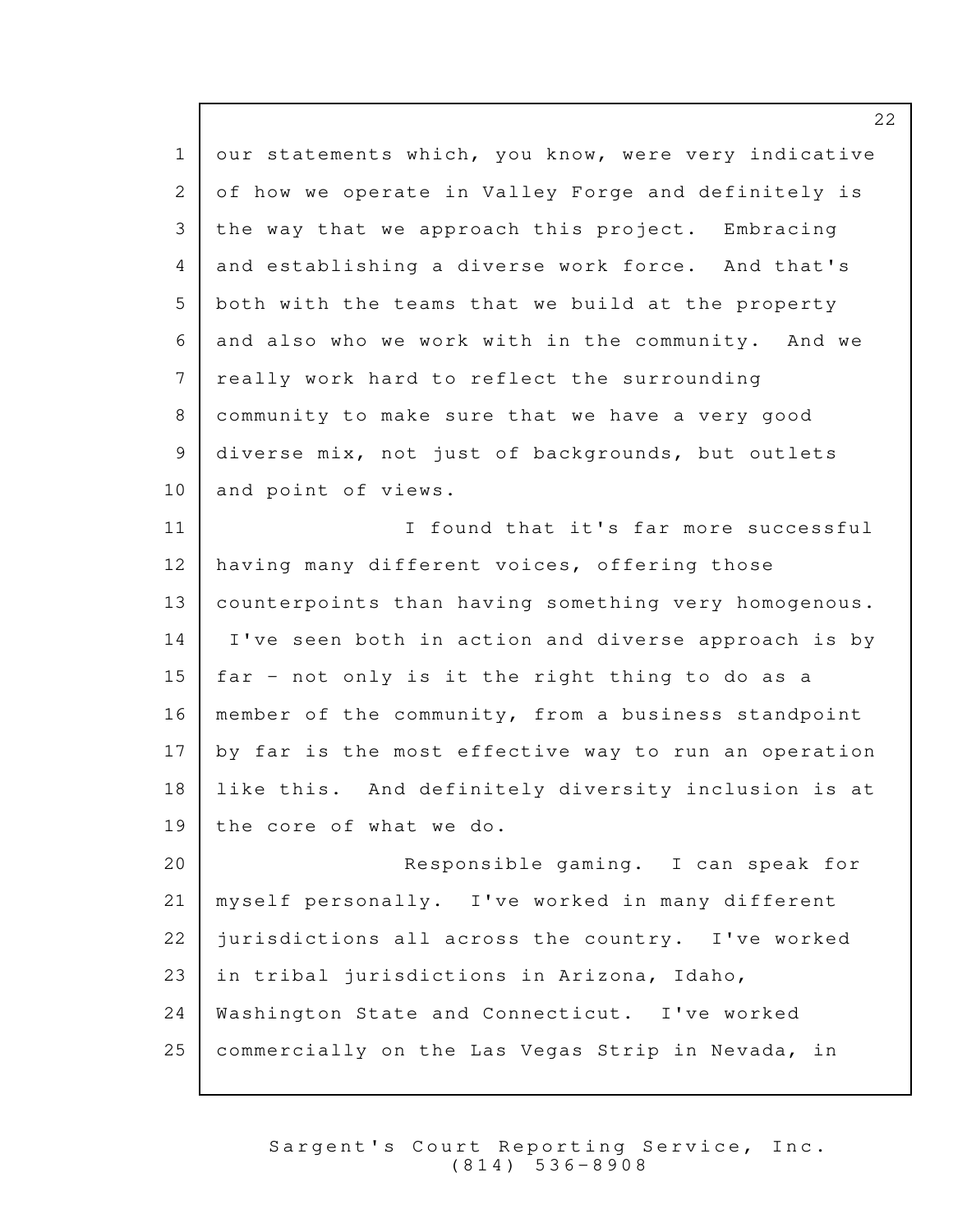our statements which, you know, were very indicative of how we operate in Valley Forge and definitely is the way that we approach this project. Embracing and establishing a diverse work force. And that's both with the teams that we build at the property and also who we work with in the community. And we really work hard to reflect the surrounding community to make sure that we have a very good diverse mix, not just of backgrounds, but outlets and point of views.

I found that it's far more successful having many different voices, offering those counterpoints than having something very homogenous. I've seen both in action and diverse approach is by far - not only is it the right thing to do as a member of the community, from a business standpoint by far is the most effective way to run an operation like this. And definitely diversity inclusion is at the core of what we do.

Responsible gaming. I can speak for myself personally. I've worked in many different jurisdictions all across the country. I've worked in tribal jurisdictions in Arizona, Idaho, Washington State and Connecticut. I've worked commercially on the Las Vegas Strip in Nevada, in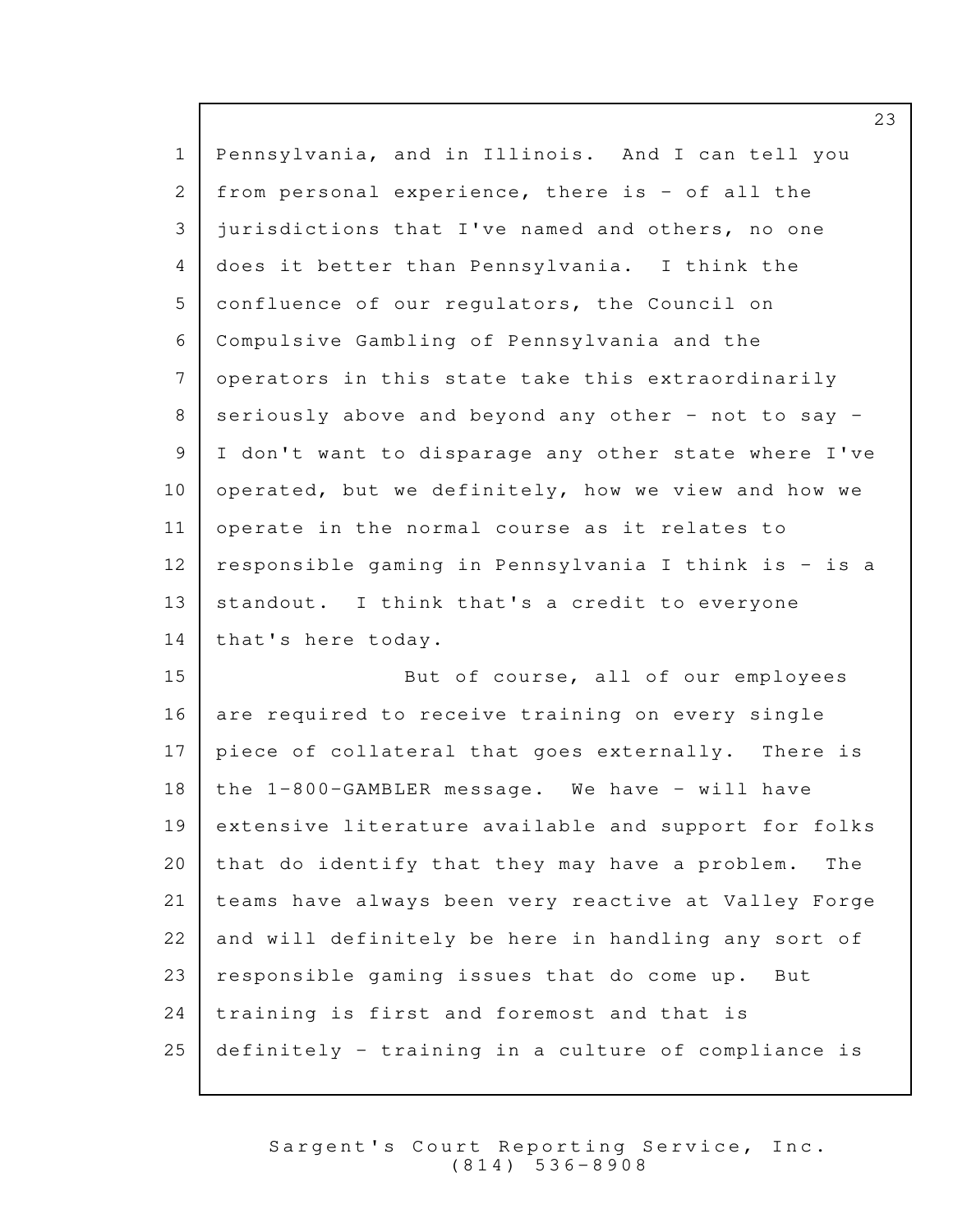Pennsylvania, and in Illinois. And I can tell you from personal experience, there is - of all the jurisdictions that I've named and others, no one does it better than Pennsylvania. I think the confluence of our regulators, the Council on Compulsive Gambling of Pennsylvania and the operators in this state take this extraordinarily seriously above and beyond any other - not to say - I don't want to disparage any other state where I've operated, but we definitely, how we view and how we operate in the normal course as it relates to responsible gaming in Pennsylvania I think is - is a standout. I think that's a credit to everyone that's here today.

But of course, all of our employees are required to receive training on every single piece of collateral that goes externally. There is the 1-800-GAMBLER message. We have - will have extensive literature available and support for folks that do identify that they may have a problem. The teams have always been very reactive at Valley Forge and will definitely be here in handling any sort of responsible gaming issues that do come up. But training is first and foremost and that is definitely - training in a culture of compliance is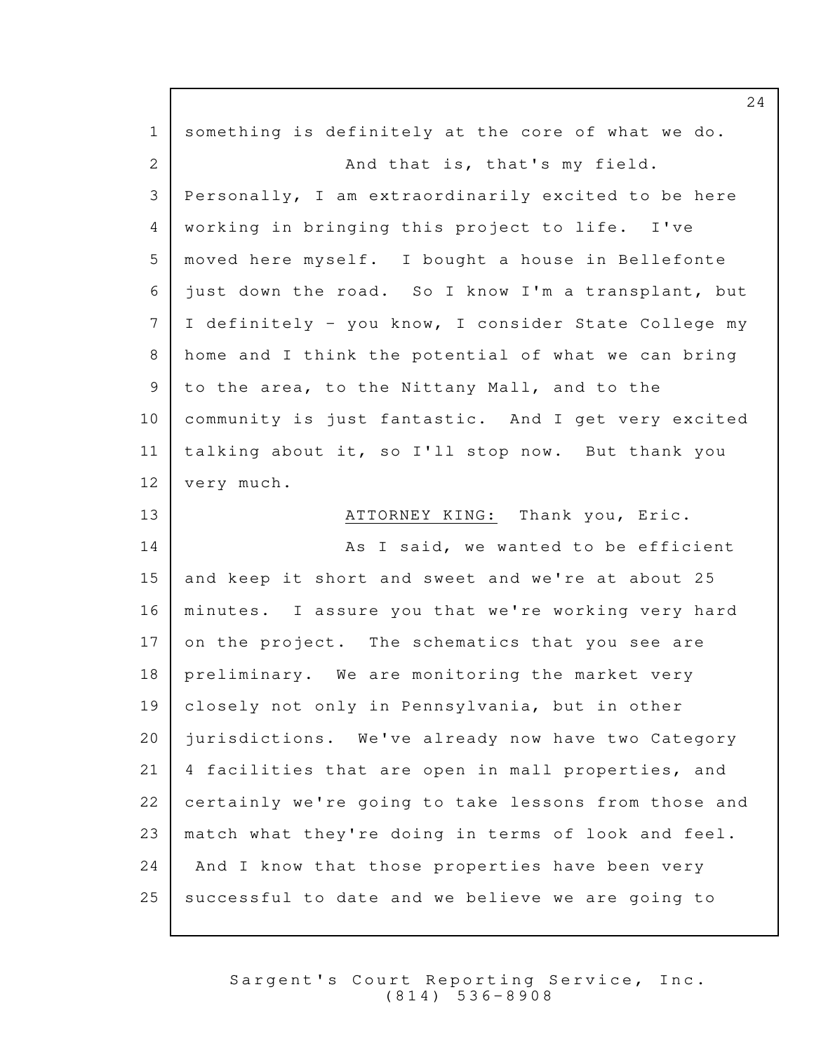something is definitely at the core of what we do.

And that is, that's my field. Personally, I am extraordinarily excited to be here working in bringing this project to life. I've moved here myself. I bought a house in Bellefonte just down the road. So I know I'm a transplant, but I definitely - you know, I consider State College my home and I think the potential of what we can bring to the area, to the Nittany Mall, and to the community is just fantastic. And I get very excited talking about it, so I'll stop now. But thank you very much.

ATTORNEY KING: Thank you, Eric.

As I said, we wanted to be efficient and keep it short and sweet and we're at about 25 minutes. I assure you that we're working very hard on the project. The schematics that you see are preliminary. We are monitoring the market very closely not only in Pennsylvania, but in other jurisdictions. We've already now have two Category 4 facilities that are open in mall properties, and certainly we're going to take lessons from those and match what they're doing in terms of look and feel. And I know that those properties have been very successful to date and we believe we are going to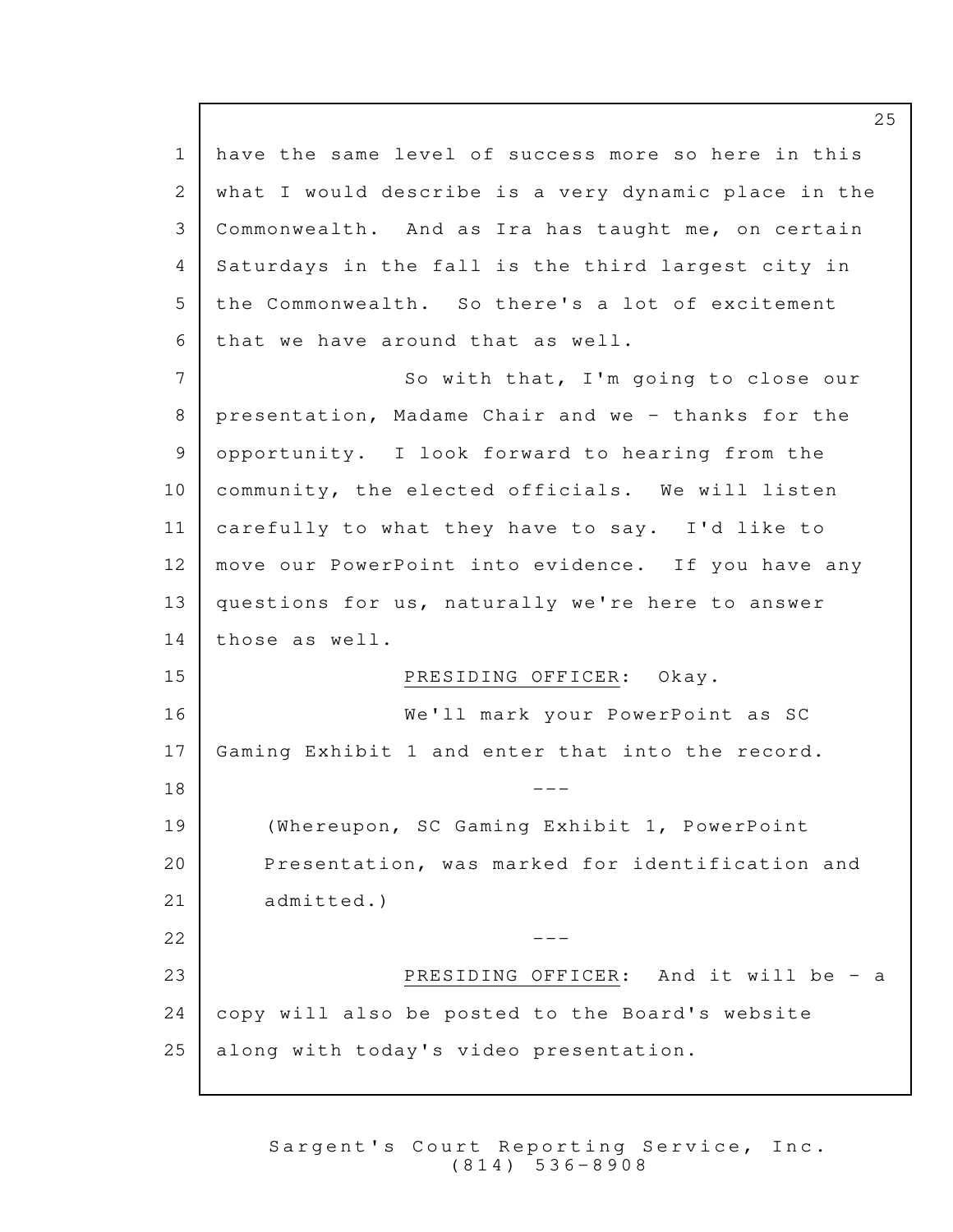have the same level of success more so here in this what I would describe is a very dynamic place in the Commonwealth. And as Ira has taught me, on certain Saturdays in the fall is the third largest city in the Commonwealth. So there's a lot of excitement that we have around that as well.

So with that, I'm going to close our presentation, Madame Chair and we - thanks for the opportunity. I look forward to hearing from the community, the elected officials. We will listen carefully to what they have to say. I'd like to move our PowerPoint into evidence. If you have any questions for us, naturally we're here to answer those as well.

PRESIDING OFFICER: Okay.

We'll mark your PowerPoint as SC Gaming Exhibit 1 and enter that into the record.

---

(Whereupon, SC Gaming Exhibit 1, PowerPoint Presentation, was marked for identification and admitted.)

---

PRESIDING OFFICER: And it will be - a copy will also be posted to the Board's website along with today's video presentation.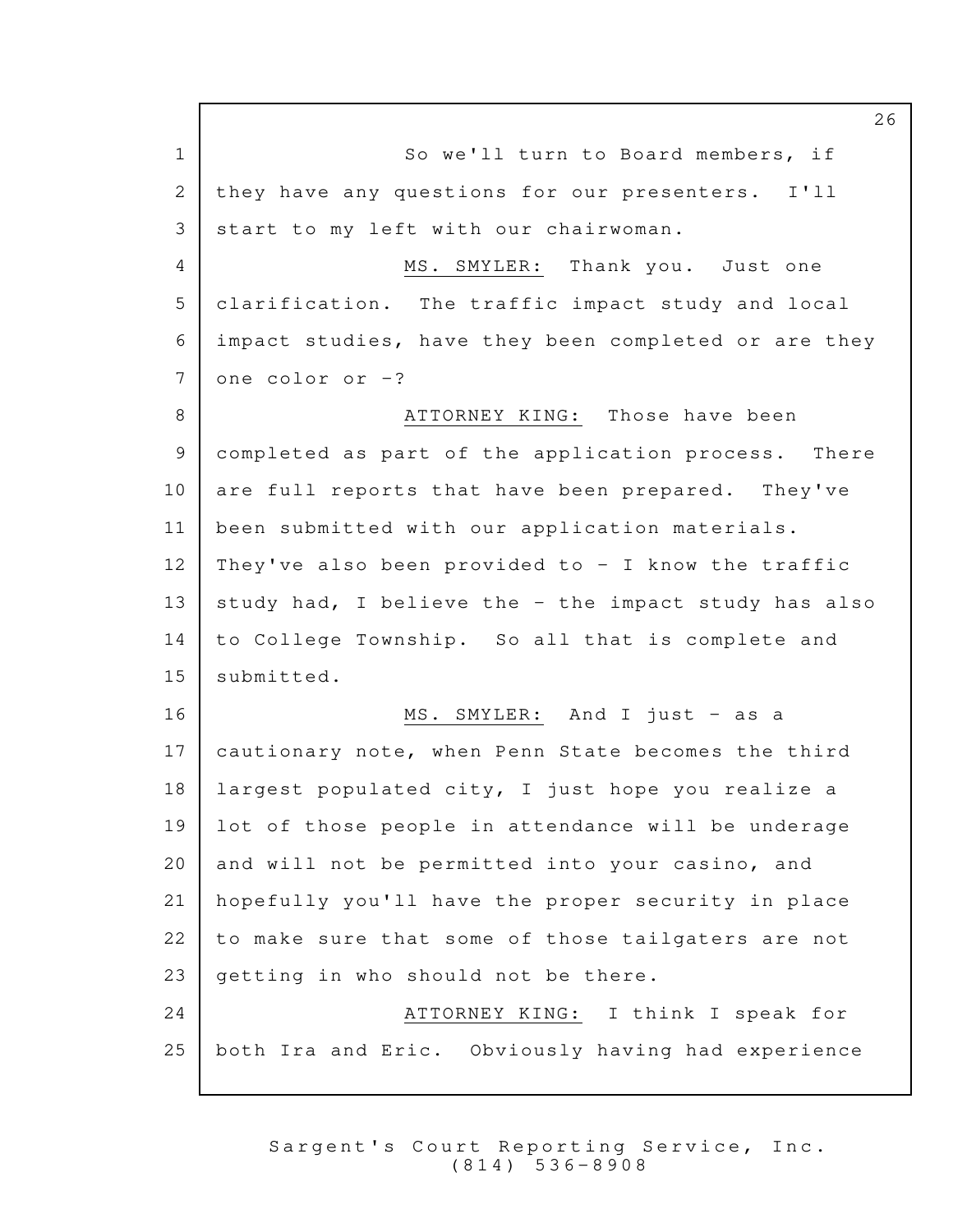So we'll turn to Board members, if they have any questions for our presenters. I'll start to my left with our chairwoman.

MS. SMYLER: Thank you. Just one clarification. The traffic impact study and local impact studies, have they been completed or are they one color or -?

ATTORNEY KING: Those have been completed as part of the application process. There are full reports that have been prepared. They've been submitted with our application materials. They've also been provided to - I know the traffic study had, I believe the - the impact study has also to College Township. So all that is complete and submitted.

MS. SMYLER: And I just - as a cautionary note, when Penn State becomes the third largest populated city, I just hope you realize a lot of those people in attendance will be underage and will not be permitted into your casino, and hopefully you'll have the proper security in place to make sure that some of those tailgaters are not getting in who should not be there.

ATTORNEY KING: I think I speak for both Ira and Eric. Obviously having had experience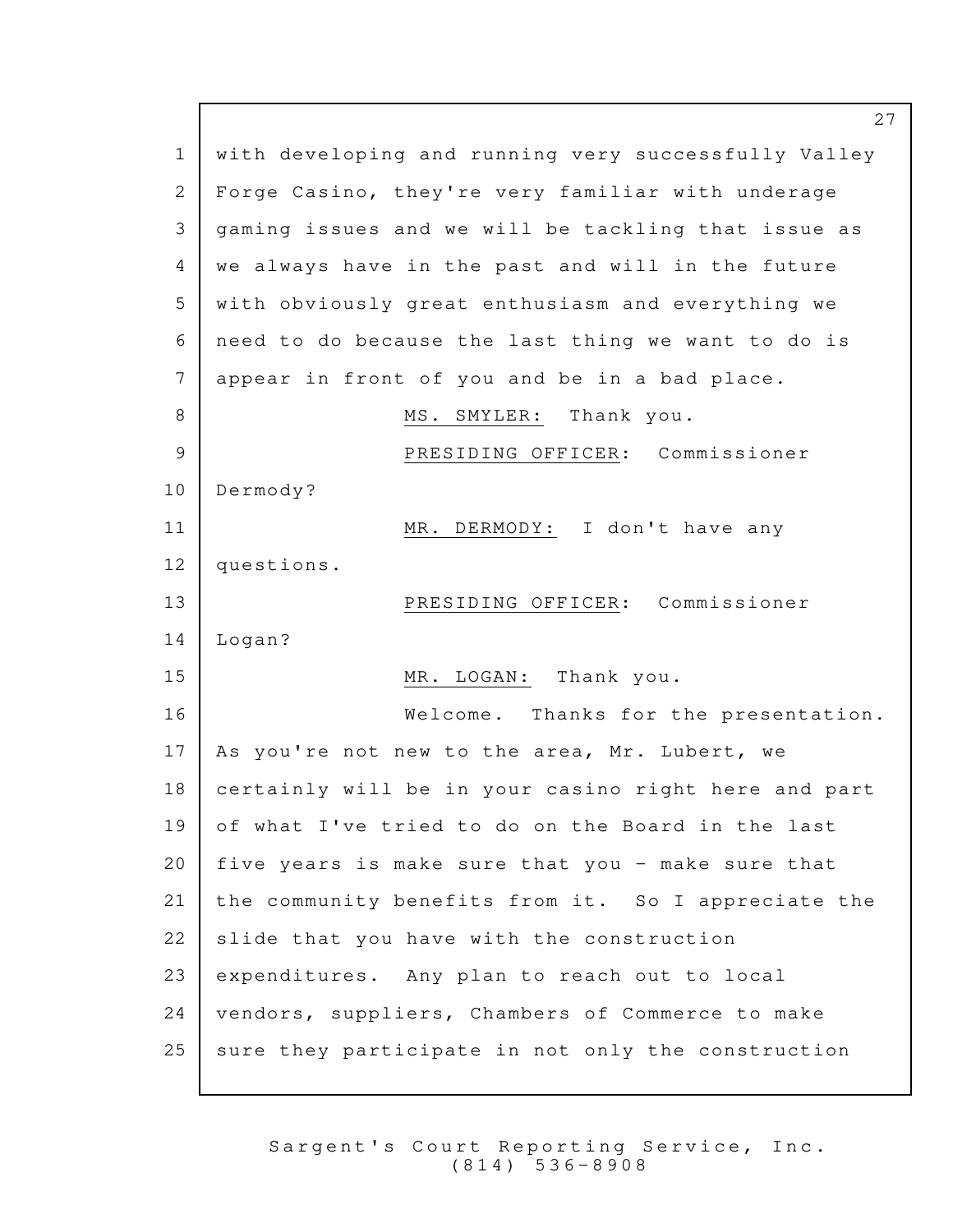with developing and running very successfully Valley Forge Casino, they're very familiar with underage gaming issues and we will be tackling that issue as we always have in the past and will in the future with obviously great enthusiasm and everything we need to do because the last thing we want to do is appear in front of you and be in a bad place.

MS. SMYLER: Thank you.

PRESIDING OFFICER: Commissioner Dermody?

MR. DERMODY: I don't have any questions.

PRESIDING OFFICER: Commissioner Logan?

MR. LOGAN: Thank you.

Welcome. Thanks for the presentation. As you're not new to the area, Mr. Lubert, we certainly will be in your casino right here and part of what I've tried to do on the Board in the last five years is make sure that you - make sure that the community benefits from it. So I appreciate the slide that you have with the construction expenditures. Any plan to reach out to local vendors, suppliers, Chambers of Commerce to make sure they participate in not only the construction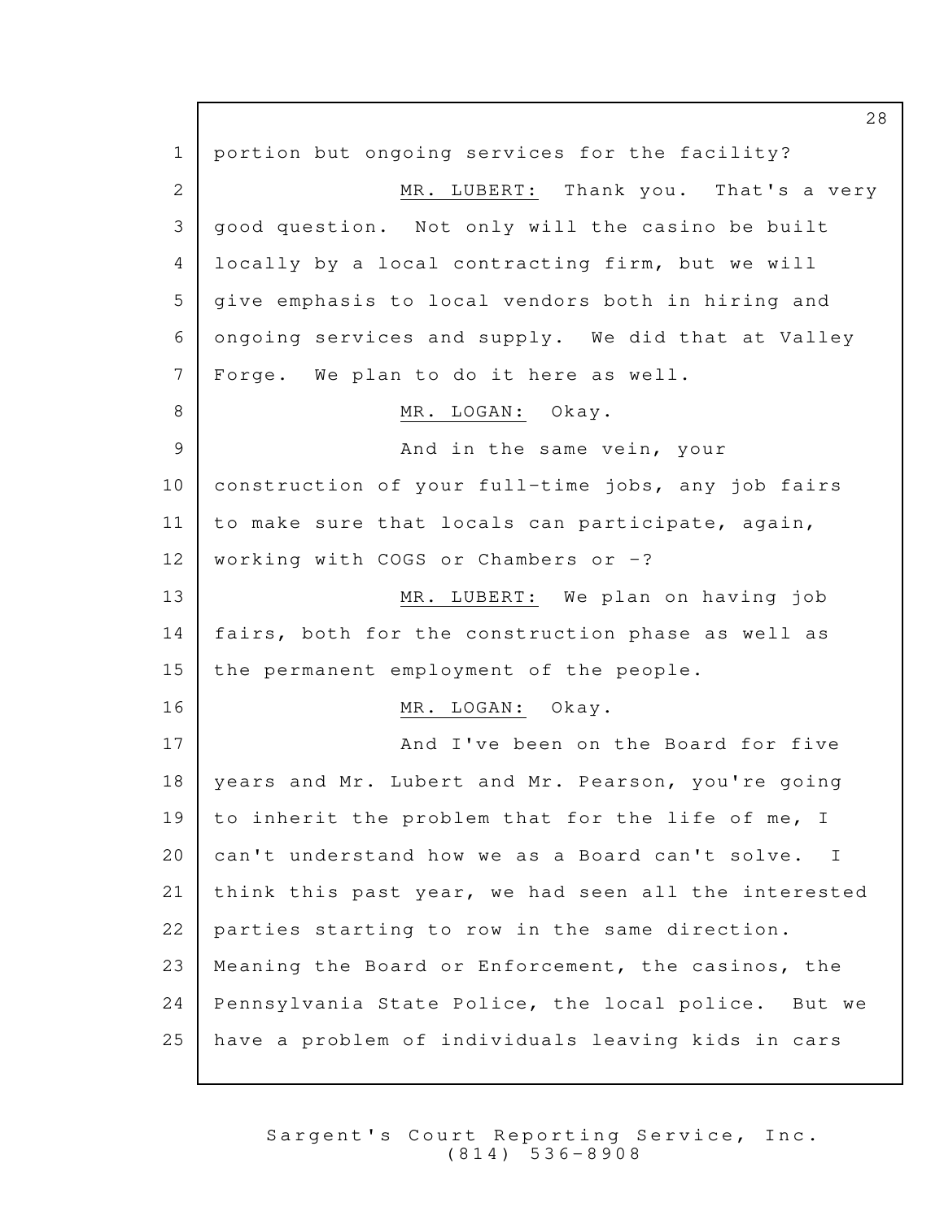portion but ongoing services for the facility?

MR. LUBERT: Thank you. That's a very good question. Not only will the casino be built locally by a local contracting firm, but we will give emphasis to local vendors both in hiring and ongoing services and supply. We did that at Valley Forge. We plan to do it here as well.

MR. LOGAN: Okay.

And in the same vein, your construction of your full-time jobs, any job fairs to make sure that locals can participate, again, working with COGS or Chambers or -?

MR. LUBERT: We plan on having job fairs, both for the construction phase as well as the permanent employment of the people.

MR. LOGAN: Okay.

And I've been on the Board for five years and Mr. Lubert and Mr. Pearson, you're going to inherit the problem that for the life of me, I can't understand how we as a Board can't solve. I think this past year, we had seen all the interested parties starting to row in the same direction. Meaning the Board or Enforcement, the casinos, the Pennsylvania State Police, the local police. But we have a problem of individuals leaving kids in cars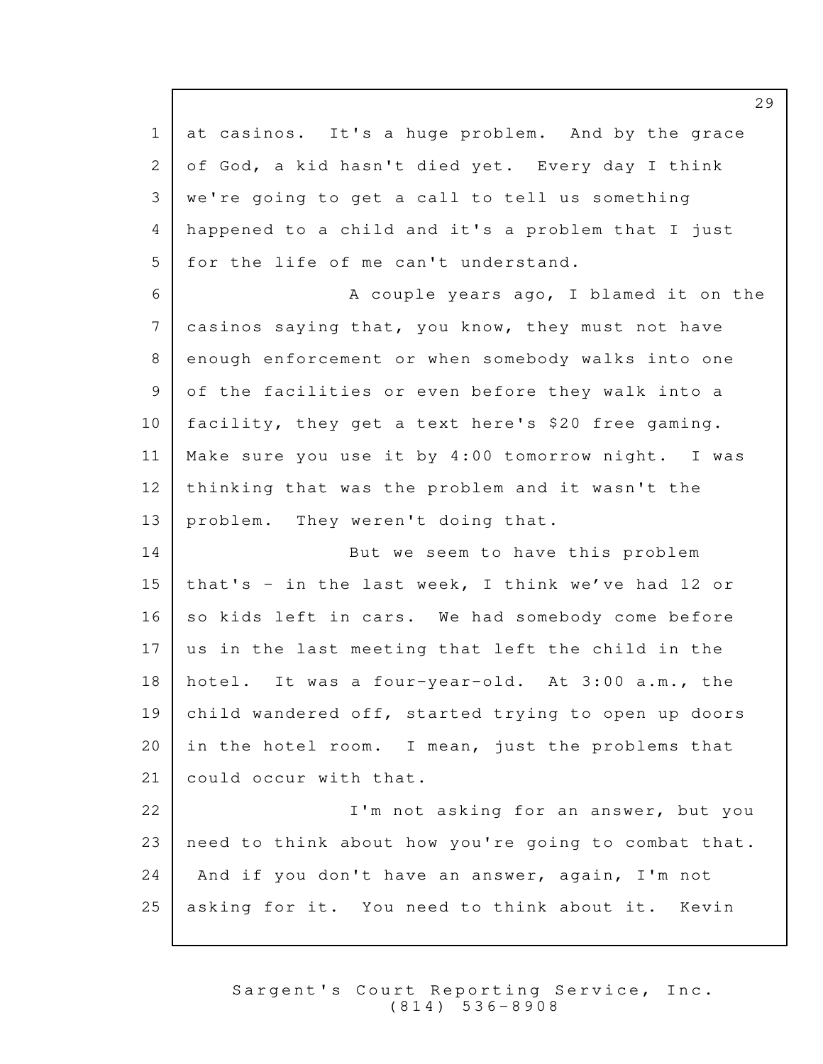at casinos. It's a huge problem. And by the grace of God, a kid hasn't died yet. Every day I think we're going to get a call to tell us something happened to a child and it's a problem that I just for the life of me can't understand.

A couple years ago, I blamed it on the casinos saying that, you know, they must not have enough enforcement or when somebody walks into one of the facilities or even before they walk into a facility, they get a text here's $20 free gaming. Make sure you use it by 4:00 tomorrow night. I was thinking that was the problem and it wasn't the problem. They weren't doing that.

But we seem to have this problem that's - in the last week, I think we've had 12 or so kids left in cars. We had somebody come before us in the last meeting that left the child in the hotel. It was a four-year-old. At 3:00 a.m., the child wandered off, started trying to open up doors in the hotel room. I mean, just the problems that could occur with that.

I'm not asking for an answer, but you need to think about how you're going to combat that. And if you don't have an answer, again, I'm not asking for it. You need to think about it. Kevin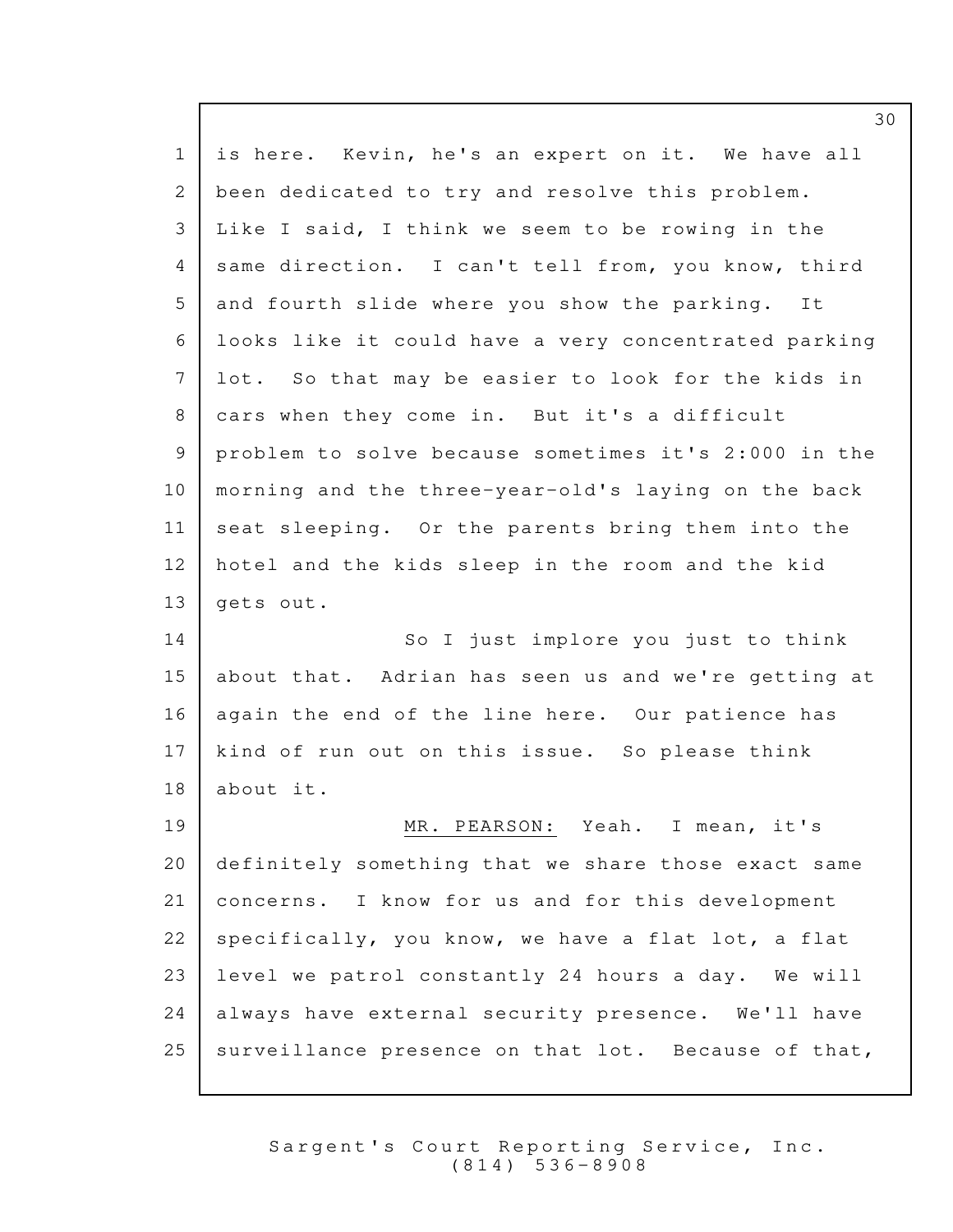is here. Kevin, he's an expert on it. We have all been dedicated to try and resolve this problem. Like I said, I think we seem to be rowing in the same direction. I can't tell from, you know, third and fourth slide where you show the parking. It looks like it could have a very concentrated parking lot. So that may be easier to look for the kids in cars when they come in. But it's a difficult problem to solve because sometimes it's 2:000 in the morning and the three-year-old's laying on the back seat sleeping. Or the parents bring them into the hotel and the kids sleep in the room and the kid gets out.

So I just implore you just to think about that. Adrian has seen us and we're getting at again the end of the line here. Our patience has kind of run out on this issue. So please think about it.

MR. PEARSON: Yeah. I mean, it's definitely something that we share those exact same concerns. I know for us and for this development specifically, you know, we have a flat lot, a flat level we patrol constantly 24 hours a day. We will always have external security presence. We'll have surveillance presence on that lot. Because of that,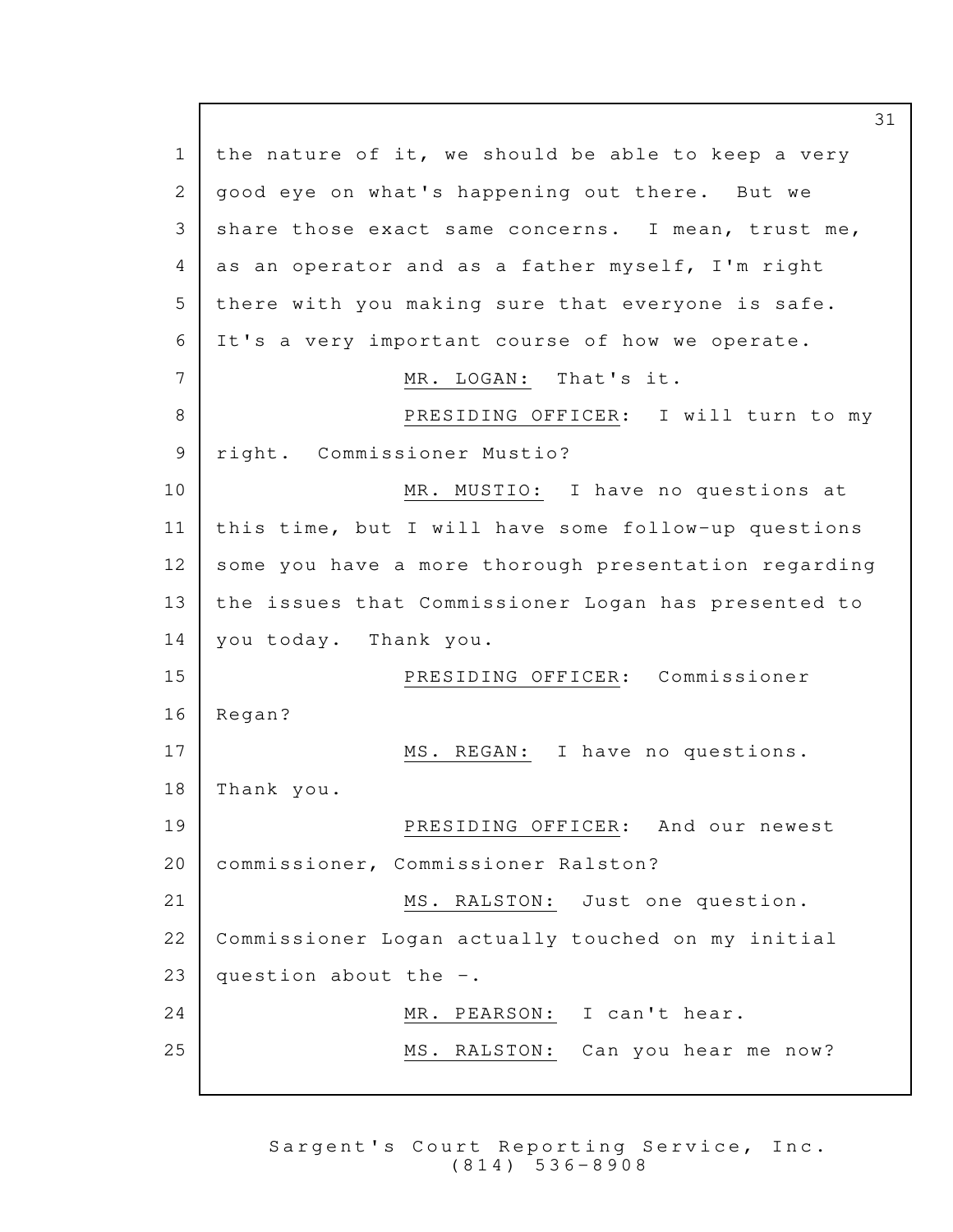the nature of it, we should be able to keep a very good eye on what's happening out there. But we share those exact same concerns. I mean, trust me, as an operator and as a father myself, I'm right there with you making sure that everyone is safe. It's a very important course of how we operate.

MR. LOGAN: That's it.

PRESIDING OFFICER: I will turn to my right. Commissioner Mustio?

MR. MUSTIO: I have no questions at this time, but I will have some follow-up questions some you have a more thorough presentation regarding the issues that Commissioner Logan has presented to you today. Thank you.

PRESIDING OFFICER: Commissioner Regan?

MS. REGAN: I have no questions. Thank you.

PRESIDING OFFICER: And our newest commissioner, Commissioner Ralston?

MS. RALSTON: Just one question. Commissioner Logan actually touched on my initial question about the -.

MR. PEARSON: I can't hear.

MS. RALSTON: Can you hear me now?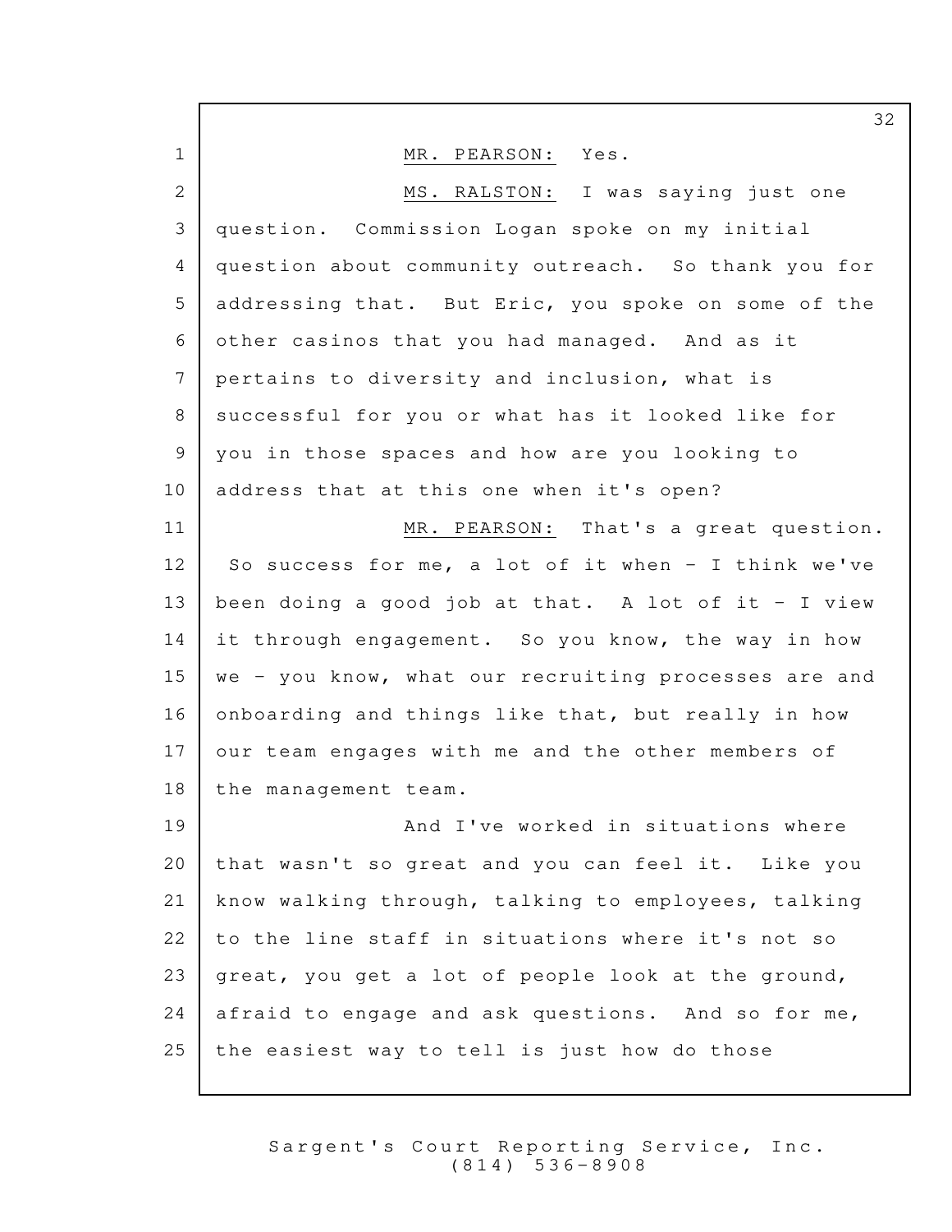MR. PEARSON: Yes.

MS. RALSTON: I was saying just one question. Commission Logan spoke on my initial question about community outreach. So thank you for addressing that. But Eric, you spoke on some of the other casinos that you had managed. And as it pertains to diversity and inclusion, what is successful for you or what has it looked like for you in those spaces and how are you looking to address that at this one when it's open?

MR. PEARSON: That's a great question. So success for me, a lot of it when - I think we've been doing a good job at that. A lot of it - I view it through engagement. So you know, the way in how we - you know, what our recruiting processes are and onboarding and things like that, but really in how our team engages with me and the other members of the management team.

And I've worked in situations where that wasn't so great and you can feel it. Like you know walking through, talking to employees, talking to the line staff in situations where it's not so great, you get a lot of people look at the ground, afraid to engage and ask questions. And so for me, the easiest way to tell is just how do those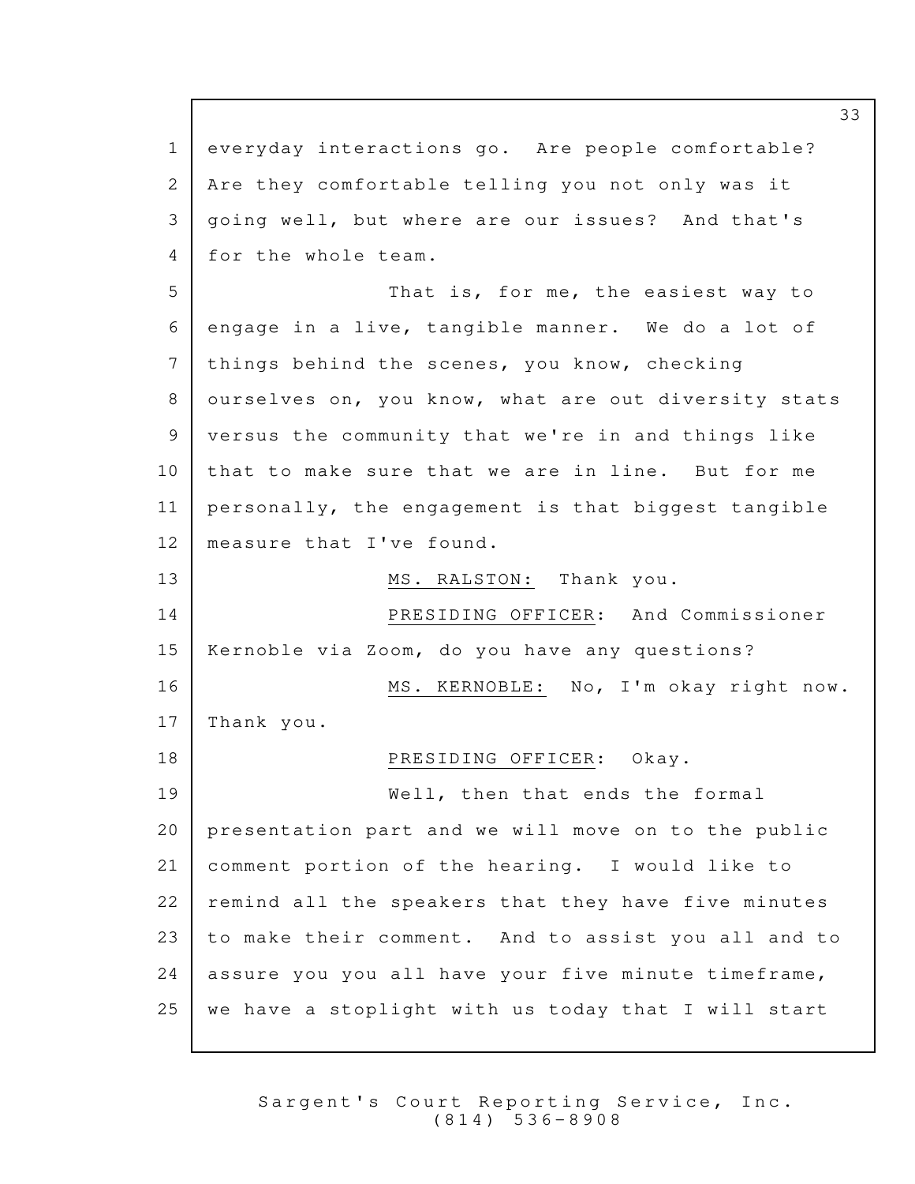everyday interactions go. Are people comfortable? Are they comfortable telling you not only was it going well, but where are our issues? And that's for the whole team.

That is, for me, the easiest way to engage in a live, tangible manner. We do a lot of things behind the scenes, you know, checking ourselves on, you know, what are out diversity stats versus the community that we're in and things like that to make sure that we are in line. But for me personally, the engagement is that biggest tangible measure that I've found.

MS. RALSTON: Thank you.

PRESIDING OFFICER: And Commissioner Kernoble via Zoom, do you have any questions?

MS. KERNOBLE: No, I'm okay right now. Thank you.

PRESIDING OFFICER: Okay.

Well, then that ends the formal presentation part and we will move on to the public comment portion of the hearing. I would like to remind all the speakers that they have five minutes to make their comment. And to assist you all and to assure you you all have your five minute timeframe, we have a stoplight with us today that I will start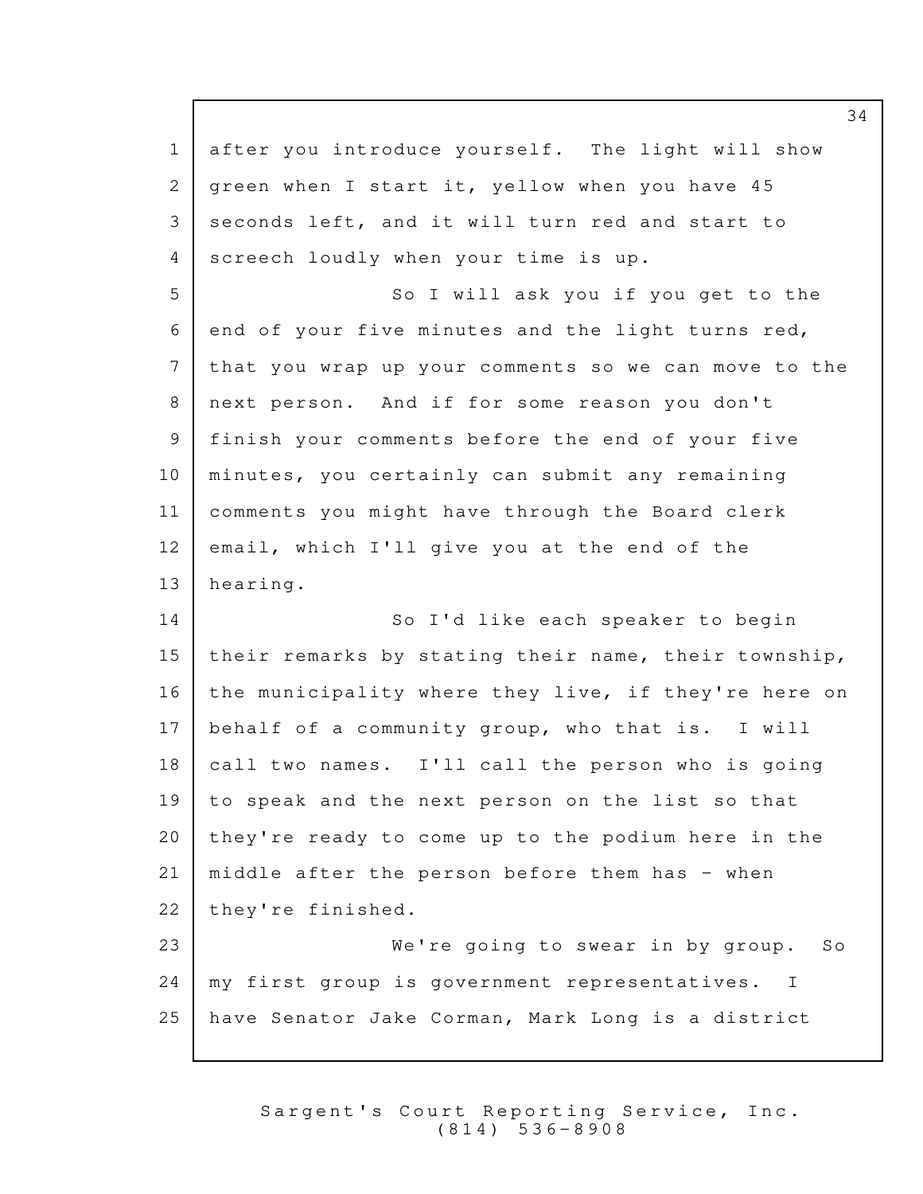after you introduce yourself. The light will show green when I start it, yellow when you have 45 seconds left, and it will turn red and start to screech loudly when your time is up.

So I will ask you if you get to the end of your five minutes and the light turns red, that you wrap up your comments so we can move to the next person. And if for some reason you don't finish your comments before the end of your five minutes, you certainly can submit any remaining comments you might have through the Board clerk email, which I'll give you at the end of the hearing.

So I'd like each speaker to begin their remarks by stating their name, their township, the municipality where they live, if they're here on behalf of a community group, who that is. I will call two names. I'll call the person who is going to speak and the next person on the list so that they're ready to come up to the podium here in the middle after the person before them has - when they're finished.

We're going to swear in by group. So my first group is government representatives. I have Senator Jake Corman, Mark Long is a district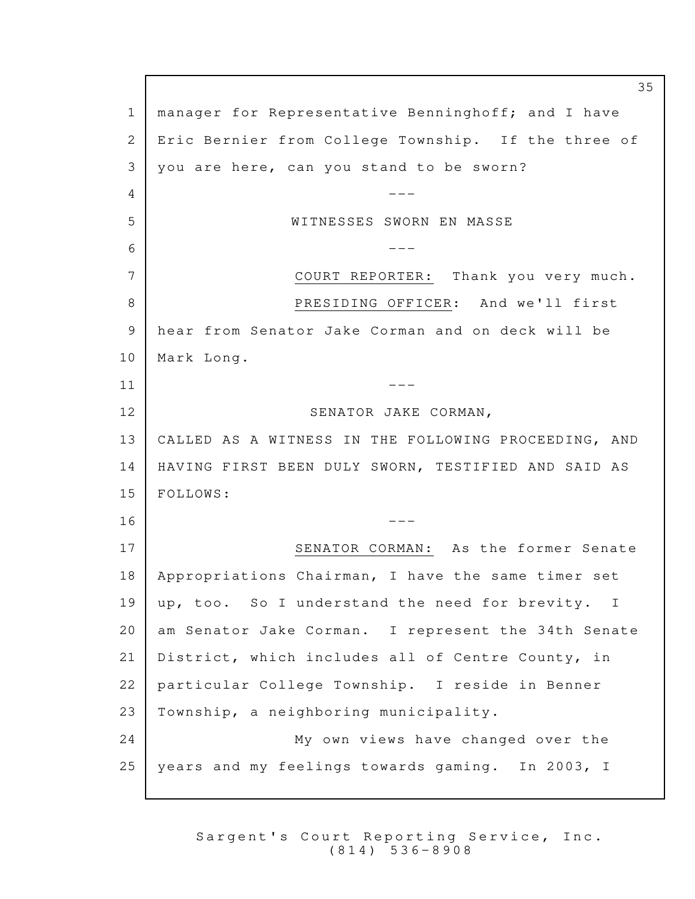manager for Representative Benninghoff; and I have Eric Bernier from College Township. If the three of you are here, can you stand to be sworn?

---

WITNESSES SWORN EN MASSE

---

COURT REPORTER: Thank you very much.

PRESIDING OFFICER: And we'll first hear from Senator Jake Corman and on deck will be Mark Long.

---

SENATOR JAKE CORMAN,

CALLED AS A WITNESS IN THE FOLLOWING PROCEEDING, AND HAVING FIRST BEEN DULY SWORN, TESTIFIED AND SAID AS FOLLOWS:

---

SENATOR CORMAN: As the former Senate Appropriations Chairman, I have the same timer set up, too. So I understand the need for brevity. I am Senator Jake Corman. I represent the 34th Senate District, which includes all of Centre County, in particular College Township. I reside in Benner Township, a neighboring municipality.

My own views have changed over the years and my feelings towards gaming. In 2003, I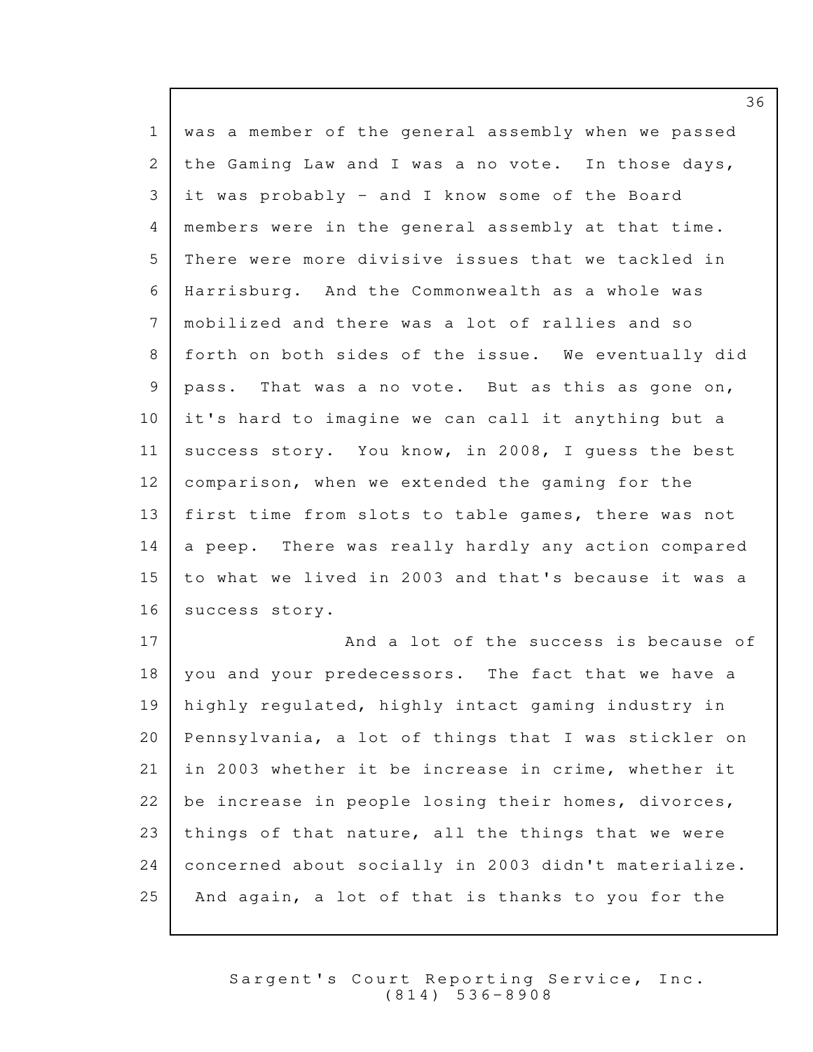was a member of the general assembly when we passed the Gaming Law and I was a no vote. In those days, it was probably - and I know some of the Board members were in the general assembly at that time. There were more divisive issues that we tackled in Harrisburg. And the Commonwealth as a whole was mobilized and there was a lot of rallies and so forth on both sides of the issue. We eventually did pass. That was a no vote. But as this as gone on, it's hard to imagine we can call it anything but a success story. You know, in 2008, I guess the best comparison, when we extended the gaming for the first time from slots to table games, there was not a peep. There was really hardly any action compared to what we lived in 2003 and that's because it was a success story.

And a lot of the success is because of you and your predecessors. The fact that we have a highly regulated, highly intact gaming industry in Pennsylvania, a lot of things that I was stickler on in 2003 whether it be increase in crime, whether it be increase in people losing their homes, divorces, things of that nature, all the things that we were concerned about socially in 2003 didn't materialize. And again, a lot of that is thanks to you for the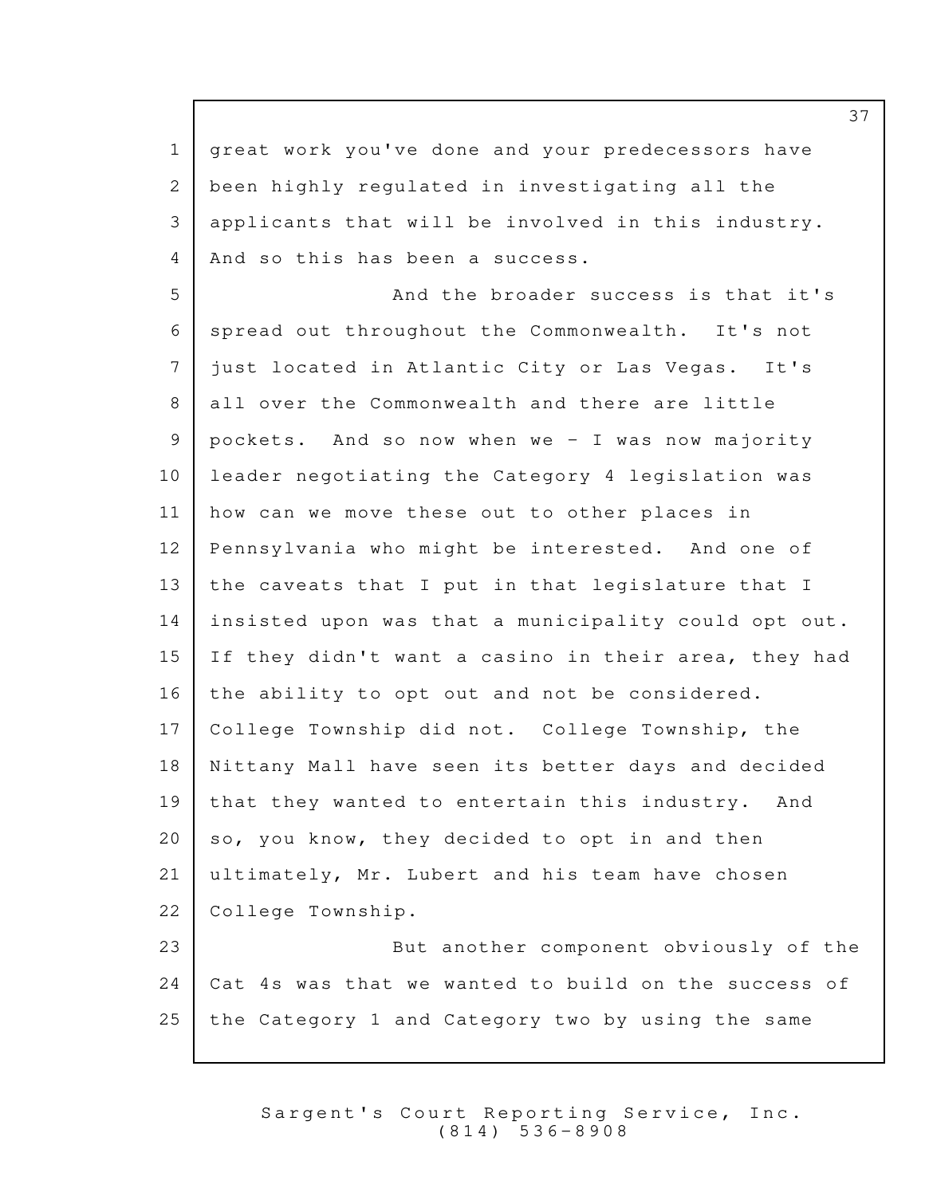great work you've done and your predecessors have been highly regulated in investigating all the applicants that will be involved in this industry. And so this has been a success.

And the broader success is that it's spread out throughout the Commonwealth. It's not just located in Atlantic City or Las Vegas. It's all over the Commonwealth and there are little pockets. And so now when we - I was now majority leader negotiating the Category 4 legislation was how can we move these out to other places in Pennsylvania who might be interested. And one of the caveats that I put in that legislature that I insisted upon was that a municipality could opt out. If they didn't want a casino in their area, they had the ability to opt out and not be considered. College Township did not. College Township, the Nittany Mall have seen its better days and decided that they wanted to entertain this industry. And so, you know, they decided to opt in and then ultimately, Mr. Lubert and his team have chosen College Township.

But another component obviously of the Cat 4s was that we wanted to build on the success of the Category 1 and Category two by using the same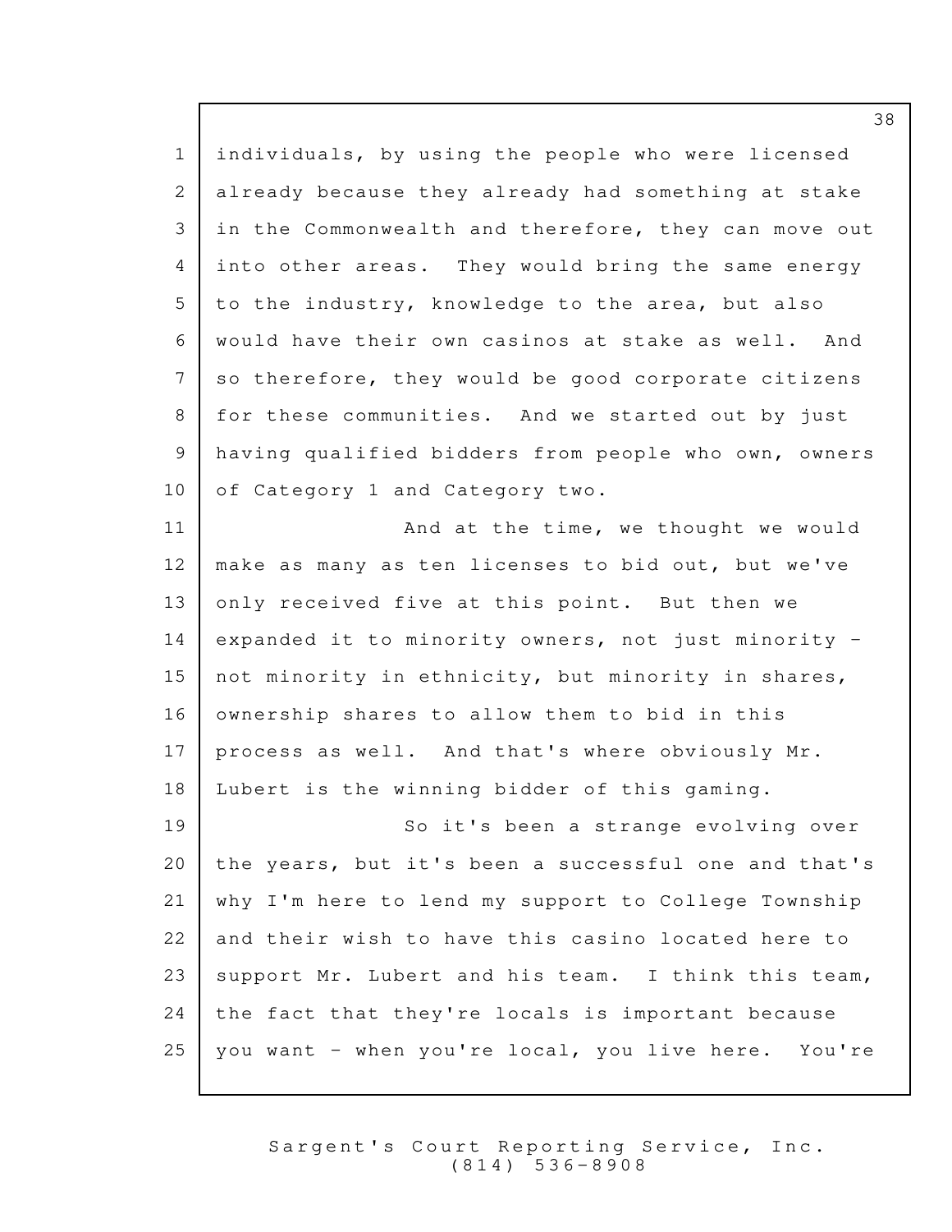individuals, by using the people who were licensed already because they already had something at stake in the Commonwealth and therefore, they can move out into other areas. They would bring the same energy to the industry, knowledge to the area, but also would have their own casinos at stake as well. And so therefore, they would be good corporate citizens for these communities. And we started out by just having qualified bidders from people who own, owners of Category 1 and Category two.

And at the time, we thought we would make as many as ten licenses to bid out, but we've only received five at this point. But then we expanded it to minority owners, not just minority - not minority in ethnicity, but minority in shares, ownership shares to allow them to bid in this process as well. And that's where obviously Mr. Lubert is the winning bidder of this gaming.

So it's been a strange evolving over the years, but it's been a successful one and that's why I'm here to lend my support to College Township and their wish to have this casino located here to support Mr. Lubert and his team. I think this team, the fact that they're locals is important because you want - when you're local, you live here. You're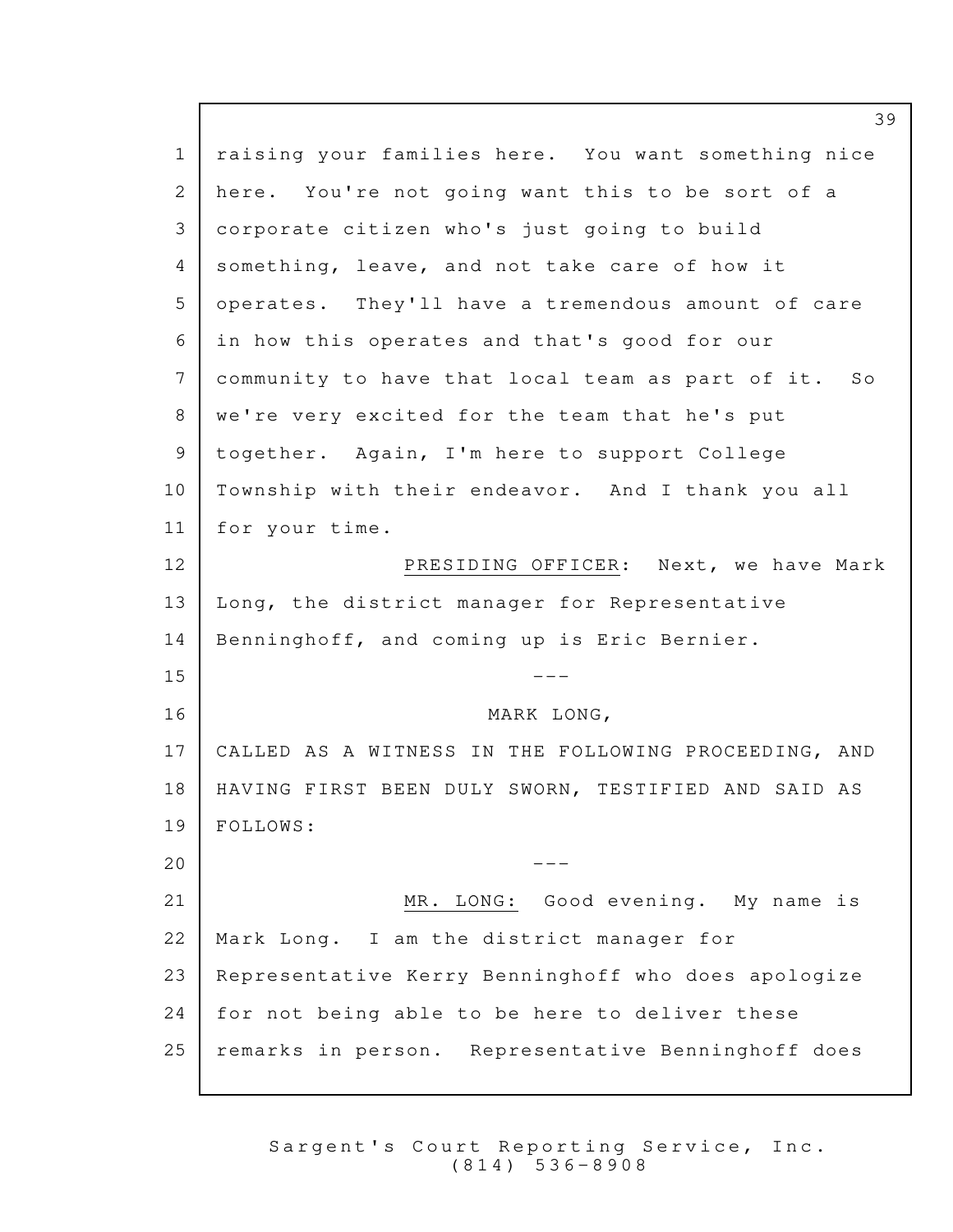raising your families here. You want something nice here. You're not going want this to be sort of a corporate citizen who's just going to build something, leave, and not take care of how it operates. They'll have a tremendous amount of care in how this operates and that's good for our community to have that local team as part of it. So we're very excited for the team that he's put together. Again, I'm here to support College Township with their endeavor. And I thank you all for your time.

PRESIDING OFFICER: Next, we have Mark Long, the district manager for Representative Benninghoff, and coming up is Eric Bernier.

---

MARK LONG,

CALLED AS A WITNESS IN THE FOLLOWING PROCEEDING, AND HAVING FIRST BEEN DULY SWORN, TESTIFIED AND SAID AS FOLLOWS:

---

MR. LONG: Good evening. My name is Mark Long. I am the district manager for Representative Kerry Benninghoff who does apologize for not being able to be here to deliver these remarks in person. Representative Benninghoff does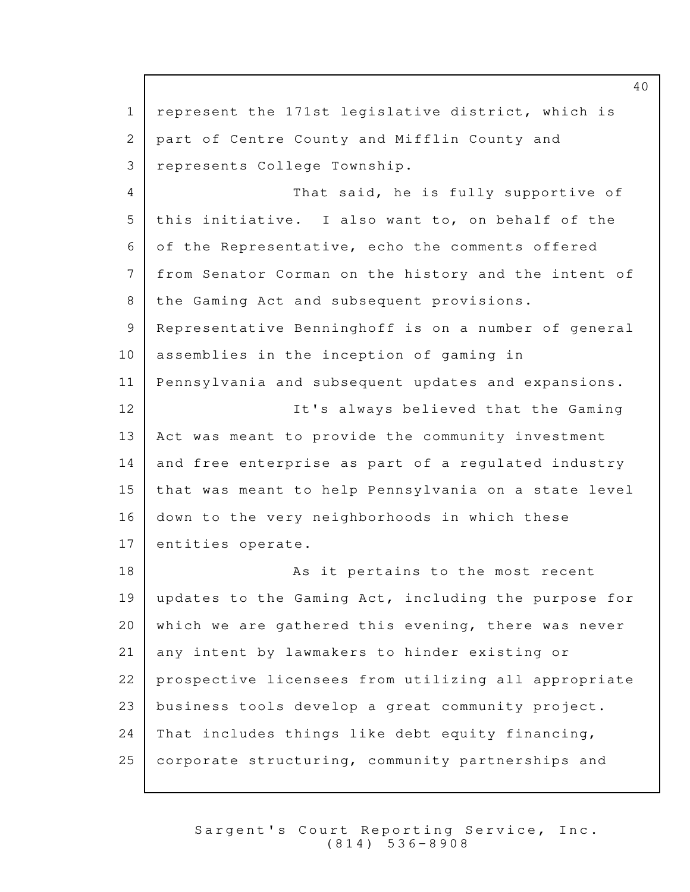represent the 171st legislative district, which is part of Centre County and Mifflin County and represents College Township.

That said, he is fully supportive of this initiative. I also want to, on behalf of the of the Representative, echo the comments offered from Senator Corman on the history and the intent of the Gaming Act and subsequent provisions. Representative Benninghoff is on a number of general assemblies in the inception of gaming in Pennsylvania and subsequent updates and expansions.

It's always believed that the Gaming Act was meant to provide the community investment and free enterprise as part of a regulated industry that was meant to help Pennsylvania on a state level down to the very neighborhoods in which these entities operate.

As it pertains to the most recent updates to the Gaming Act, including the purpose for which we are gathered this evening, there was never any intent by lawmakers to hinder existing or prospective licensees from utilizing all appropriate business tools develop a great community project. That includes things like debt equity financing, corporate structuring, community partnerships and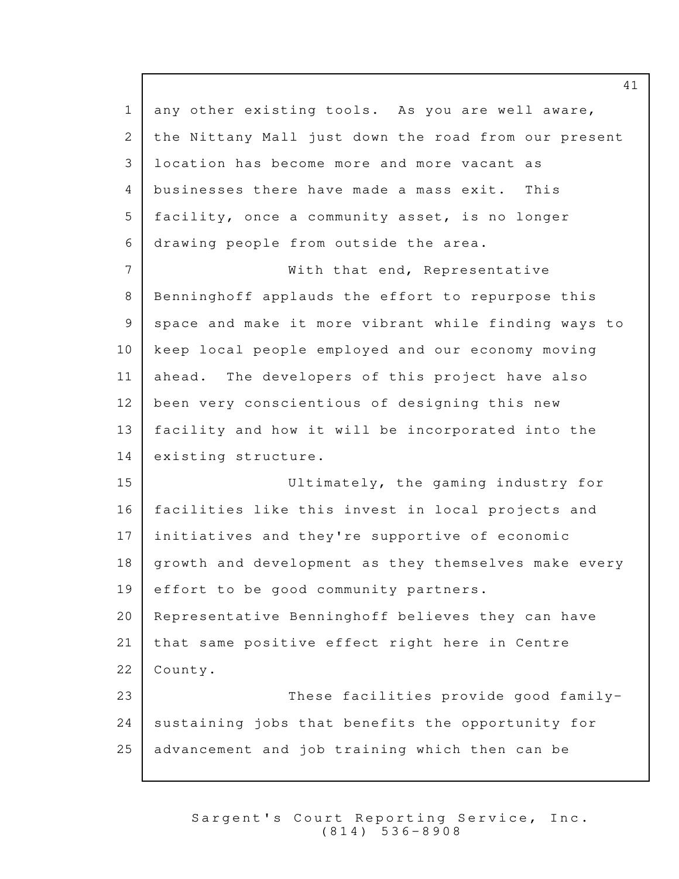any other existing tools. As you are well aware, the Nittany Mall just down the road from our present location has become more and more vacant as businesses there have made a mass exit. This facility, once a community asset, is no longer drawing people from outside the area.

With that end, Representative Benninghoff applauds the effort to repurpose this space and make it more vibrant while finding ways to keep local people employed and our economy moving ahead. The developers of this project have also been very conscientious of designing this new facility and how it will be incorporated into the existing structure.

Ultimately, the gaming industry for facilities like this invest in local projects and initiatives and they're supportive of economic growth and development as they themselves make every effort to be good community partners. Representative Benninghoff believes they can have that same positive effect right here in Centre County.

These facilities provide good family-sustaining jobs that benefits the opportunity for advancement and job training which then can be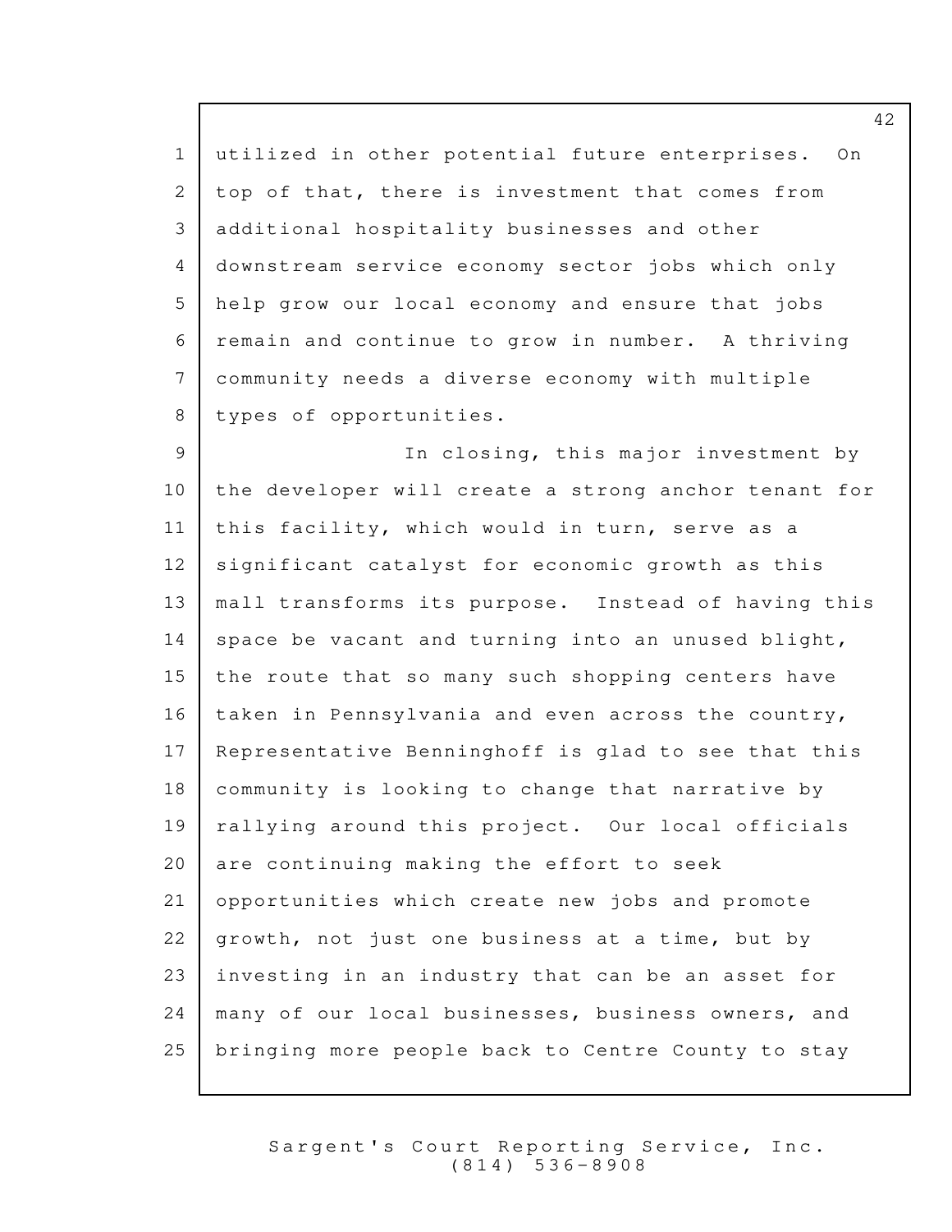utilized in other potential future enterprises. On top of that, there is investment that comes from additional hospitality businesses and other downstream service economy sector jobs which only help grow our local economy and ensure that jobs remain and continue to grow in number. A thriving community needs a diverse economy with multiple types of opportunities.

In closing, this major investment by the developer will create a strong anchor tenant for this facility, which would in turn, serve as a significant catalyst for economic growth as this mall transforms its purpose. Instead of having this space be vacant and turning into an unused blight, the route that so many such shopping centers have taken in Pennsylvania and even across the country, Representative Benninghoff is glad to see that this community is looking to change that narrative by rallying around this project. Our local officials are continuing making the effort to seek opportunities which create new jobs and promote growth, not just one business at a time, but by investing in an industry that can be an asset for many of our local businesses, business owners, and bringing more people back to Centre County to stay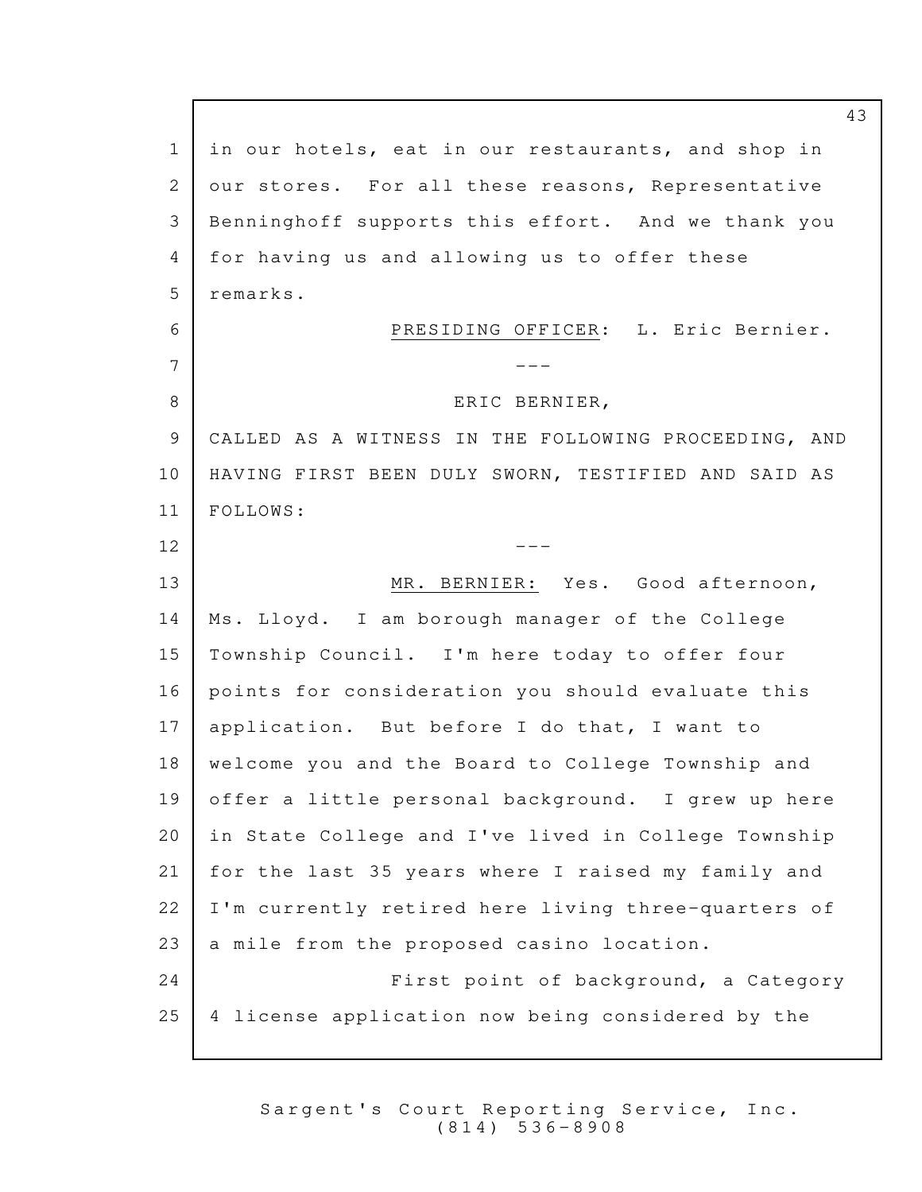in our hotels, eat in our restaurants, and shop in our stores. For all these reasons, Representative Benninghoff supports this effort. And we thank you for having us and allowing us to offer these remarks.

PRESIDING OFFICER: L. Eric Bernier.

---

ERIC BERNIER,

CALLED AS A WITNESS IN THE FOLLOWING PROCEEDING, AND HAVING FIRST BEEN DULY SWORN, TESTIFIED AND SAID AS FOLLOWS:

---

MR. BERNIER: Yes. Good afternoon, Ms. Lloyd. I am borough manager of the College Township Council. I'm here today to offer four points for consideration you should evaluate this application. But before I do that, I want to welcome you and the Board to College Township and offer a little personal background. I grew up here in State College and I've lived in College Township for the last 35 years where I raised my family and I'm currently retired here living three-quarters of a mile from the proposed casino location.

First point of background, a Category 4 license application now being considered by the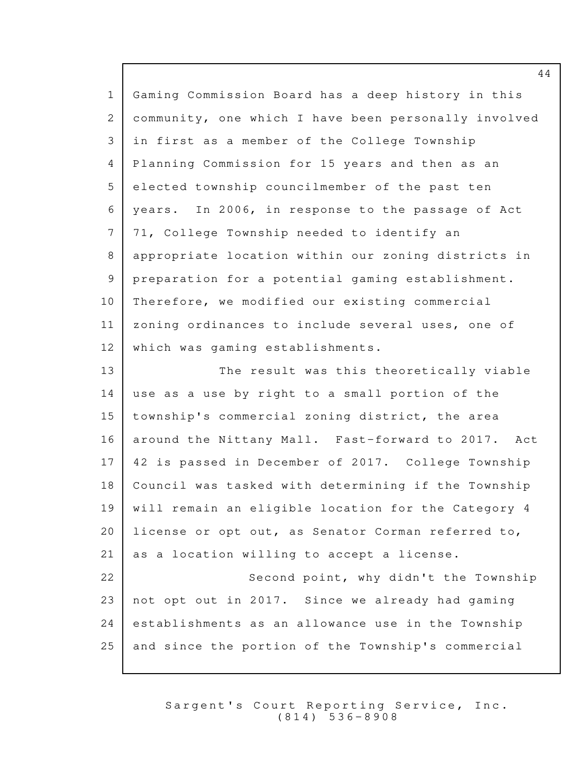Gaming Commission Board has a deep history in this community, one which I have been personally involved in first as a member of the College Township Planning Commission for 15 years and then as an elected township councilmember of the past ten years. In 2006, in response to the passage of Act 71, College Township needed to identify an appropriate location within our zoning districts in preparation for a potential gaming establishment. Therefore, we modified our existing commercial zoning ordinances to include several uses, one of which was gaming establishments.

The result was this theoretically viable use as a use by right to a small portion of the township's commercial zoning district, the area around the Nittany Mall. Fast-forward to 2017. Act 42 is passed in December of 2017. College Township Council was tasked with determining if the Township will remain an eligible location for the Category 4 license or opt out, as Senator Corman referred to, as a location willing to accept a license.

Second point, why didn't the Township not opt out in 2017. Since we already had gaming establishments as an allowance use in the Township and since the portion of the Township's commercial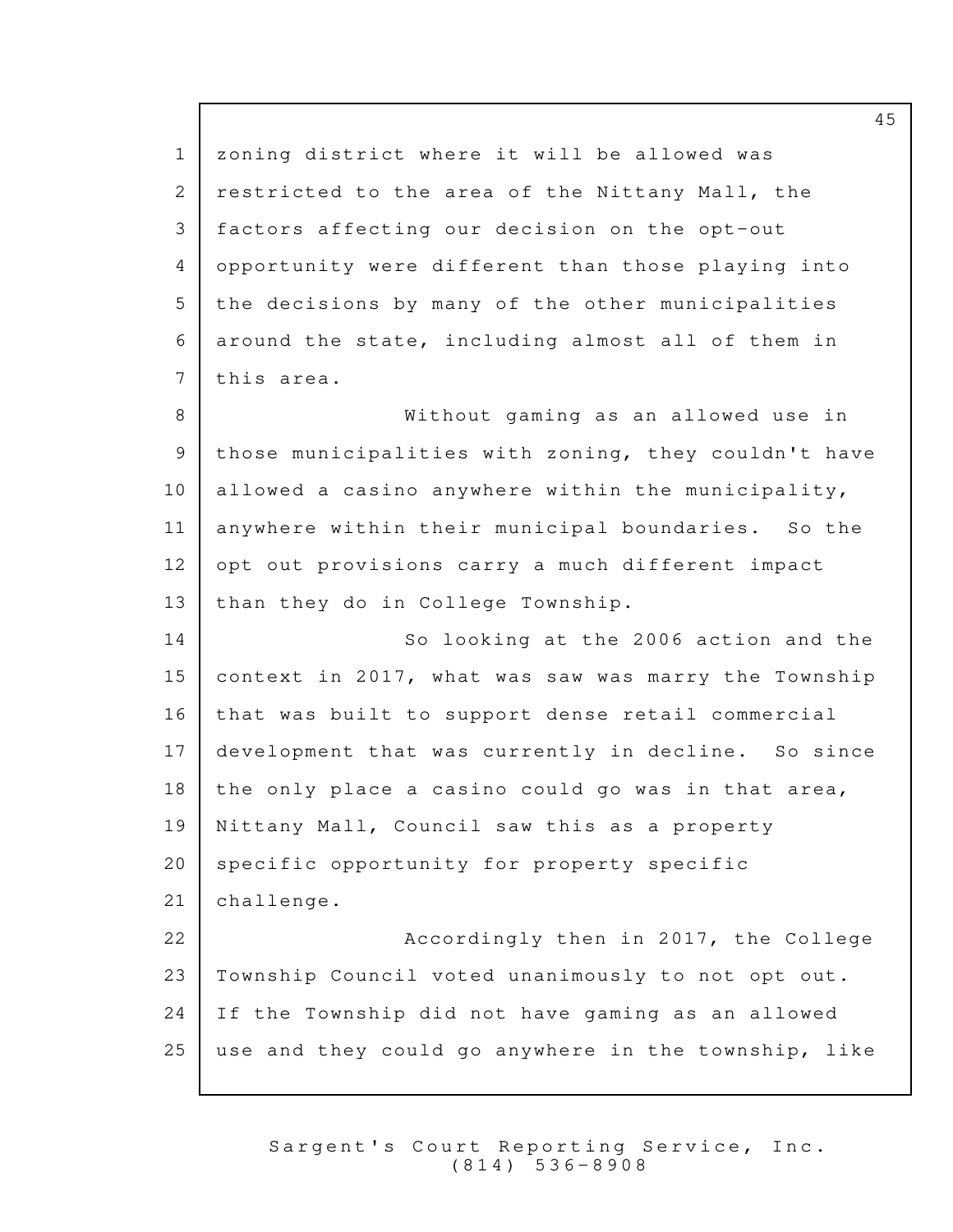zoning district where it will be allowed was restricted to the area of the Nittany Mall, the factors affecting our decision on the opt-out opportunity were different than those playing into the decisions by many of the other municipalities around the state, including almost all of them in this area.

Without gaming as an allowed use in those municipalities with zoning, they couldn't have allowed a casino anywhere within the municipality, anywhere within their municipal boundaries. So the opt out provisions carry a much different impact than they do in College Township.

So looking at the 2006 action and the context in 2017, what was saw was marry the Township that was built to support dense retail commercial development that was currently in decline. So since the only place a casino could go was in that area, Nittany Mall, Council saw this as a property specific opportunity for property specific challenge.

Accordingly then in 2017, the College Township Council voted unanimously to not opt out. If the Township did not have gaming as an allowed use and they could go anywhere in the township, like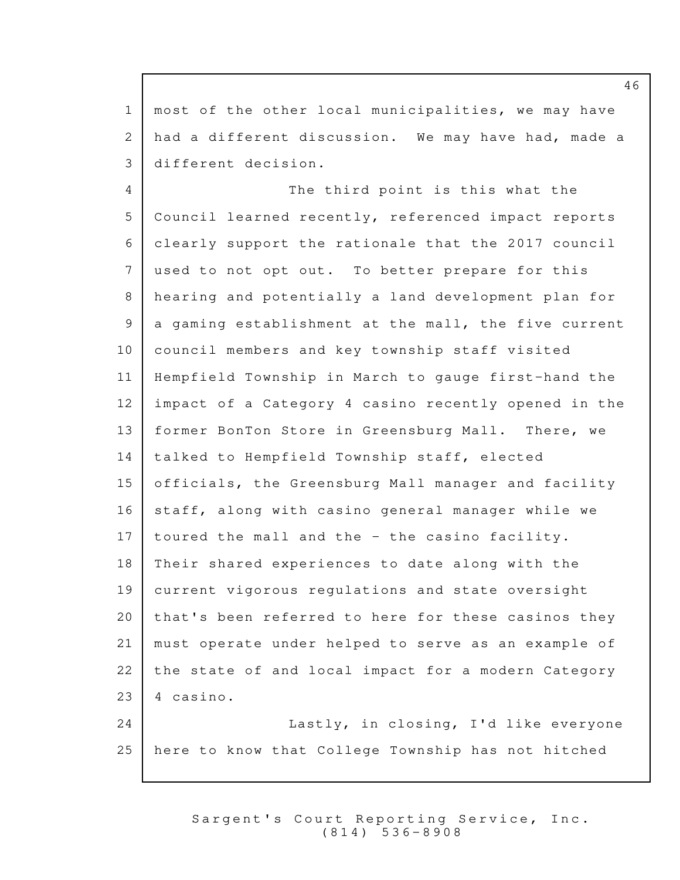most of the other local municipalities, we may have had a different discussion. We may have had, made a different decision.

The third point is this what the Council learned recently, referenced impact reports clearly support the rationale that the 2017 council used to not opt out. To better prepare for this hearing and potentially a land development plan for a gaming establishment at the mall, the five current council members and key township staff visited Hempfield Township in March to gauge first-hand the impact of a Category 4 casino recently opened in the former BonTon Store in Greensburg Mall. There, we talked to Hempfield Township staff, elected officials, the Greensburg Mall manager and facility staff, along with casino general manager while we toured the mall and the - the casino facility. Their shared experiences to date along with the current vigorous regulations and state oversight that's been referred to here for these casinos they must operate under helped to serve as an example of the state of and local impact for a modern Category 4 casino.

Lastly, in closing, I'd like everyone here to know that College Township has not hitched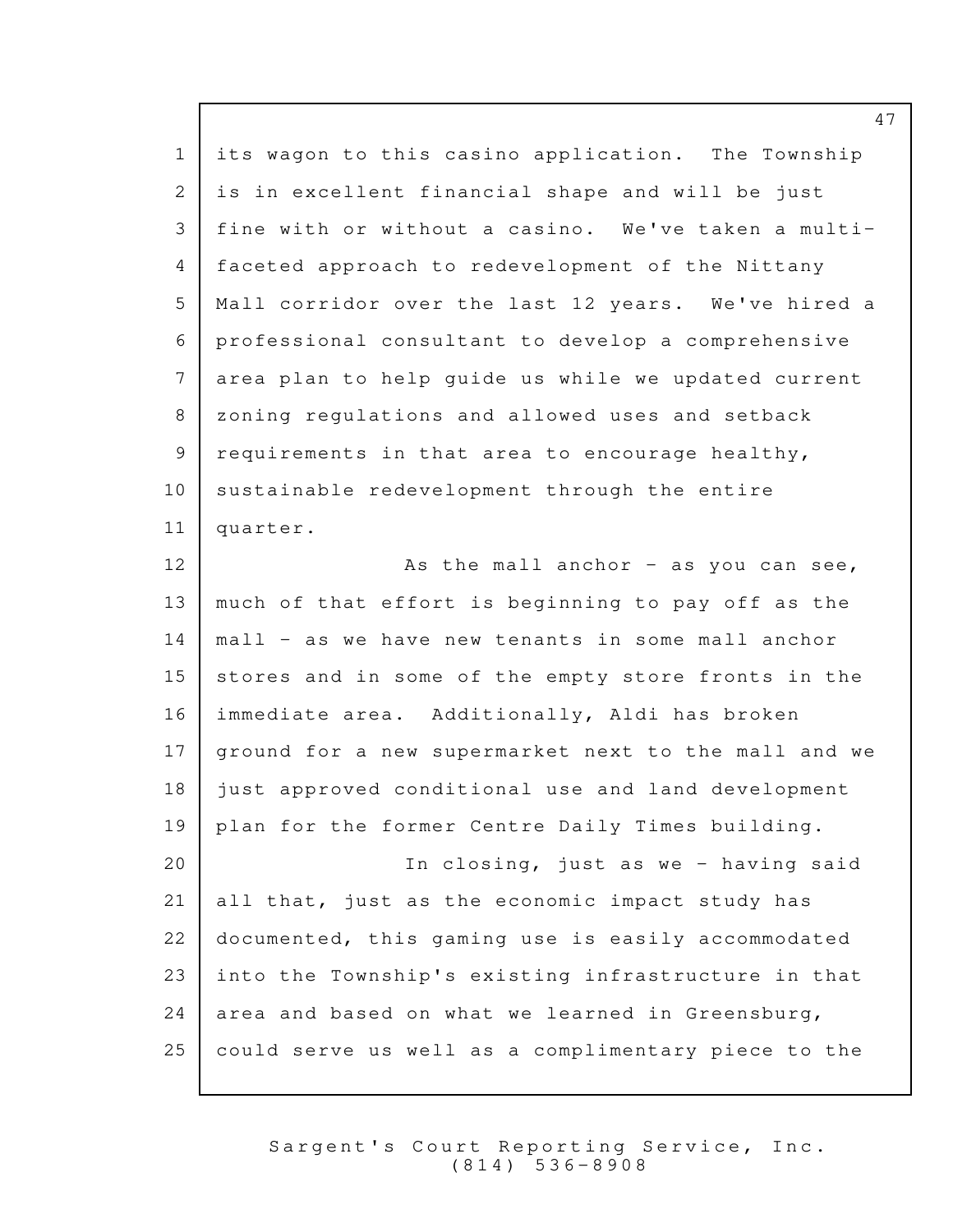its wagon to this casino application. The Township is in excellent financial shape and will be just fine with or without a casino. We've taken a multi-faceted approach to redevelopment of the Nittany Mall corridor over the last 12 years. We've hired a professional consultant to develop a comprehensive area plan to help guide us while we updated current zoning regulations and allowed uses and setback requirements in that area to encourage healthy, sustainable redevelopment through the entire quarter.

As the mall anchor - as you can see, much of that effort is beginning to pay off as the mall - as we have new tenants in some mall anchor stores and in some of the empty store fronts in the immediate area. Additionally, Aldi has broken ground for a new supermarket next to the mall and we just approved conditional use and land development plan for the former Centre Daily Times building.

In closing, just as we - having said all that, just as the economic impact study has documented, this gaming use is easily accommodated into the Township's existing infrastructure in that area and based on what we learned in Greensburg, could serve us well as a complimentary piece to the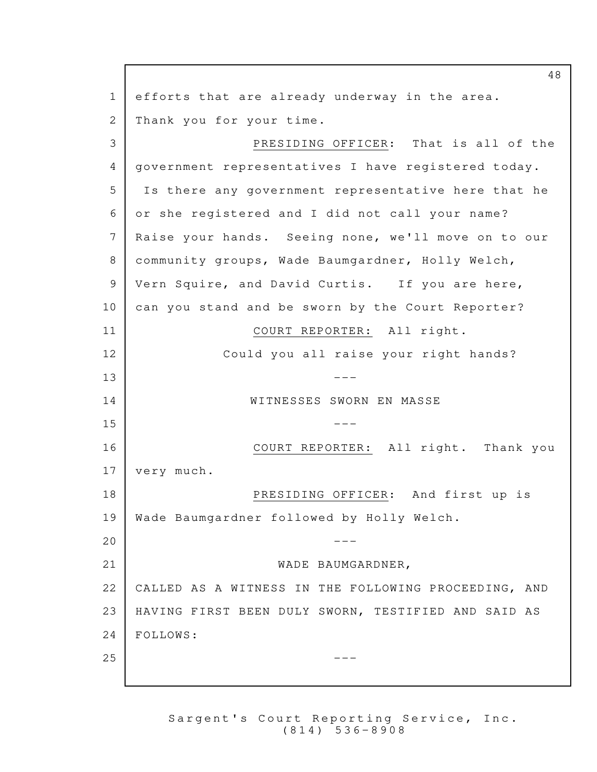efforts that are already underway in the area.
Thank you for your time.

PRESIDING OFFICER: That is all of the government representatives I have registered today. Is there any government representative here that he or she registered and I did not call your name? Raise your hands. Seeing none, we'll move on to our community groups, Wade Baumgardner, Holly Welch, Vern Squire, and David Curtis. If you are here, can you stand and be sworn by the Court Reporter?

COURT REPORTER: All right.

Could you all raise your right hands?

---

WITNESSES SWORN EN MASSE

---

COURT REPORTER: All right. Thank you very much.

PRESIDING OFFICER: And first up is Wade Baumgardner followed by Holly Welch.

---

WADE BAUMGARDNER,

CALLED AS A WITNESS IN THE FOLLOWING PROCEEDING, AND HAVING FIRST BEEN DULY SWORN, TESTIFIED AND SAID AS FOLLOWS:

---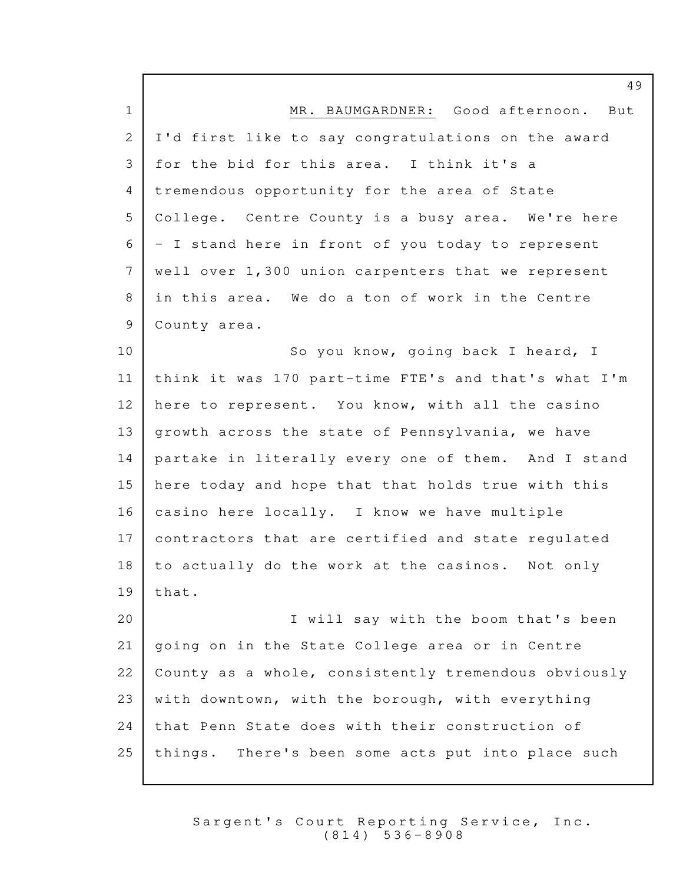MR. BAUMGARDNER: Good afternoon. But I'd first like to say congratulations on the award for the bid for this area. I think it's a tremendous opportunity for the area of State College. Centre County is a busy area. We're here - I stand here in front of you today to represent well over 1,300 union carpenters that we represent in this area. We do a ton of work in the Centre County area.

So you know, going back I heard, I think it was 170 part-time FTE's and that's what I'm here to represent. You know, with all the casino growth across the state of Pennsylvania, we have partake in literally every one of them. And I stand here today and hope that that holds true with this casino here locally. I know we have multiple contractors that are certified and state regulated to actually do the work at the casinos. Not only that.

I will say with the boom that's been going on in the State College area or in Centre County as a whole, consistently tremendous obviously with downtown, with the borough, with everything that Penn State does with their construction of things. There's been some acts put into place such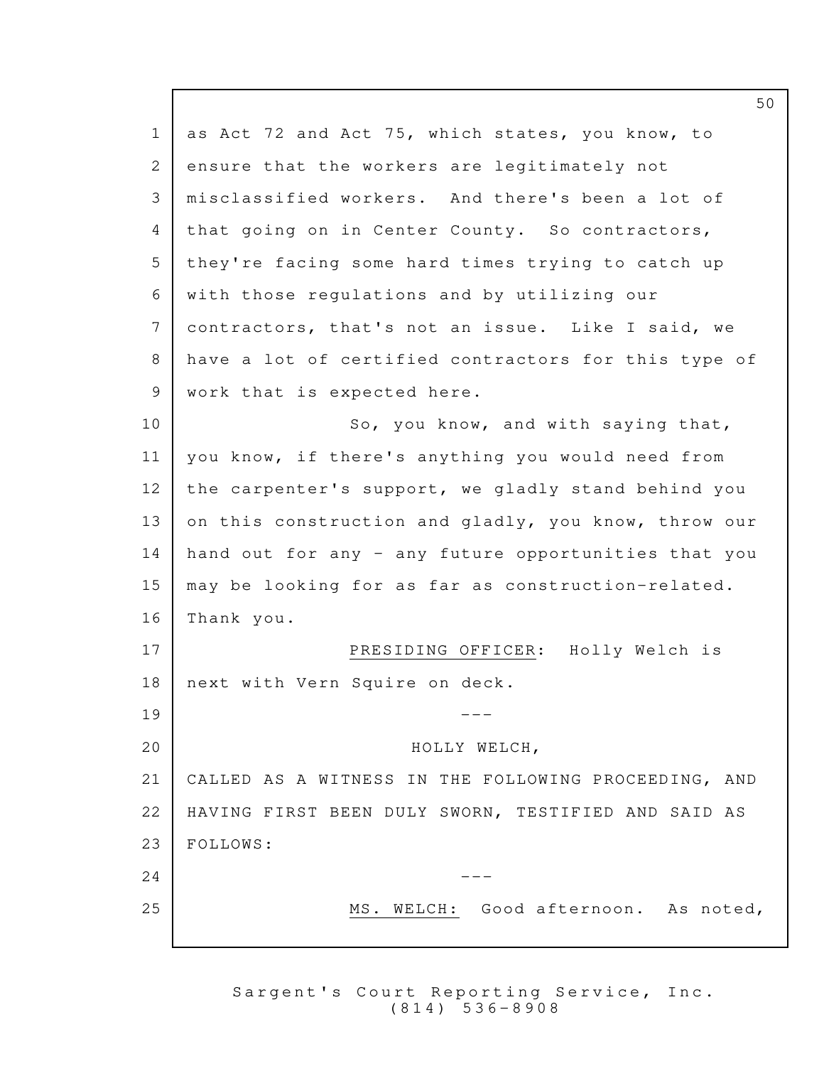as Act 72 and Act 75, which states, you know, to ensure that the workers are legitimately not misclassified workers. And there's been a lot of that going on in Center County. So contractors, they're facing some hard times trying to catch up with those regulations and by utilizing our contractors, that's not an issue. Like I said, we have a lot of certified contractors for this type of work that is expected here.

So, you know, and with saying that, you know, if there's anything you would need from the carpenter's support, we gladly stand behind you on this construction and gladly, you know, throw our hand out for any - any future opportunities that you may be looking for as far as construction-related. Thank you.

PRESIDING OFFICER: Holly Welch is next with Vern Squire on deck.

---

HOLLY WELCH,

CALLED AS A WITNESS IN THE FOLLOWING PROCEEDING, AND HAVING FIRST BEEN DULY SWORN, TESTIFIED AND SAID AS FOLLOWS:

---

MS. WELCH: Good afternoon. As noted,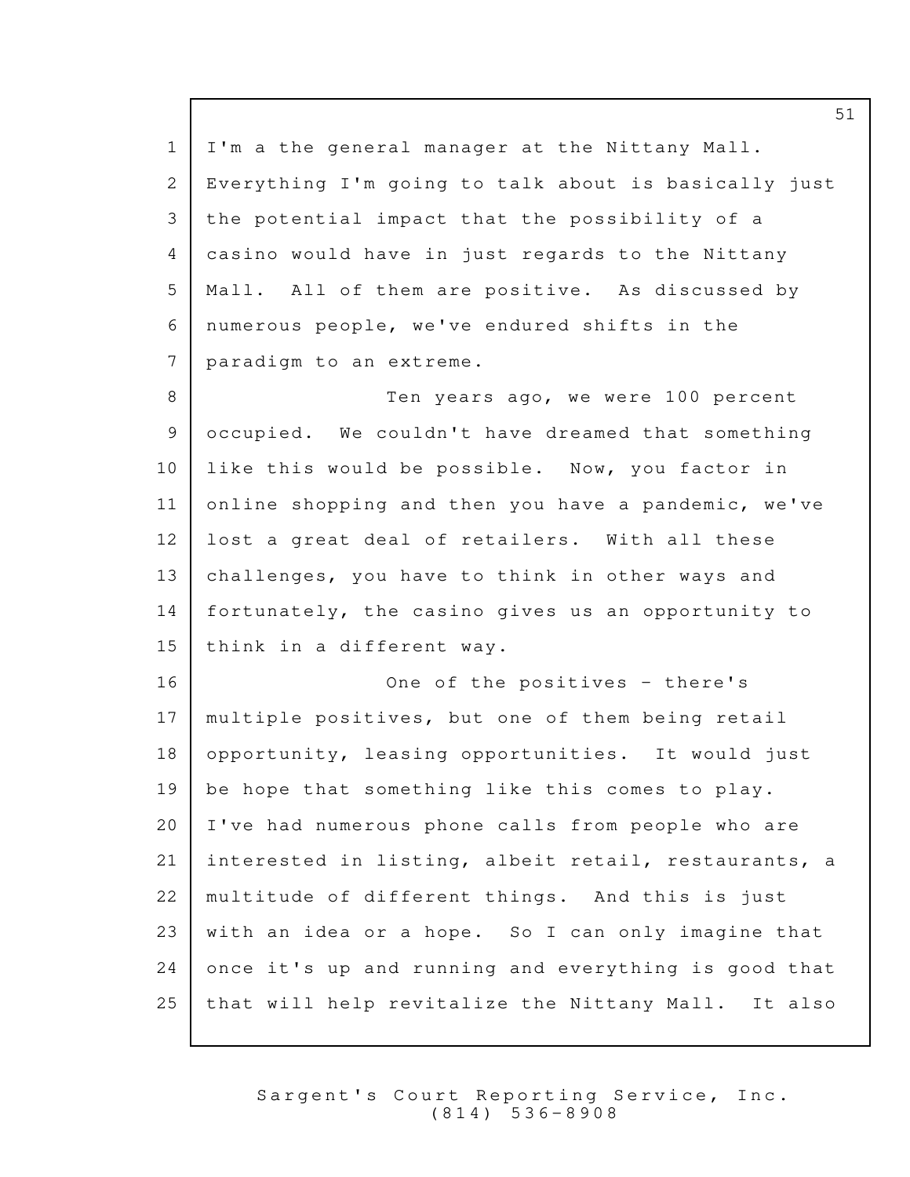I'm a the general manager at the Nittany Mall. Everything I'm going to talk about is basically just the potential impact that the possibility of a casino would have in just regards to the Nittany Mall. All of them are positive. As discussed by numerous people, we've endured shifts in the paradigm to an extreme.

Ten years ago, we were 100 percent occupied. We couldn't have dreamed that something like this would be possible. Now, you factor in online shopping and then you have a pandemic, we've lost a great deal of retailers. With all these challenges, you have to think in other ways and fortunately, the casino gives us an opportunity to think in a different way.

One of the positives - there's multiple positives, but one of them being retail opportunity, leasing opportunities. It would just be hope that something like this comes to play. I've had numerous phone calls from people who are interested in listing, albeit retail, restaurants, a multitude of different things. And this is just with an idea or a hope. So I can only imagine that once it's up and running and everything is good that that will help revitalize the Nittany Mall. It also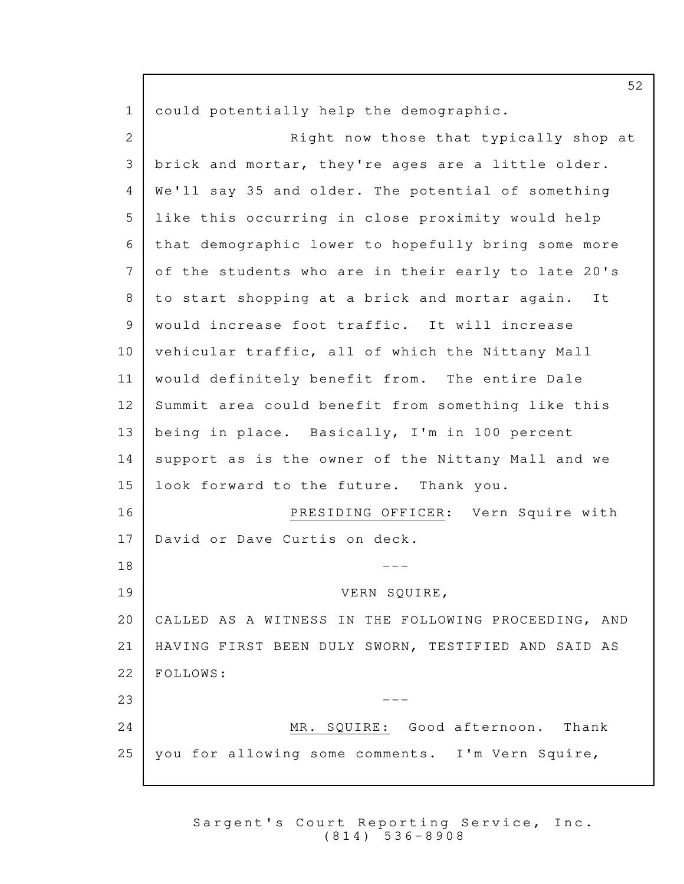could potentially help the demographic.

Right now those that typically shop at brick and mortar, they're ages are a little older. We'll say 35 and older. The potential of something like this occurring in close proximity would help that demographic lower to hopefully bring some more of the students who are in their early to late 20's to start shopping at a brick and mortar again. It would increase foot traffic. It will increase vehicular traffic, all of which the Nittany Mall would definitely benefit from. The entire Dale Summit area could benefit from something like this being in place. Basically, I'm in 100 percent support as is the owner of the Nittany Mall and we look forward to the future. Thank you.

PRESIDING OFFICER: Vern Squire with David or Dave Curtis on deck.

---

VERN SQUIRE,

CALLED AS A WITNESS IN THE FOLLOWING PROCEEDING, AND HAVING FIRST BEEN DULY SWORN, TESTIFIED AND SAID AS FOLLOWS:

---

MR. SQUIRE: Good afternoon. Thank you for allowing some comments. I'm Vern Squire,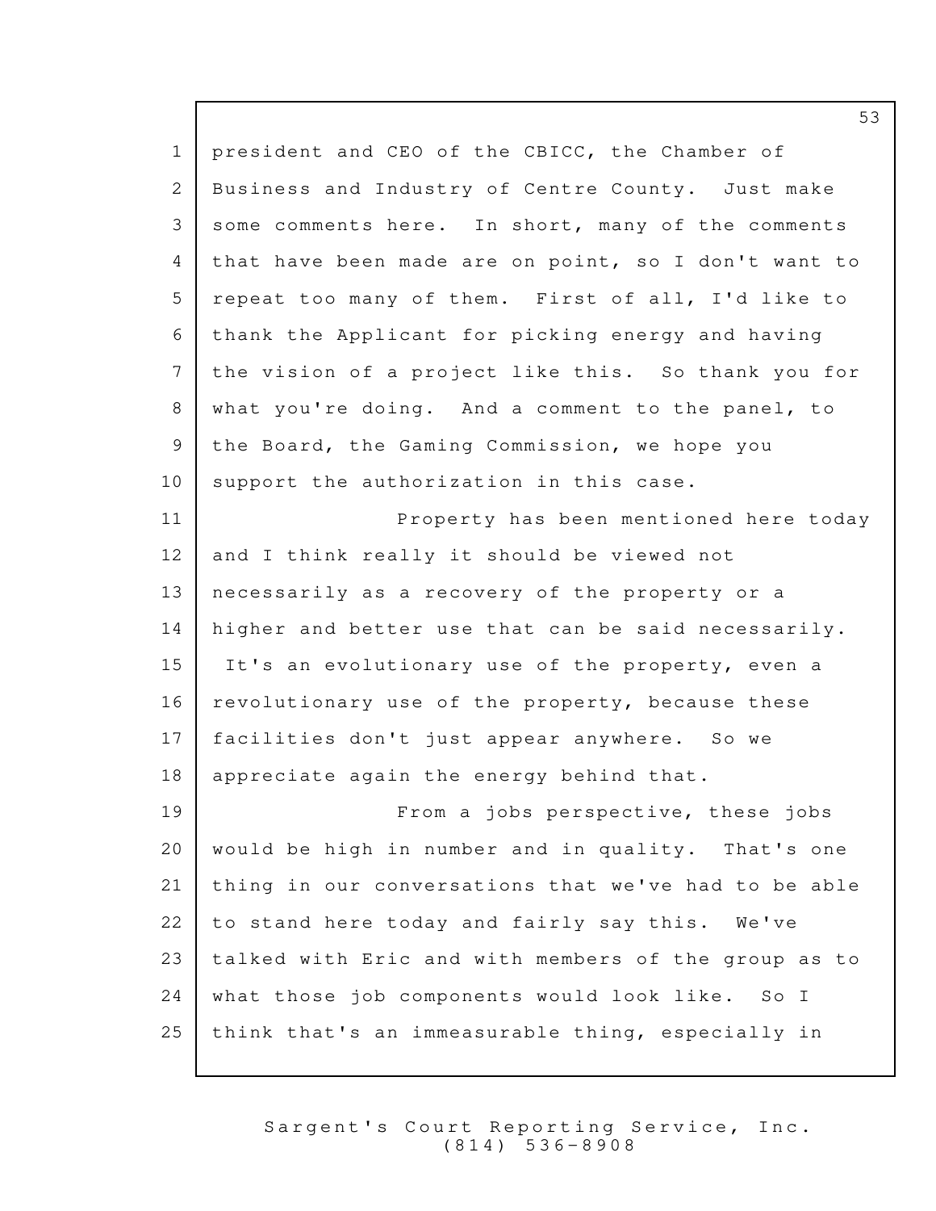president and CEO of the CBICC, the Chamber of Business and Industry of Centre County. Just make some comments here. In short, many of the comments that have been made are on point, so I don't want to repeat too many of them. First of all, I'd like to thank the Applicant for picking energy and having the vision of a project like this. So thank you for what you're doing. And a comment to the panel, to the Board, the Gaming Commission, we hope you support the authorization in this case.

Property has been mentioned here today and I think really it should be viewed not necessarily as a recovery of the property or a higher and better use that can be said necessarily. It's an evolutionary use of the property, even a revolutionary use of the property, because these facilities don't just appear anywhere. So we appreciate again the energy behind that.

From a jobs perspective, these jobs would be high in number and in quality. That's one thing in our conversations that we've had to be able to stand here today and fairly say this. We've talked with Eric and with members of the group as to what those job components would look like. So I think that's an immeasurable thing, especially in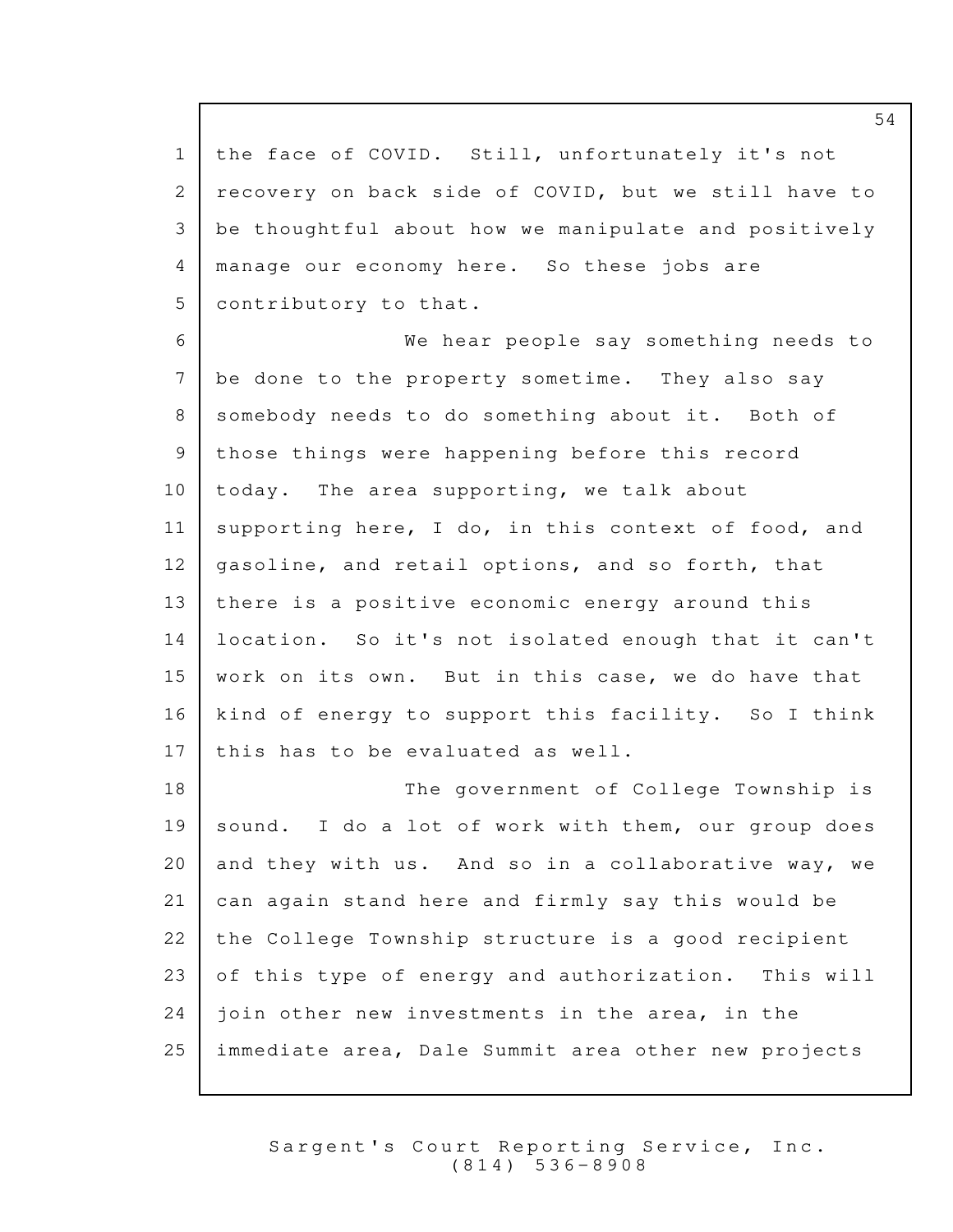the face of COVID. Still, unfortunately it's not recovery on back side of COVID, but we still have to be thoughtful about how we manipulate and positively manage our economy here. So these jobs are contributory to that.

We hear people say something needs to be done to the property sometime. They also say somebody needs to do something about it. Both of those things were happening before this record today. The area supporting, we talk about supporting here, I do, in this context of food, and gasoline, and retail options, and so forth, that there is a positive economic energy around this location. So it's not isolated enough that it can't work on its own. But in this case, we do have that kind of energy to support this facility. So I think this has to be evaluated as well.

The government of College Township is sound. I do a lot of work with them, our group does and they with us. And so in a collaborative way, we can again stand here and firmly say this would be the College Township structure is a good recipient of this type of energy and authorization. This will join other new investments in the area, in the immediate area, Dale Summit area other new projects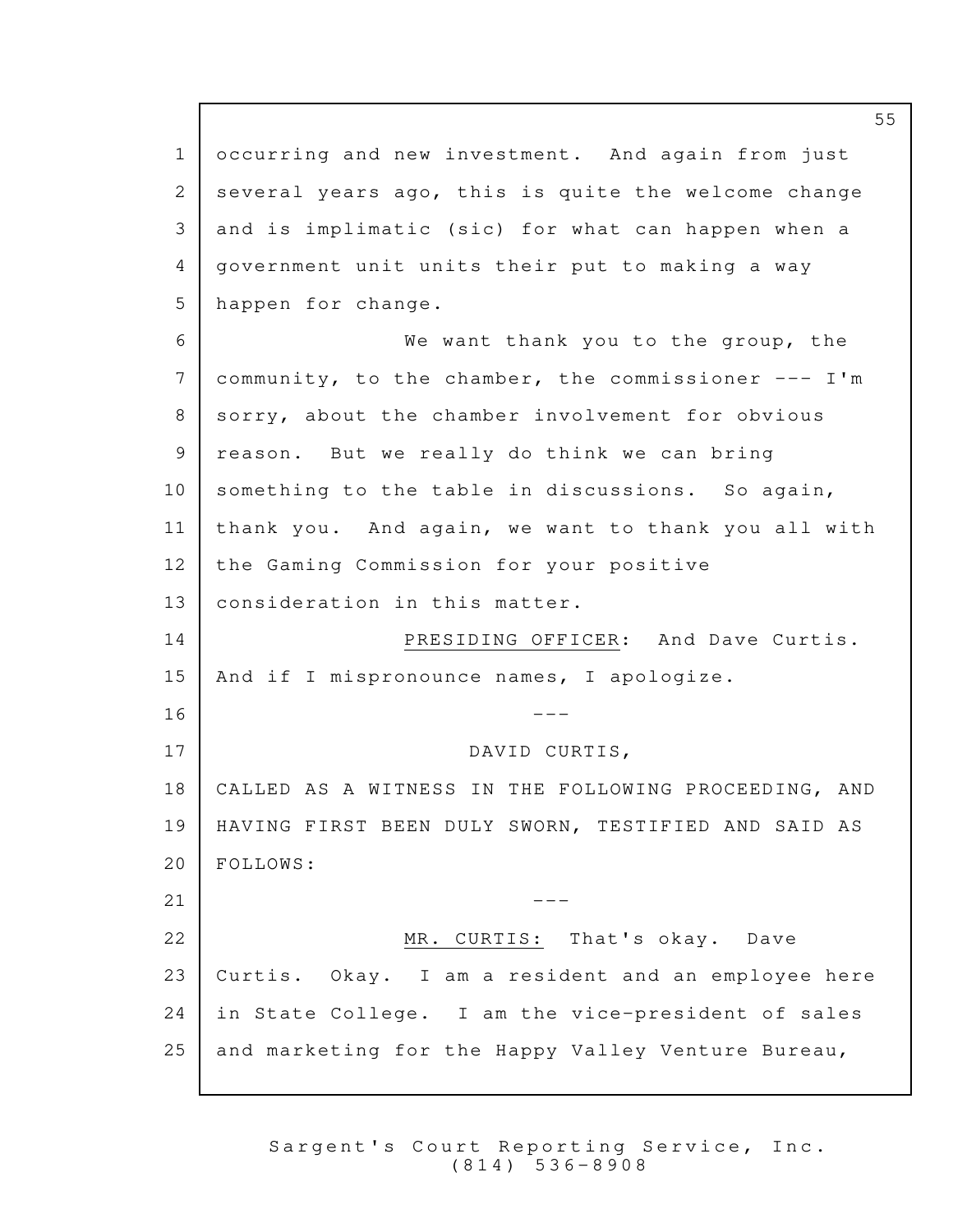occurring and new investment. And again from just several years ago, this is quite the welcome change and is implimatic (sic) for what can happen when a government unit units their put to making a way happen for change.

We want thank you to the group, the community, to the chamber, the commissioner --- I'm sorry, about the chamber involvement for obvious reason. But we really do think we can bring something to the table in discussions. So again, thank you. And again, we want to thank you all with the Gaming Commission for your positive consideration in this matter.

PRESIDING OFFICER: And Dave Curtis. And if I mispronounce names, I apologize.

---

DAVID CURTIS,

CALLED AS A WITNESS IN THE FOLLOWING PROCEEDING, AND HAVING FIRST BEEN DULY SWORN, TESTIFIED AND SAID AS FOLLOWS:

---

MR. CURTIS: That's okay. Dave Curtis. Okay. I am a resident and an employee here in State College. I am the vice-president of sales and marketing for the Happy Valley Venture Bureau,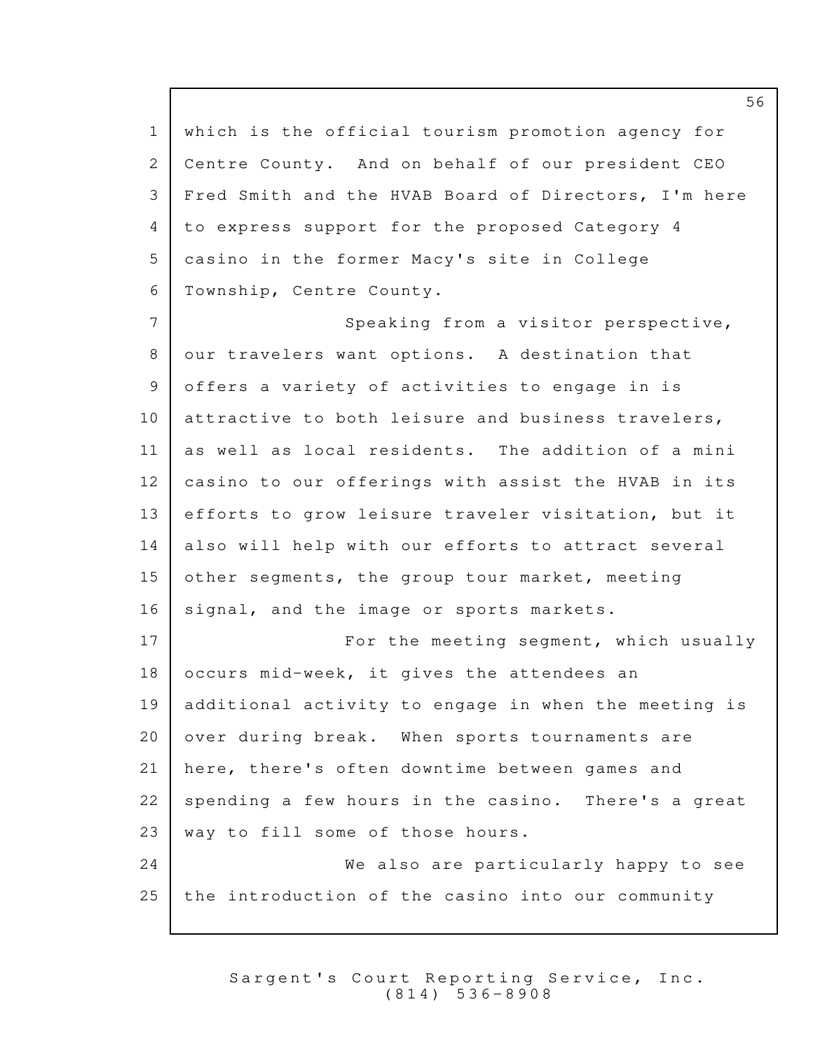which is the official tourism promotion agency for Centre County. And on behalf of our president CEO Fred Smith and the HVAB Board of Directors, I'm here to express support for the proposed Category 4 casino in the former Macy's site in College Township, Centre County.

Speaking from a visitor perspective, our travelers want options. A destination that offers a variety of activities to engage in is attractive to both leisure and business travelers, as well as local residents. The addition of a mini casino to our offerings with assist the HVAB in its efforts to grow leisure traveler visitation, but it also will help with our efforts to attract several other segments, the group tour market, meeting signal, and the image or sports markets.

For the meeting segment, which usually occurs mid-week, it gives the attendees an additional activity to engage in when the meeting is over during break. When sports tournaments are here, there's often downtime between games and spending a few hours in the casino. There's a great way to fill some of those hours.

We also are particularly happy to see the introduction of the casino into our community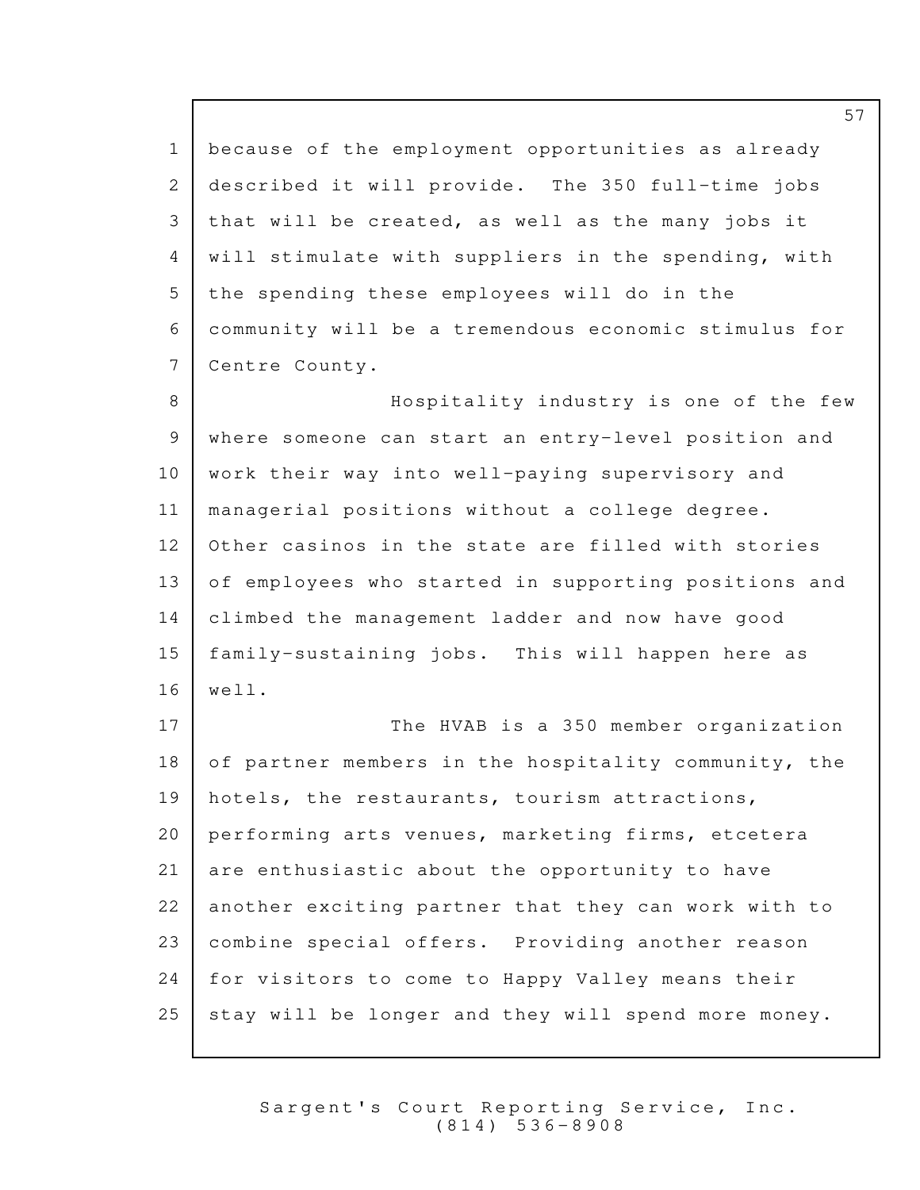because of the employment opportunities as already described it will provide. The 350 full-time jobs that will be created, as well as the many jobs it will stimulate with suppliers in the spending, with the spending these employees will do in the community will be a tremendous economic stimulus for Centre County.

Hospitality industry is one of the few where someone can start an entry-level position and work their way into well-paying supervisory and managerial positions without a college degree. Other casinos in the state are filled with stories of employees who started in supporting positions and climbed the management ladder and now have good family-sustaining jobs. This will happen here as well.

The HVAB is a 350 member organization of partner members in the hospitality community, the hotels, the restaurants, tourism attractions, performing arts venues, marketing firms, etcetera are enthusiastic about the opportunity to have another exciting partner that they can work with to combine special offers. Providing another reason for visitors to come to Happy Valley means their stay will be longer and they will spend more money.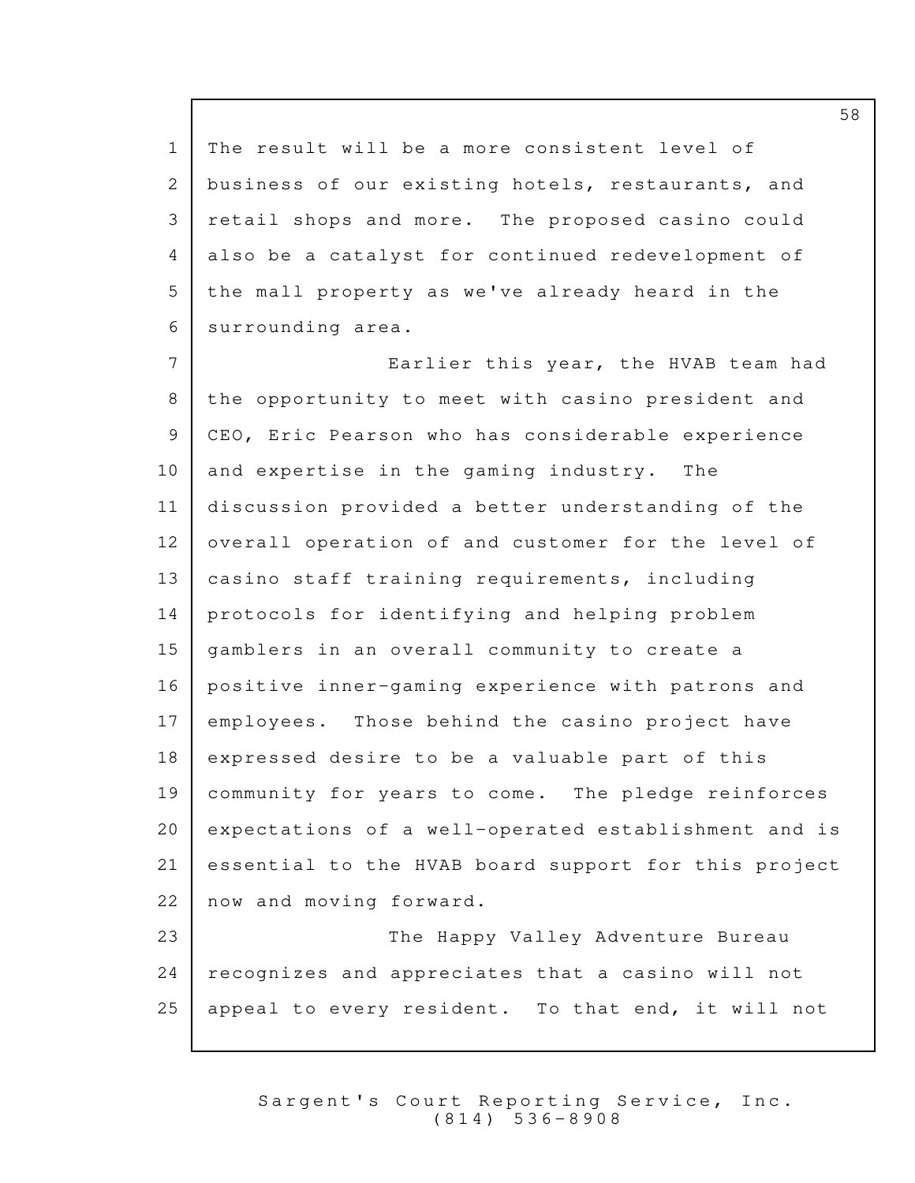The result will be a more consistent level of business of our existing hotels, restaurants, and retail shops and more. The proposed casino could also be a catalyst for continued redevelopment of the mall property as we've already heard in the surrounding area.

Earlier this year, the HVAB team had the opportunity to meet with casino president and CEO, Eric Pearson who has considerable experience and expertise in the gaming industry. The discussion provided a better understanding of the overall operation of and customer for the level of casino staff training requirements, including protocols for identifying and helping problem gamblers in an overall community to create a positive inner-gaming experience with patrons and employees. Those behind the casino project have expressed desire to be a valuable part of this community for years to come. The pledge reinforces expectations of a well-operated establishment and is essential to the HVAB board support for this project now and moving forward.

The Happy Valley Adventure Bureau recognizes and appreciates that a casino will not appeal to every resident. To that end, it will not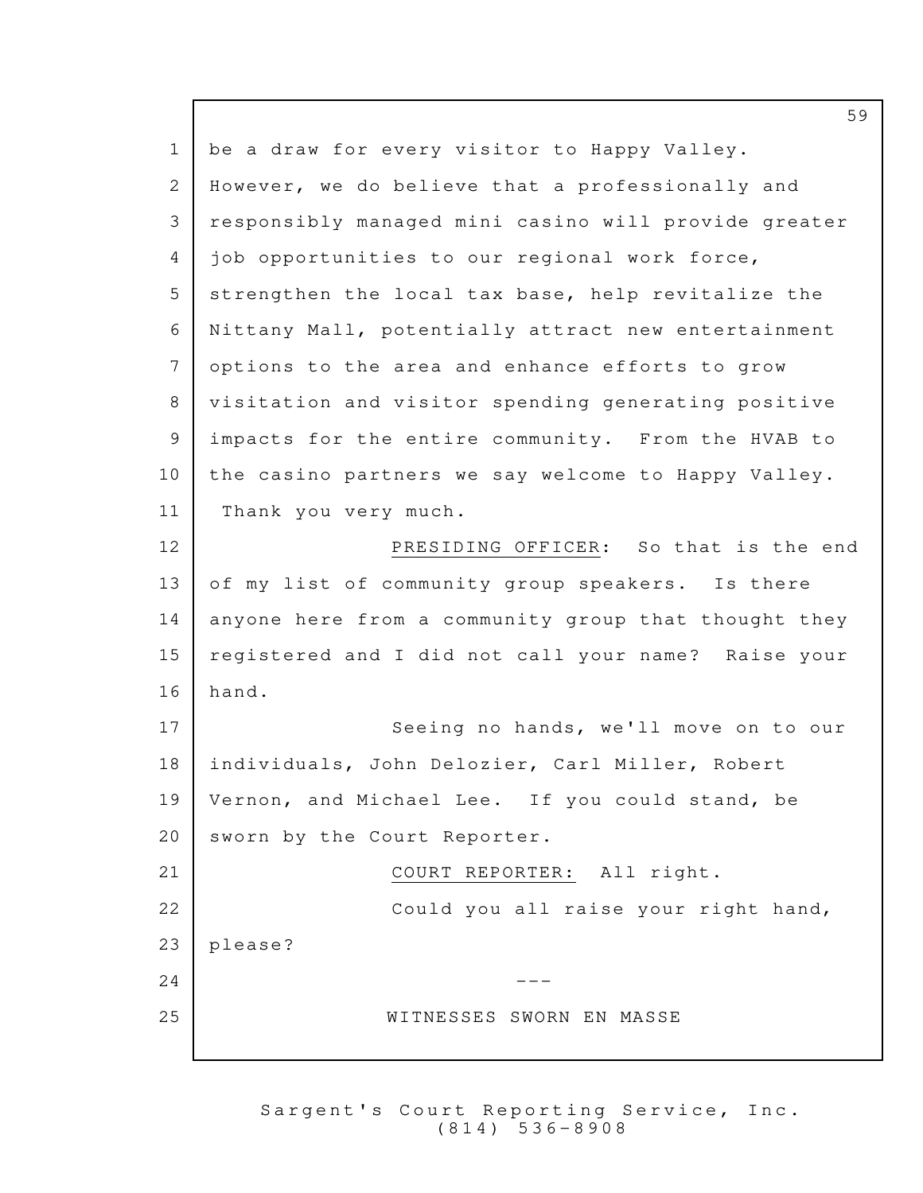be a draw for every visitor to Happy Valley. However, we do believe that a professionally and responsibly managed mini casino will provide greater job opportunities to our regional work force, strengthen the local tax base, help revitalize the Nittany Mall, potentially attract new entertainment options to the area and enhance efforts to grow visitation and visitor spending generating positive impacts for the entire community. From the HVAB to the casino partners we say welcome to Happy Valley. Thank you very much.

PRESIDING OFFICER: So that is the end of my list of community group speakers. Is there anyone here from a community group that thought they registered and I did not call your name? Raise your hand.

Seeing no hands, we'll move on to our individuals, John Delozier, Carl Miller, Robert Vernon, and Michael Lee. If you could stand, be sworn by the Court Reporter.

COURT REPORTER: All right.

Could you all raise your right hand, please?

---

WITNESSES SWORN EN MASSE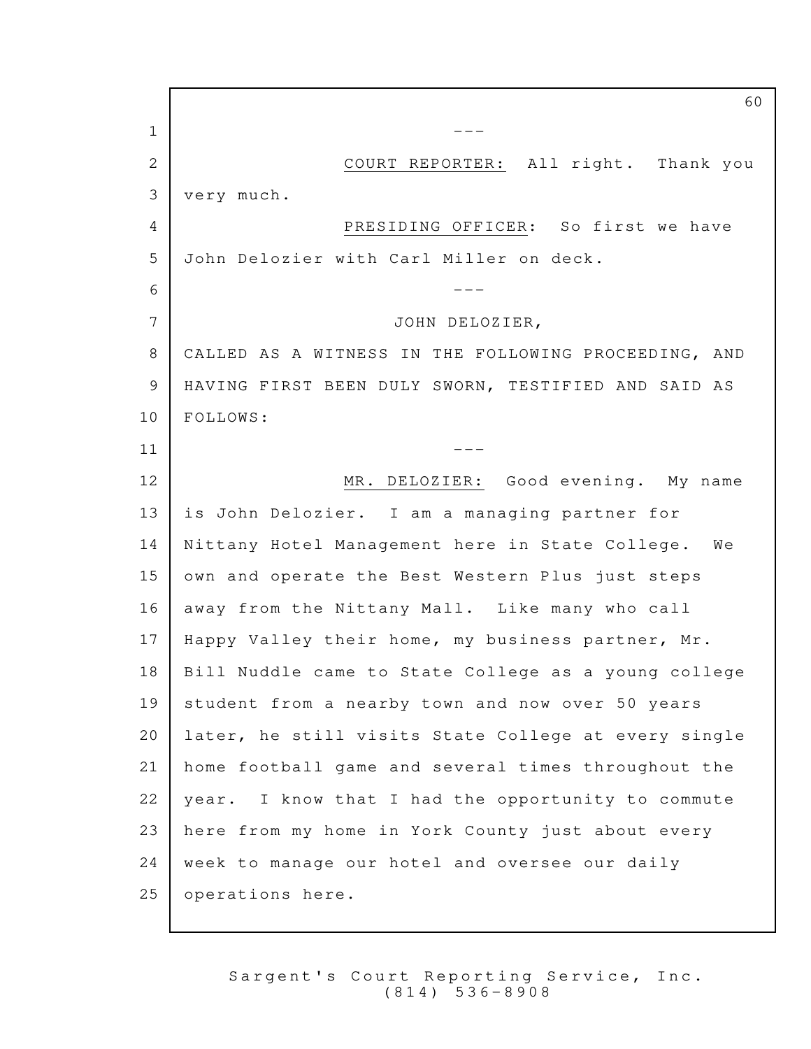---

COURT REPORTER: All right. Thank you very much.

PRESIDING OFFICER: So first we have John Delozier with Carl Miller on deck.

---

JOHN DELOZIER,

CALLED AS A WITNESS IN THE FOLLOWING PROCEEDING, AND HAVING FIRST BEEN DULY SWORN, TESTIFIED AND SAID AS FOLLOWS:

---

MR. DELOZIER: Good evening. My name is John Delozier. I am a managing partner for Nittany Hotel Management here in State College. We own and operate the Best Western Plus just steps away from the Nittany Mall. Like many who call Happy Valley their home, my business partner, Mr. Bill Nuddle came to State College as a young college student from a nearby town and now over 50 years later, he still visits State College at every single home football game and several times throughout the year. I know that I had the opportunity to commute here from my home in York County just about every week to manage our hotel and oversee our daily operations here.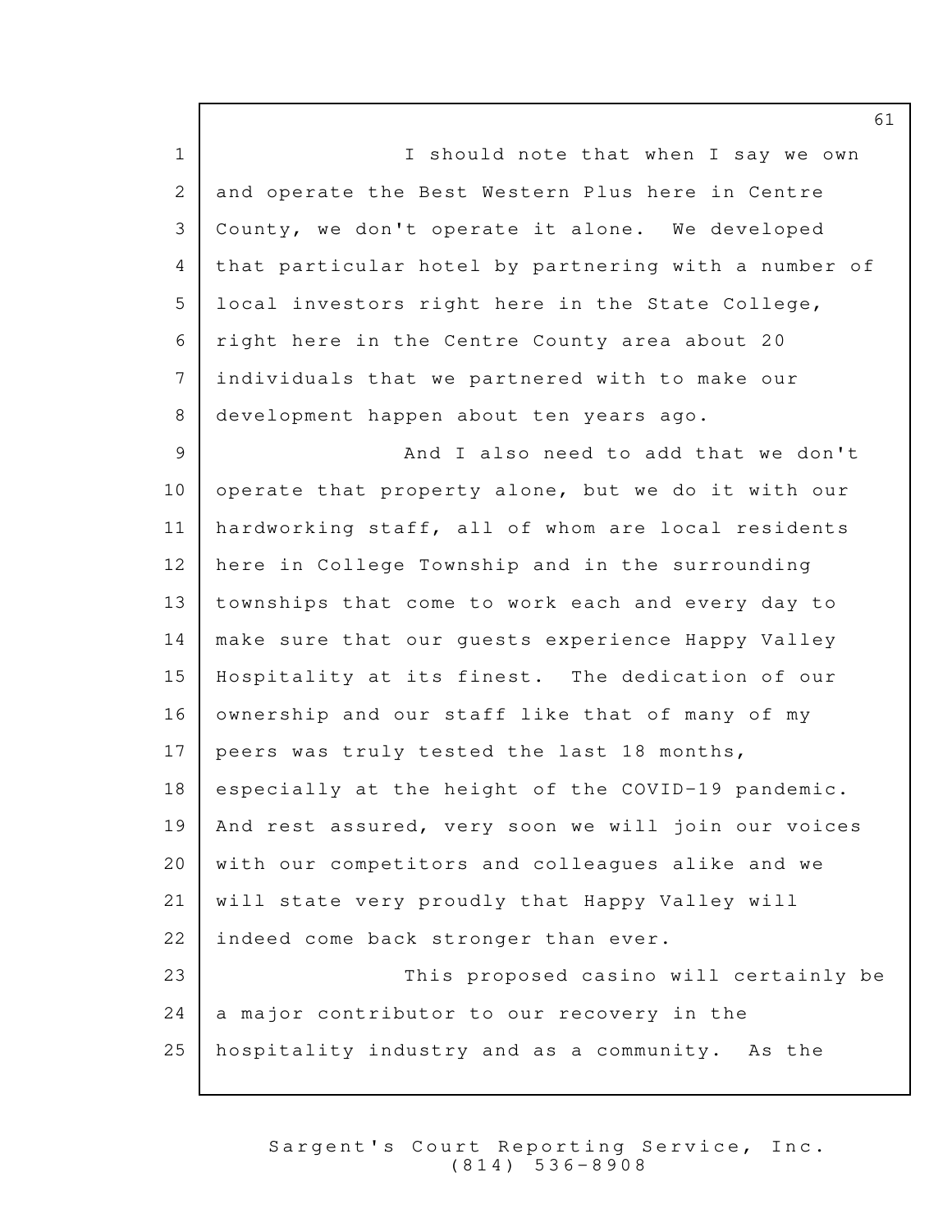I should note that when I say we own and operate the Best Western Plus here in Centre County, we don't operate it alone. We developed that particular hotel by partnering with a number of local investors right here in the State College, right here in the Centre County area about 20 individuals that we partnered with to make our development happen about ten years ago.

And I also need to add that we don't operate that property alone, but we do it with our hardworking staff, all of whom are local residents here in College Township and in the surrounding townships that come to work each and every day to make sure that our guests experience Happy Valley Hospitality at its finest. The dedication of our ownership and our staff like that of many of my peers was truly tested the last 18 months, especially at the height of the COVID-19 pandemic. And rest assured, very soon we will join our voices with our competitors and colleagues alike and we will state very proudly that Happy Valley will indeed come back stronger than ever.

This proposed casino will certainly be a major contributor to our recovery in the hospitality industry and as a community. As the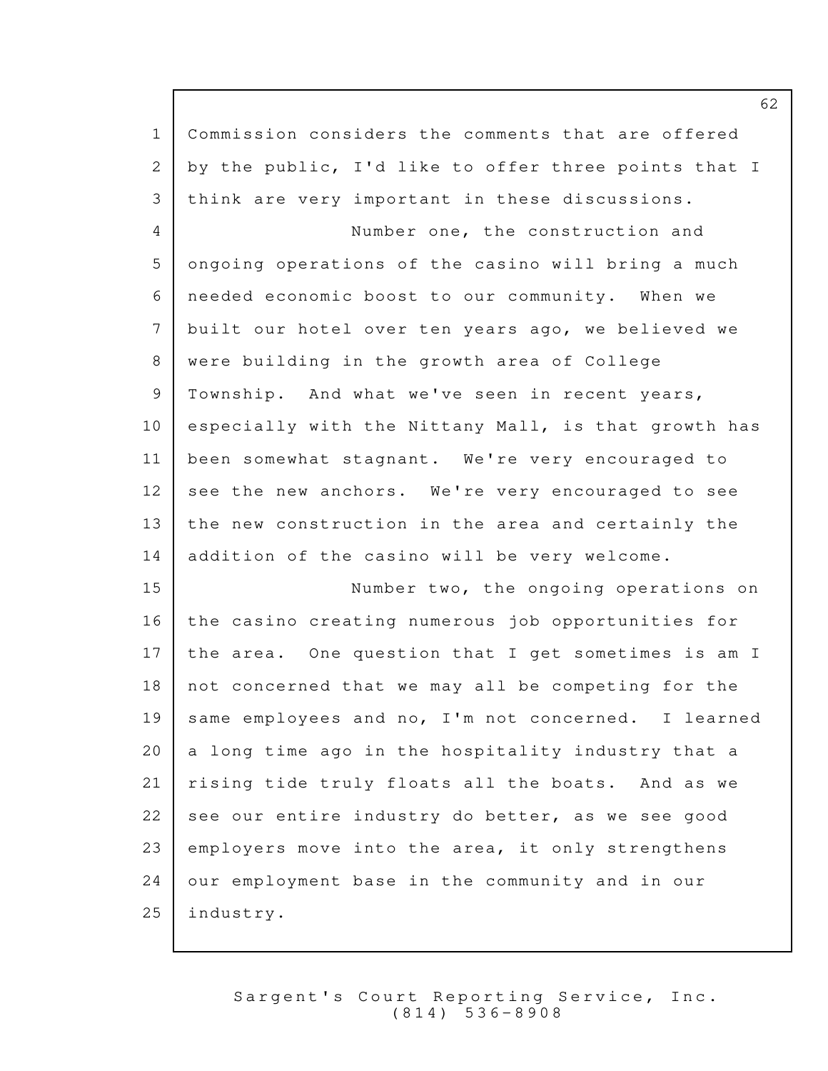Commission considers the comments that are offered by the public, I'd like to offer three points that I think are very important in these discussions.

Number one, the construction and ongoing operations of the casino will bring a much needed economic boost to our community. When we built our hotel over ten years ago, we believed we were building in the growth area of College Township. And what we've seen in recent years, especially with the Nittany Mall, is that growth has been somewhat stagnant. We're very encouraged to see the new anchors. We're very encouraged to see the new construction in the area and certainly the addition of the casino will be very welcome.

Number two, the ongoing operations on the casino creating numerous job opportunities for the area. One question that I get sometimes is am I not concerned that we may all be competing for the same employees and no, I'm not concerned. I learned a long time ago in the hospitality industry that a rising tide truly floats all the boats. And as we see our entire industry do better, as we see good employers move into the area, it only strengthens our employment base in the community and in our industry.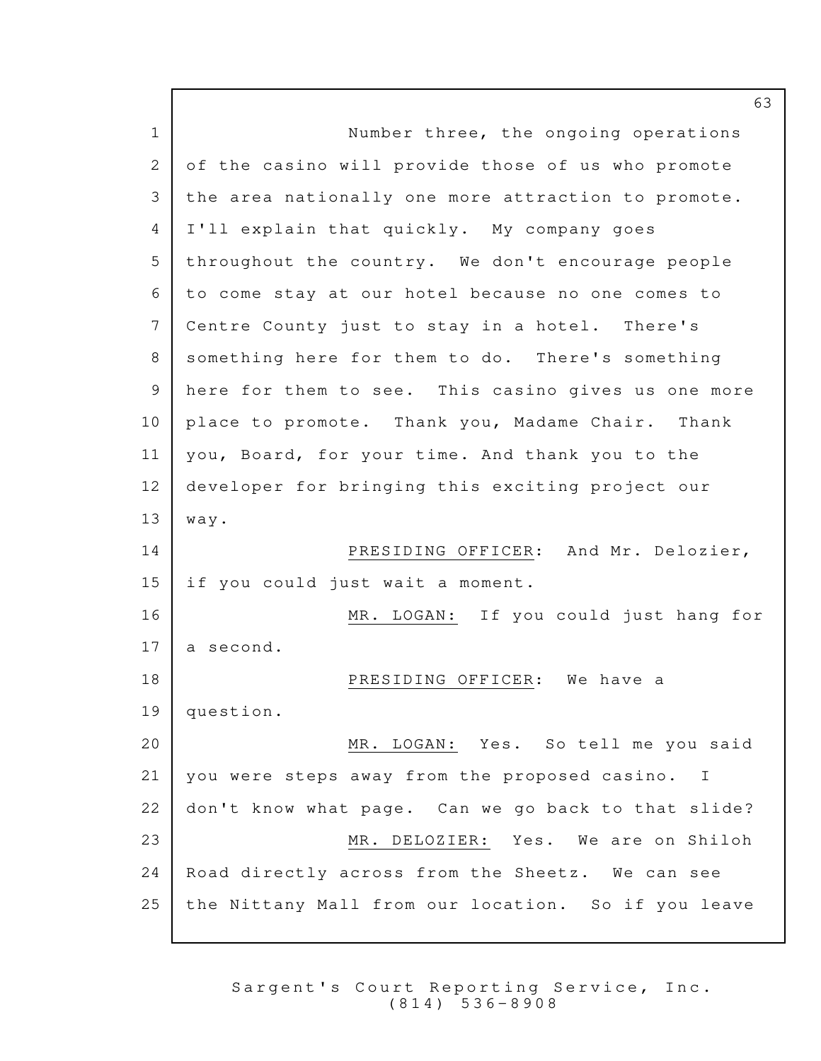Number three, the ongoing operations of the casino will provide those of us who promote the area nationally one more attraction to promote. I'll explain that quickly. My company goes throughout the country. We don't encourage people to come stay at our hotel because no one comes to Centre County just to stay in a hotel. There's something here for them to do. There's something here for them to see. This casino gives us one more place to promote. Thank you, Madame Chair. Thank you, Board, for your time. And thank you to the developer for bringing this exciting project our way.

PRESIDING OFFICER: And Mr. Delozier, if you could just wait a moment.

MR. LOGAN: If you could just hang for a second.

PRESIDING OFFICER: We have a question.

MR. LOGAN: Yes. So tell me you said you were steps away from the proposed casino. I don't know what page. Can we go back to that slide?

MR. DELOZIER: Yes. We are on Shiloh Road directly across from the Sheetz. We can see the Nittany Mall from our location. So if you leave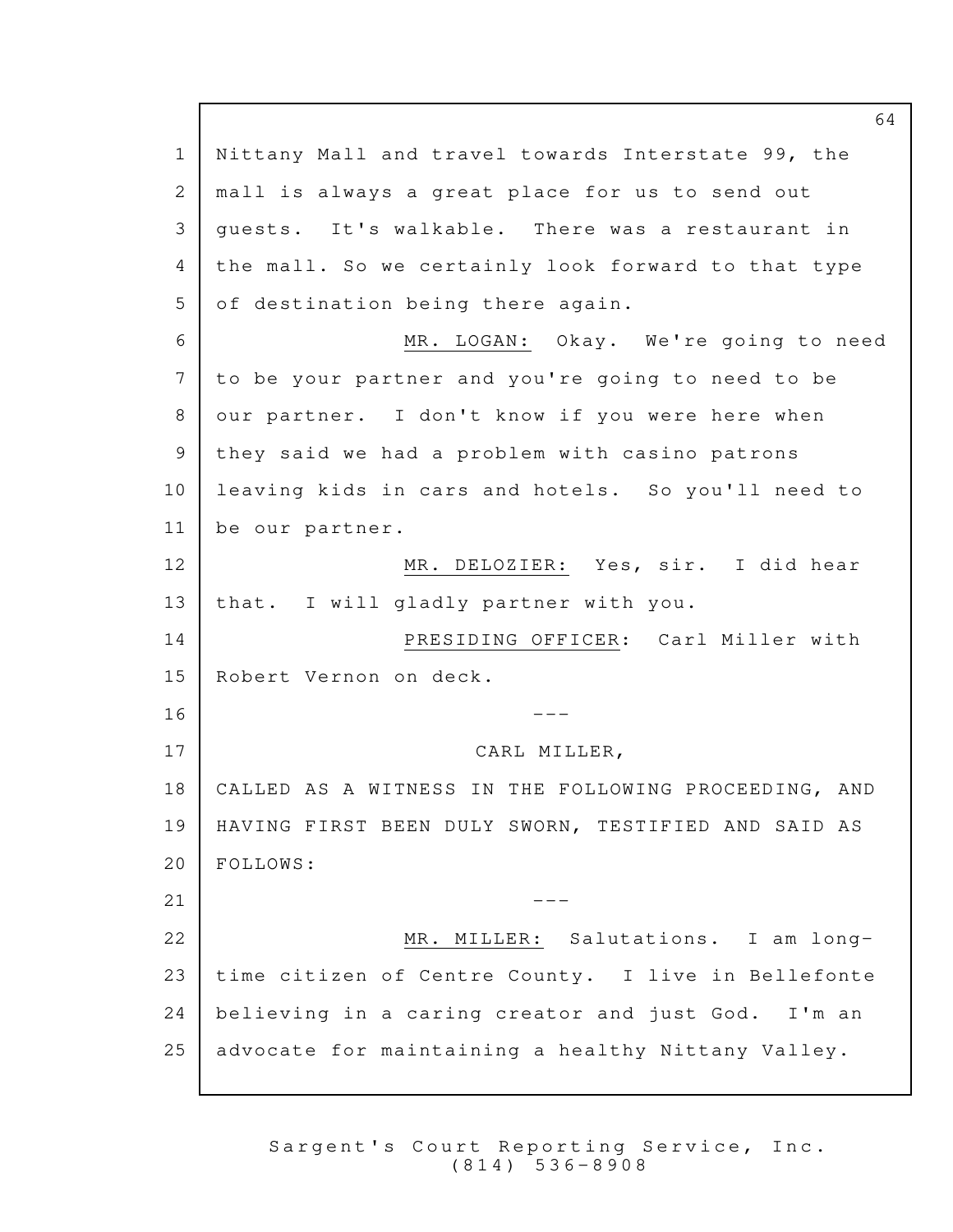Nittany Mall and travel towards Interstate 99, the mall is always a great place for us to send out guests. It's walkable. There was a restaurant in the mall. So we certainly look forward to that type of destination being there again.

MR. LOGAN: Okay. We're going to need to be your partner and you're going to need to be our partner. I don't know if you were here when they said we had a problem with casino patrons leaving kids in cars and hotels. So you'll need to be our partner.

MR. DELOZIER: Yes, sir. I did hear that. I will gladly partner with you.

PRESIDING OFFICER: Carl Miller with Robert Vernon on deck.

---

CARL MILLER,

CALLED AS A WITNESS IN THE FOLLOWING PROCEEDING, AND HAVING FIRST BEEN DULY SWORN, TESTIFIED AND SAID AS FOLLOWS:

---

MR. MILLER: Salutations. I am long-time citizen of Centre County. I live in Bellefonte believing in a caring creator and just God. I'm an advocate for maintaining a healthy Nittany Valley.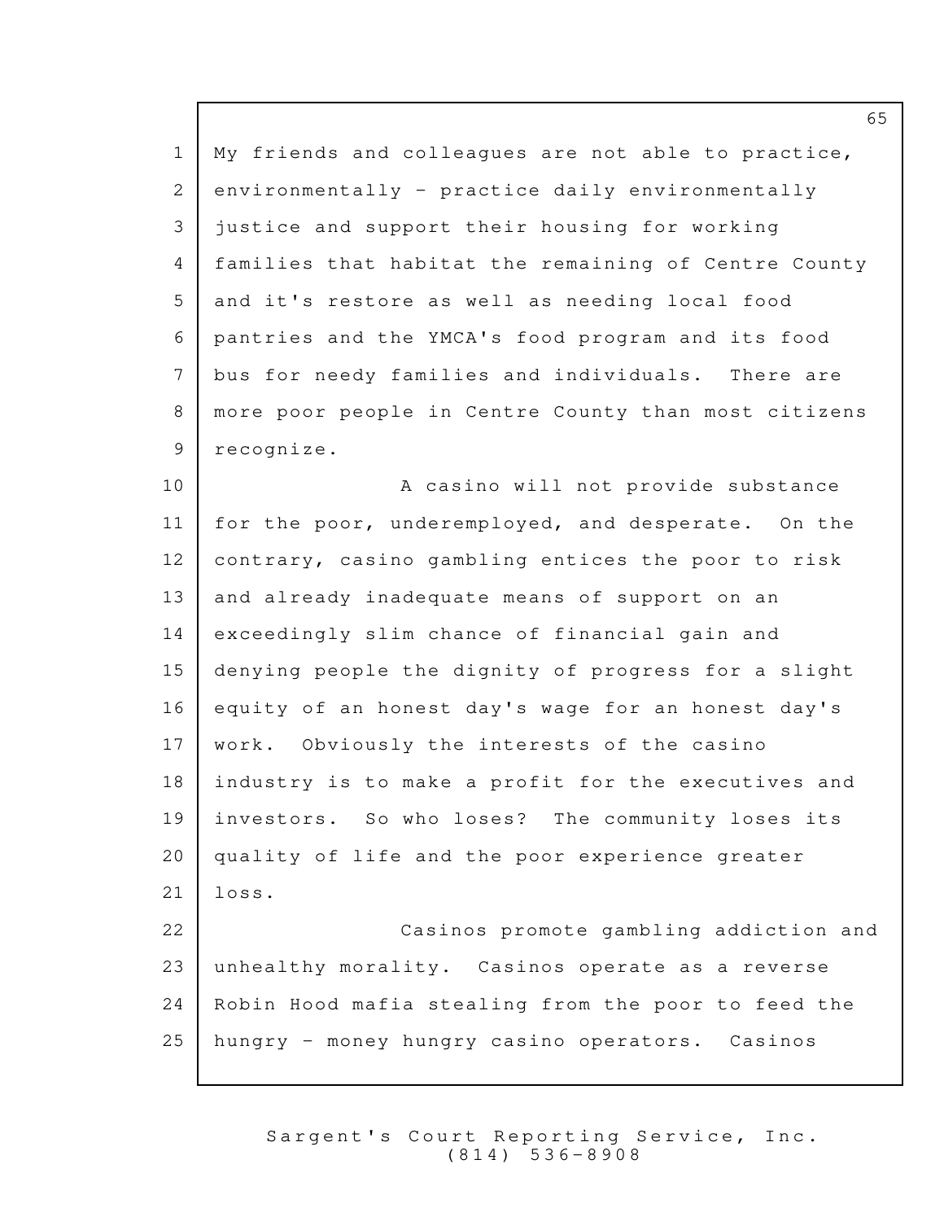My friends and colleagues are not able to practice, environmentally - practice daily environmentally justice and support their housing for working families that habitat the remaining of Centre County and it's restore as well as needing local food pantries and the YMCA's food program and its food bus for needy families and individuals. There are more poor people in Centre County than most citizens recognize.

A casino will not provide substance for the poor, underemployed, and desperate. On the contrary, casino gambling entices the poor to risk and already inadequate means of support on an exceedingly slim chance of financial gain and denying people the dignity of progress for a slight equity of an honest day's wage for an honest day's work. Obviously the interests of the casino industry is to make a profit for the executives and investors. So who loses? The community loses its quality of life and the poor experience greater loss.

Casinos promote gambling addiction and unhealthy morality. Casinos operate as a reverse Robin Hood mafia stealing from the poor to feed the hungry - money hungry casino operators. Casinos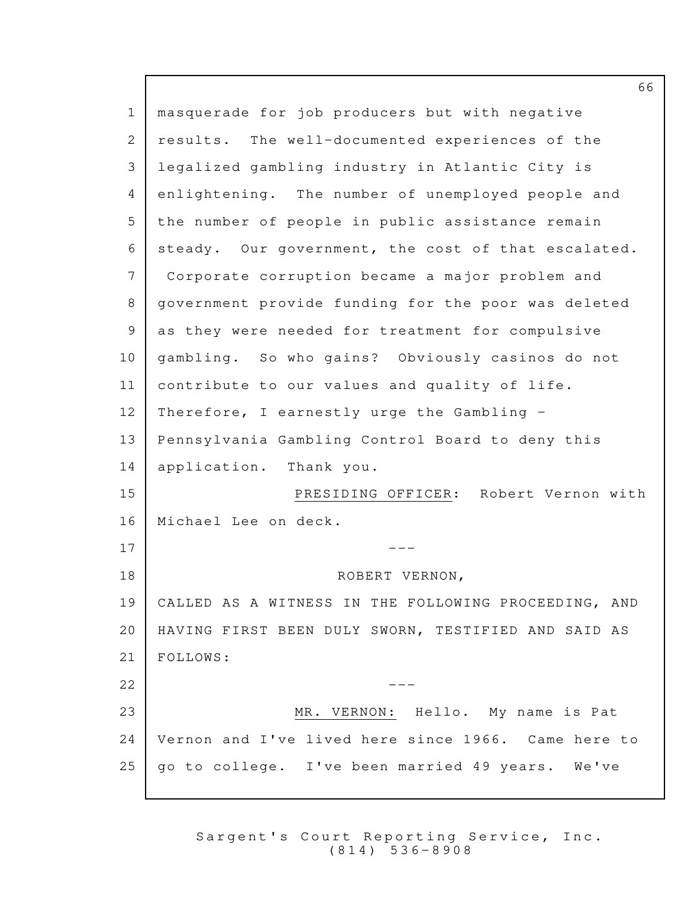masquerade for job producers but with negative results. The well-documented experiences of the legalized gambling industry in Atlantic City is enlightening. The number of unemployed people and the number of people in public assistance remain steady. Our government, the cost of that escalated. Corporate corruption became a major problem and government provide funding for the poor was deleted as they were needed for treatment for compulsive gambling. So who gains? Obviously casinos do not contribute to our values and quality of life. Therefore, I earnestly urge the Gambling - Pennsylvania Gambling Control Board to deny this application. Thank you.

PRESIDING OFFICER: Robert Vernon with Michael Lee on deck.

---

ROBERT VERNON,

CALLED AS A WITNESS IN THE FOLLOWING PROCEEDING, AND HAVING FIRST BEEN DULY SWORN, TESTIFIED AND SAID AS FOLLOWS:

---

MR. VERNON: Hello. My name is Pat Vernon and I've lived here since 1966. Came here to go to college. I've been married 49 years. We've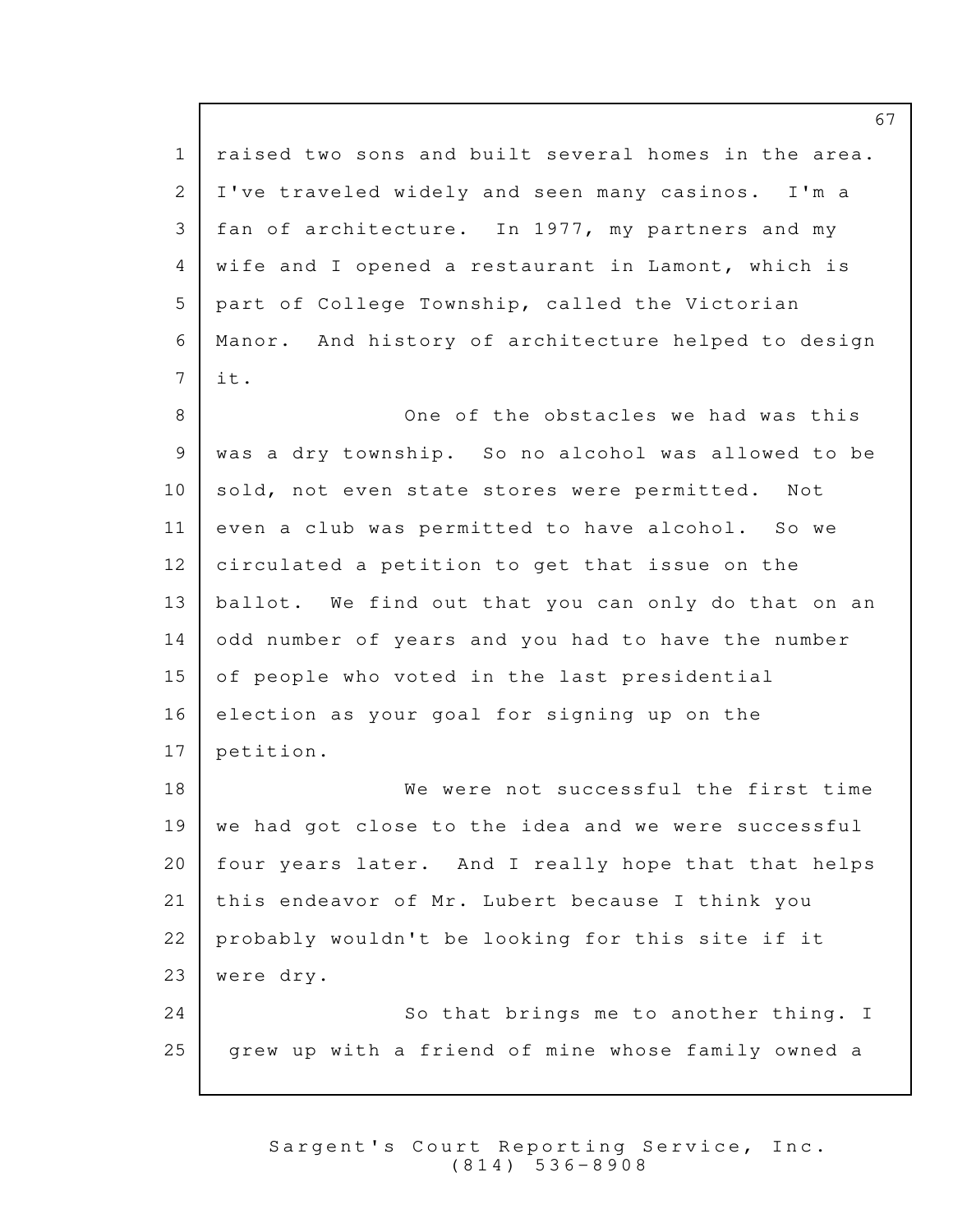raised two sons and built several homes in the area. I've traveled widely and seen many casinos. I'm a fan of architecture. In 1977, my partners and my wife and I opened a restaurant in Lamont, which is part of College Township, called the Victorian Manor. And history of architecture helped to design it.

One of the obstacles we had was this was a dry township. So no alcohol was allowed to be sold, not even state stores were permitted. Not even a club was permitted to have alcohol. So we circulated a petition to get that issue on the ballot. We find out that you can only do that on an odd number of years and you had to have the number of people who voted in the last presidential election as your goal for signing up on the petition.

We were not successful the first time we had got close to the idea and we were successful four years later. And I really hope that that helps this endeavor of Mr. Lubert because I think you probably wouldn't be looking for this site if it were dry.

So that brings me to another thing. I grew up with a friend of mine whose family owned a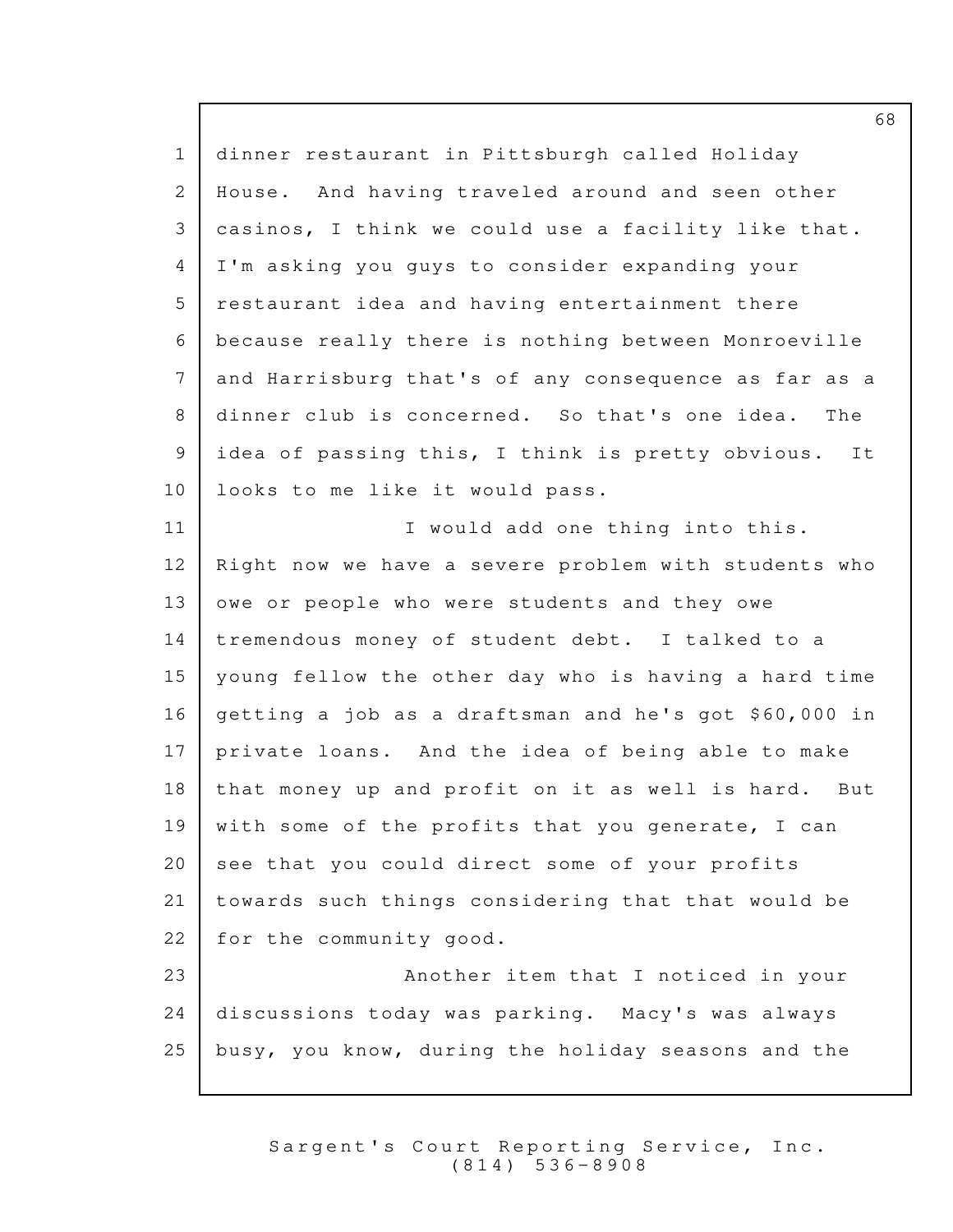dinner restaurant in Pittsburgh called Holiday House. And having traveled around and seen other casinos, I think we could use a facility like that. I'm asking you guys to consider expanding your restaurant idea and having entertainment there because really there is nothing between Monroeville and Harrisburg that's of any consequence as far as a dinner club is concerned. So that's one idea. The idea of passing this, I think is pretty obvious. It looks to me like it would pass.

I would add one thing into this. Right now we have a severe problem with students who owe or people who were students and they owe tremendous money of student debt. I talked to a young fellow the other day who is having a hard time getting a job as a draftsman and he's got $60,000 in private loans. And the idea of being able to make that money up and profit on it as well is hard. But with some of the profits that you generate, I can see that you could direct some of your profits towards such things considering that that would be for the community good.

Another item that I noticed in your discussions today was parking. Macy's was always busy, you know, during the holiday seasons and the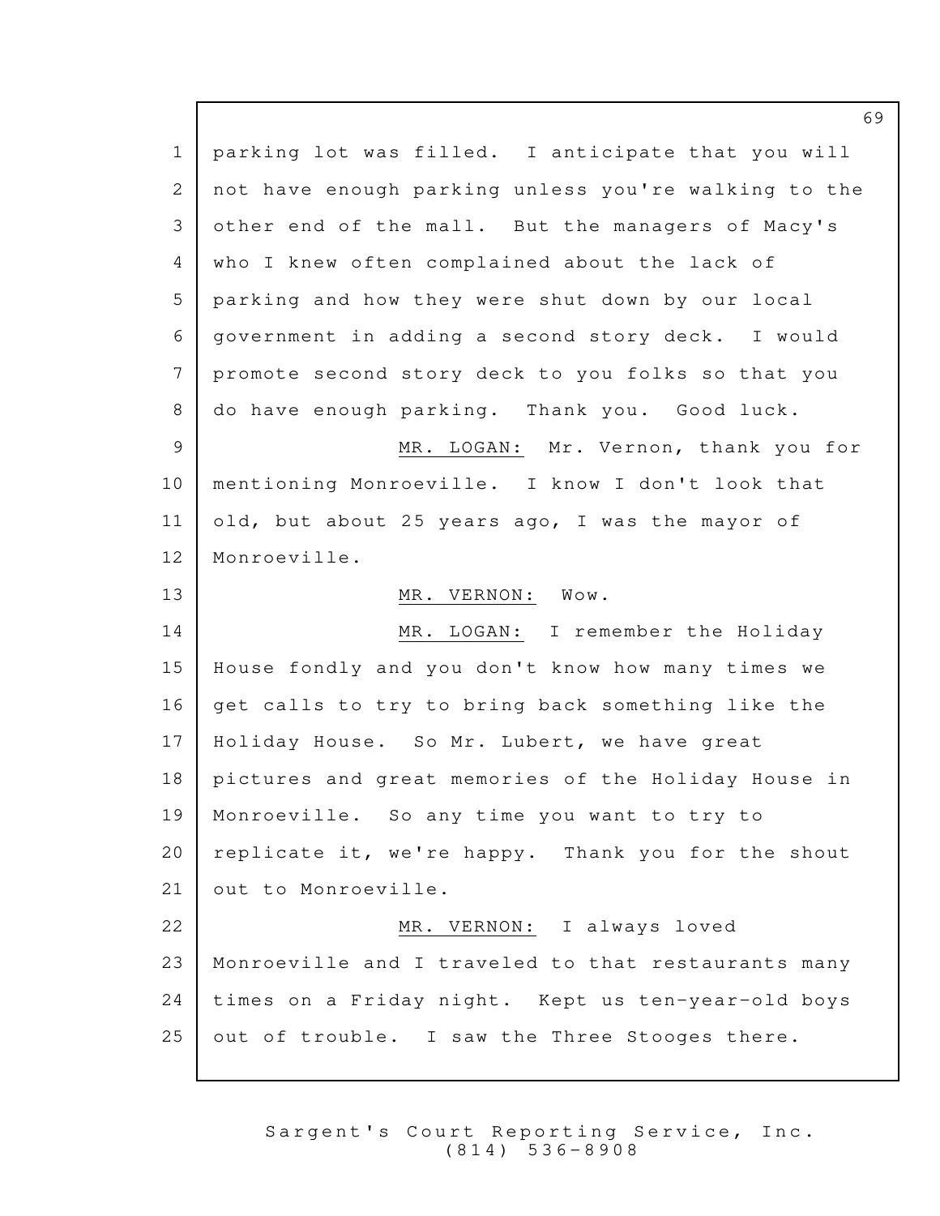parking lot was filled. I anticipate that you will not have enough parking unless you're walking to the other end of the mall. But the managers of Macy's who I knew often complained about the lack of parking and how they were shut down by our local government in adding a second story deck. I would promote second story deck to you folks so that you do have enough parking. Thank you. Good luck.

MR. LOGAN: Mr. Vernon, thank you for mentioning Monroeville. I know I don't look that old, but about 25 years ago, I was the mayor of Monroeville.

MR. VERNON: Wow.

MR. LOGAN: I remember the Holiday House fondly and you don't know how many times we get calls to try to bring back something like the Holiday House. So Mr. Lubert, we have great pictures and great memories of the Holiday House in Monroeville. So any time you want to try to replicate it, we're happy. Thank you for the shout out to Monroeville.

MR. VERNON: I always loved Monroeville and I traveled to that restaurants many times on a Friday night. Kept us ten-year-old boys out of trouble. I saw the Three Stooges there.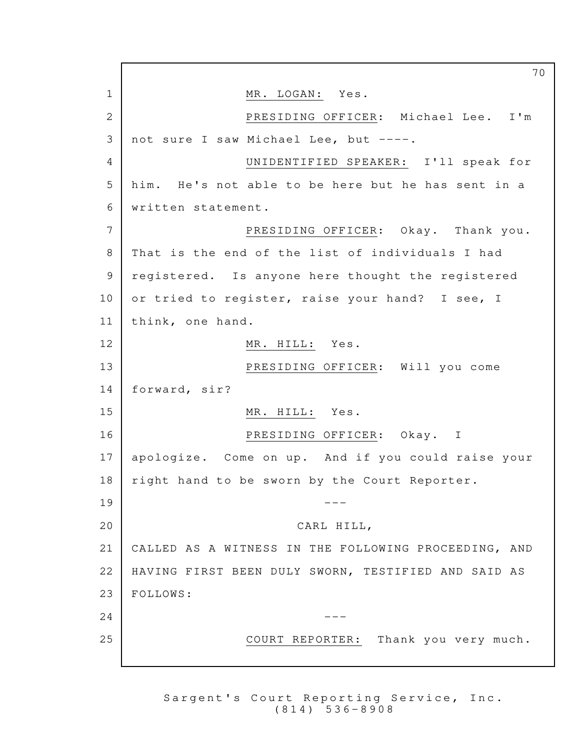MR. LOGAN: Yes.

PRESIDING OFFICER: Michael Lee. I'm not sure I saw Michael Lee, but ----.

UNIDENTIFIED SPEAKER: I'll speak for him. He's not able to be here but he has sent in a written statement.

PRESIDING OFFICER: Okay. Thank you. That is the end of the list of individuals I had registered. Is anyone here thought the registered or tried to register, raise your hand? I see, I think, one hand.

MR. HILL: Yes.

PRESIDING OFFICER: Will you come forward, sir?

MR. HILL: Yes.

PRESIDING OFFICER: Okay. I apologize. Come on up. And if you could raise your right hand to be sworn by the Court Reporter.

---

CARL HILL,

CALLED AS A WITNESS IN THE FOLLOWING PROCEEDING, AND HAVING FIRST BEEN DULY SWORN, TESTIFIED AND SAID AS FOLLOWS:

---

COURT REPORTER: Thank you very much.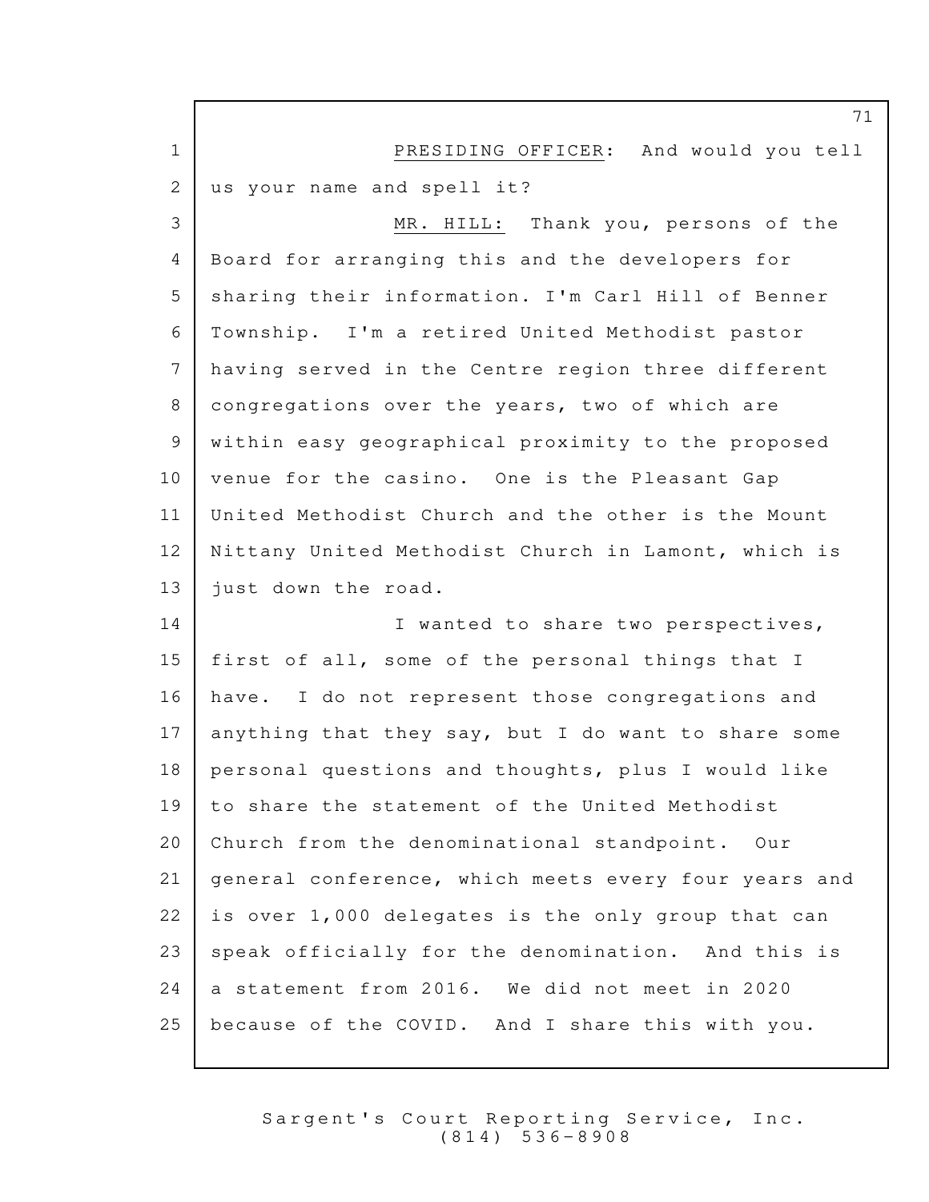PRESIDING OFFICER: And would you tell us your name and spell it?

MR. HILL: Thank you, persons of the Board for arranging this and the developers for sharing their information. I'm Carl Hill of Benner Township. I'm a retired United Methodist pastor having served in the Centre region three different congregations over the years, two of which are within easy geographical proximity to the proposed venue for the casino. One is the Pleasant Gap United Methodist Church and the other is the Mount Nittany United Methodist Church in Lamont, which is just down the road.

I wanted to share two perspectives, first of all, some of the personal things that I have. I do not represent those congregations and anything that they say, but I do want to share some personal questions and thoughts, plus I would like to share the statement of the United Methodist Church from the denominational standpoint. Our general conference, which meets every four years and is over 1,000 delegates is the only group that can speak officially for the denomination. And this is a statement from 2016. We did not meet in 2020 because of the COVID. And I share this with you.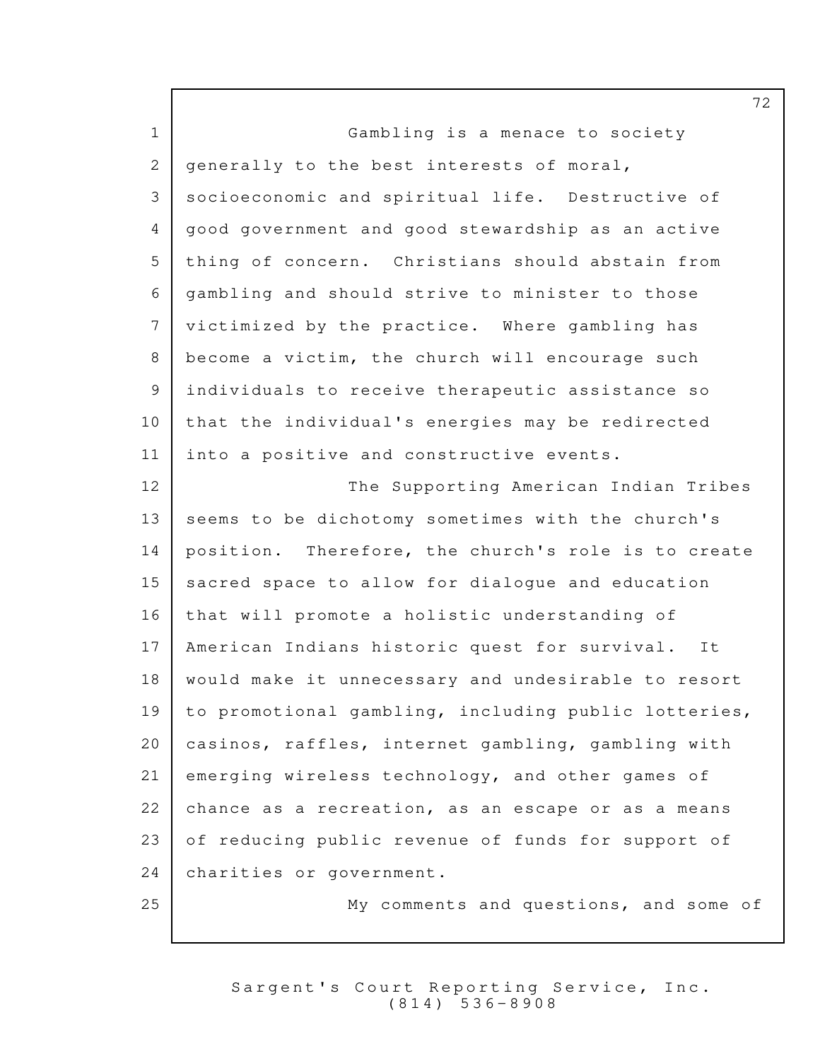Gambling is a menace to society generally to the best interests of moral, socioeconomic and spiritual life. Destructive of good government and good stewardship as an active thing of concern. Christians should abstain from gambling and should strive to minister to those victimized by the practice. Where gambling has become a victim, the church will encourage such individuals to receive therapeutic assistance so that the individual's energies may be redirected into a positive and constructive events.

The Supporting American Indian Tribes seems to be dichotomy sometimes with the church's position. Therefore, the church's role is to create sacred space to allow for dialogue and education that will promote a holistic understanding of American Indians historic quest for survival. It would make it unnecessary and undesirable to resort to promotional gambling, including public lotteries, casinos, raffles, internet gambling, gambling with emerging wireless technology, and other games of chance as a recreation, as an escape or as a means of reducing public revenue of funds for support of charities or government.

My comments and questions, and some of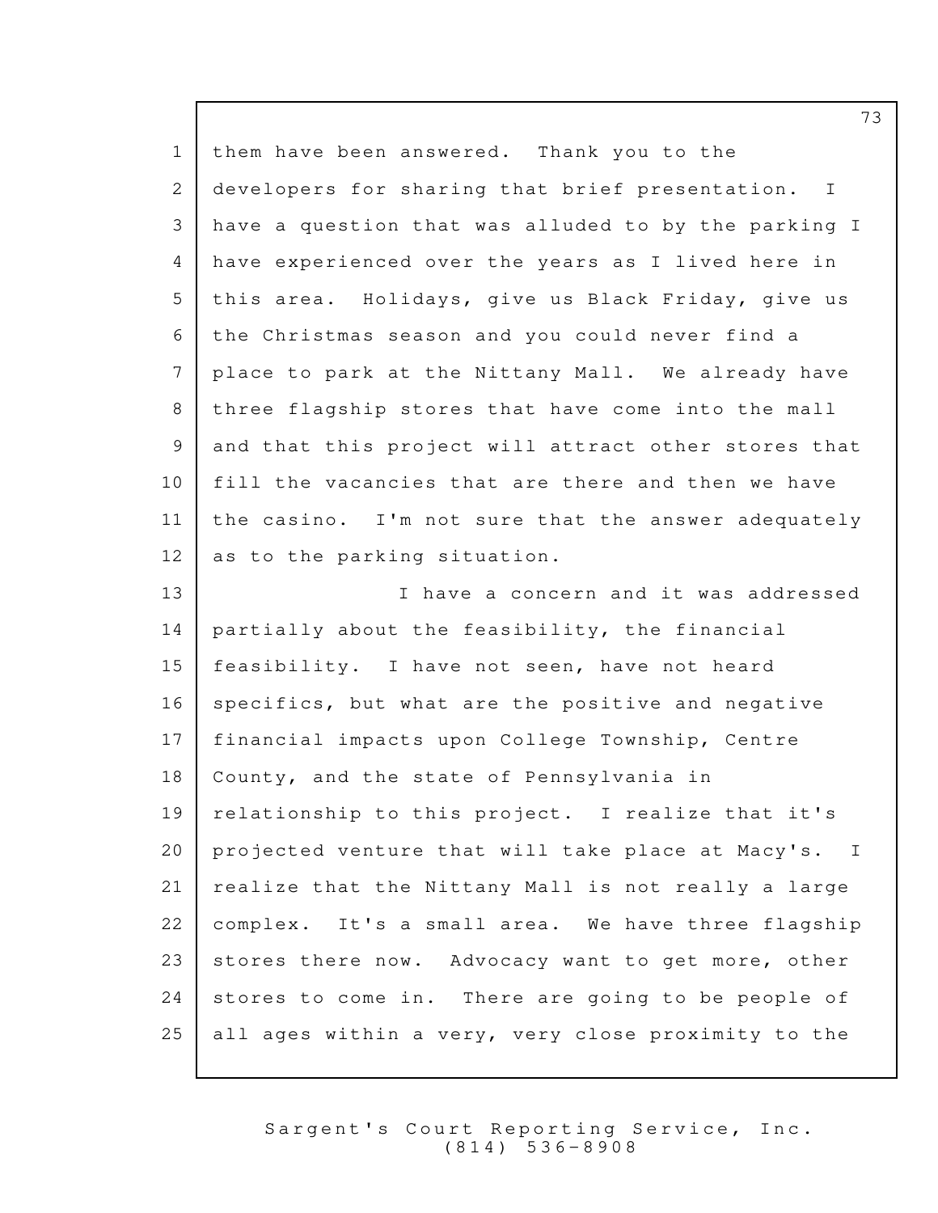them have been answered. Thank you to the developers for sharing that brief presentation. I have a question that was alluded to by the parking I have experienced over the years as I lived here in this area. Holidays, give us Black Friday, give us the Christmas season and you could never find a place to park at the Nittany Mall. We already have three flagship stores that have come into the mall and that this project will attract other stores that fill the vacancies that are there and then we have the casino. I'm not sure that the answer adequately as to the parking situation.

I have a concern and it was addressed partially about the feasibility, the financial feasibility. I have not seen, have not heard specifics, but what are the positive and negative financial impacts upon College Township, Centre County, and the state of Pennsylvania in relationship to this project. I realize that it's projected venture that will take place at Macy's. I realize that the Nittany Mall is not really a large complex. It's a small area. We have three flagship stores there now. Advocacy want to get more, other stores to come in. There are going to be people of all ages within a very, very close proximity to the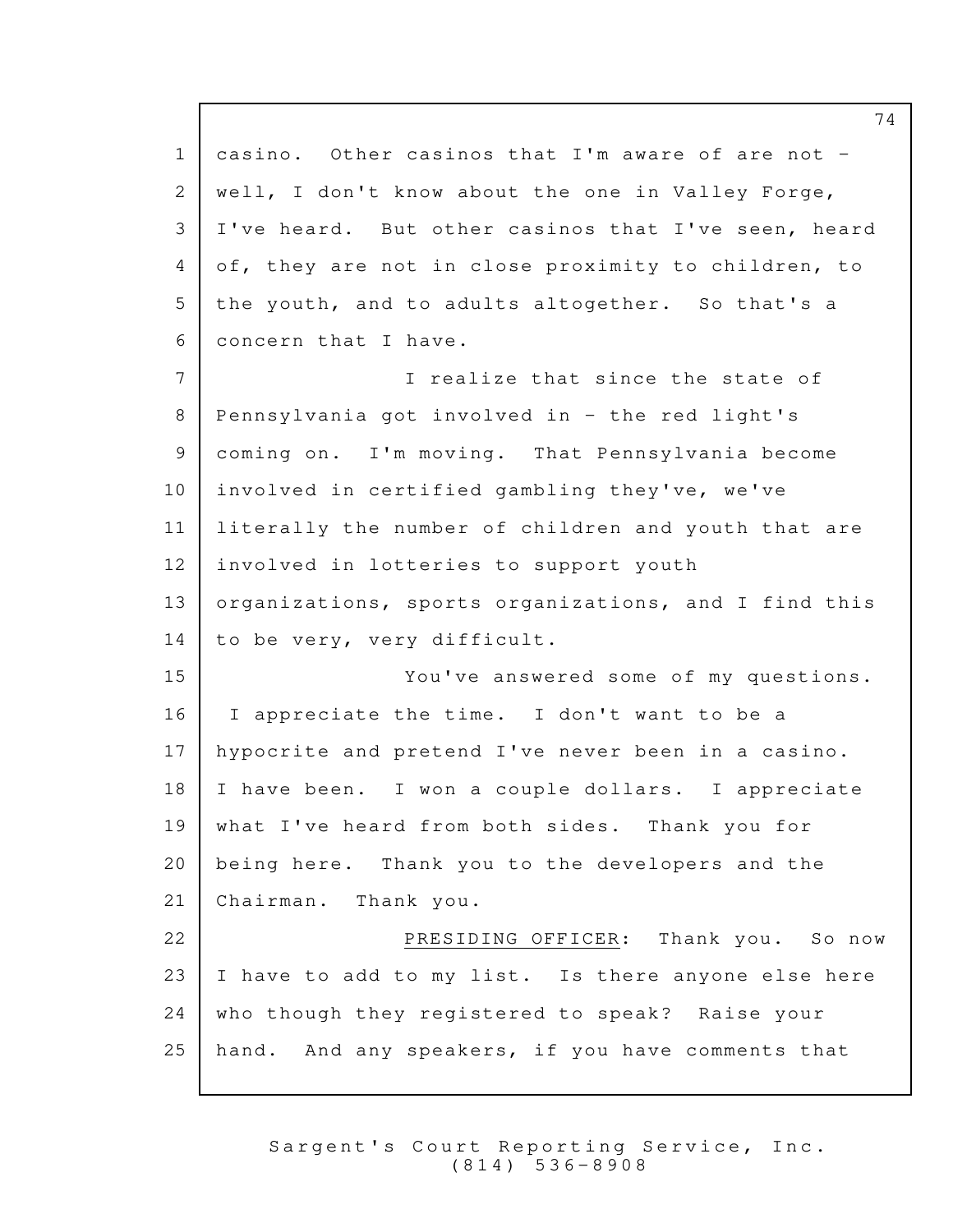casino. Other casinos that I'm aware of are not - well, I don't know about the one in Valley Forge, I've heard. But other casinos that I've seen, heard of, they are not in close proximity to children, to the youth, and to adults altogether. So that's a concern that I have.

I realize that since the state of Pennsylvania got involved in - the red light's coming on. I'm moving. That Pennsylvania become involved in certified gambling they've, we've literally the number of children and youth that are involved in lotteries to support youth organizations, sports organizations, and I find this to be very, very difficult.

You've answered some of my questions. I appreciate the time. I don't want to be a hypocrite and pretend I've never been in a casino. I have been. I won a couple dollars. I appreciate what I've heard from both sides. Thank you for being here. Thank you to the developers and the Chairman. Thank you.

PRESIDING OFFICER: Thank you. So now I have to add to my list. Is there anyone else here who though they registered to speak? Raise your hand. And any speakers, if you have comments that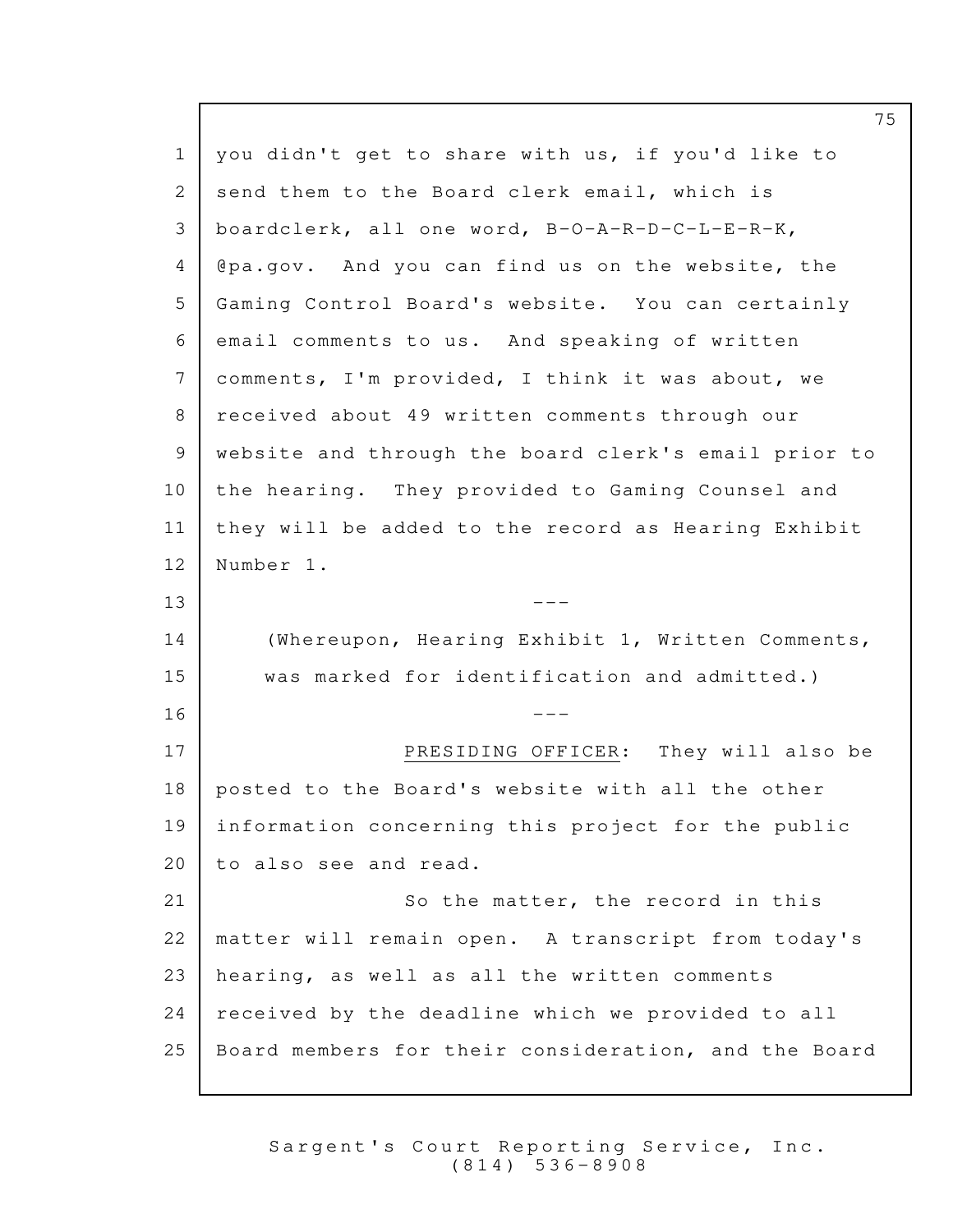you didn't get to share with us, if you'd like to send them to the Board clerk email, which is boardclerk, all one word, B-O-A-R-D-C-L-E-R-K, @pa.gov. And you can find us on the website, the Gaming Control Board's website. You can certainly email comments to us. And speaking of written comments, I'm provided, I think it was about, we received about 49 written comments through our website and through the board clerk's email prior to the hearing. They provided to Gaming Counsel and they will be added to the record as Hearing Exhibit Number 1.

---

(Whereupon, Hearing Exhibit 1, Written Comments, was marked for identification and admitted.)

---

PRESIDING OFFICER: They will also be posted to the Board's website with all the other information concerning this project for the public to also see and read.

So the matter, the record in this matter will remain open. A transcript from today's hearing, as well as all the written comments received by the deadline which we provided to all Board members for their consideration, and the Board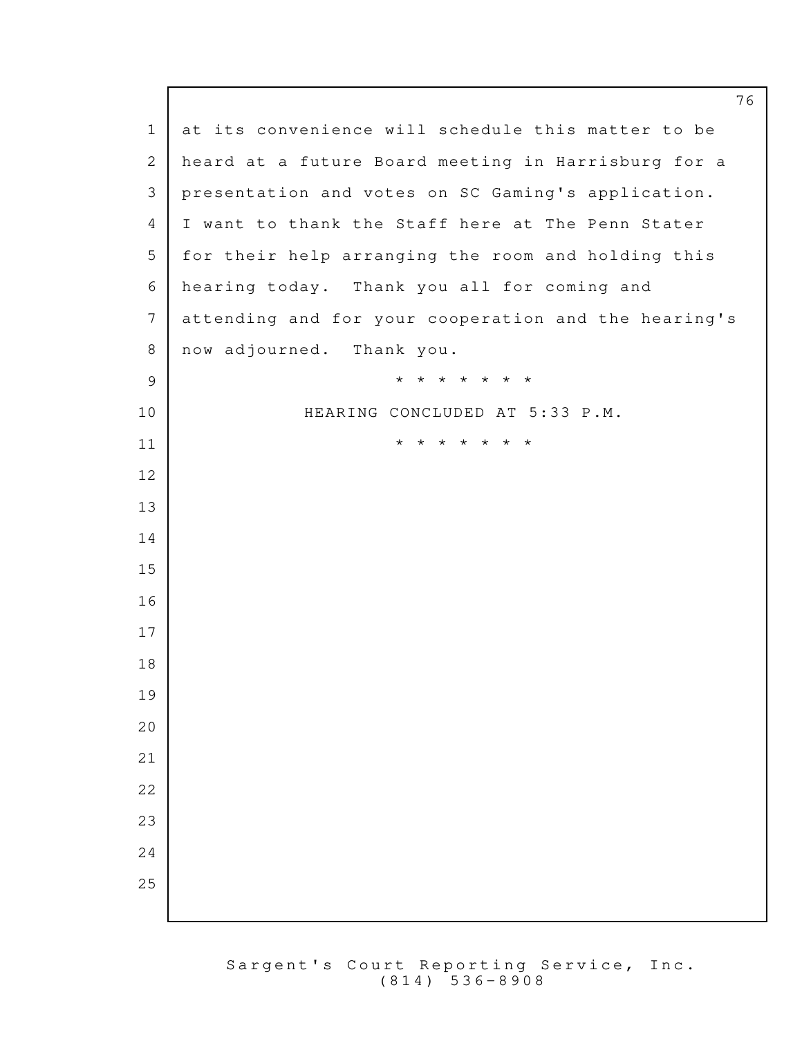at its convenience will schedule this matter to be heard at a future Board meeting in Harrisburg for a presentation and votes on SC Gaming's application. I want to thank the Staff here at The Penn Stater for their help arranging the room and holding this hearing today. Thank you all for coming and attending and for your cooperation and the hearing's now adjourned. Thank you.

* * * * * * * *

HEARING CONCLUDED AT 5:33 P.M.

* * * * * * * *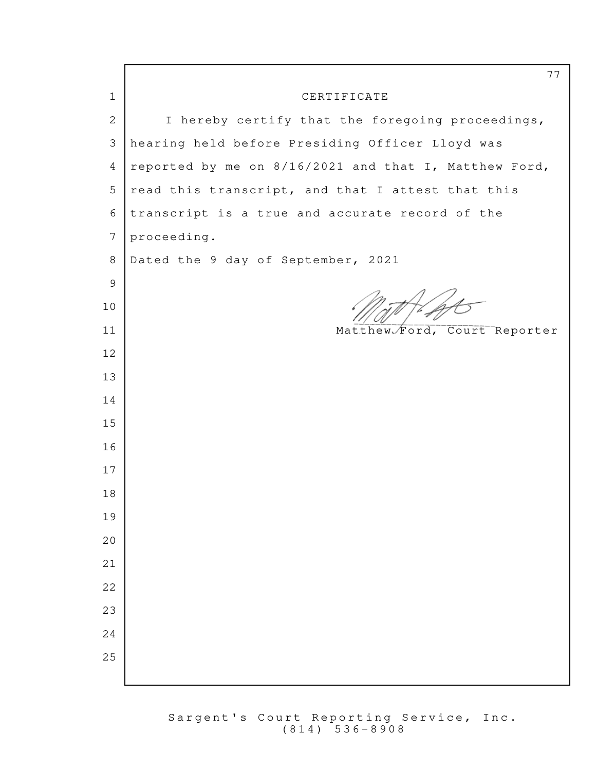# CERTIFICATE

I hereby certify that the foregoing proceedings, hearing held before Presiding Officer Lloyd was reported by me on 8/16/2021 and that I, Matthew Ford, read this transcript, and that I attest that this transcript is a true and accurate record of the proceeding.

Dated the 9 day of September, 2021

Matthew Ford, Court Reporter

Sargent's Court Reporting Service, Inc.
(814) 536-8908